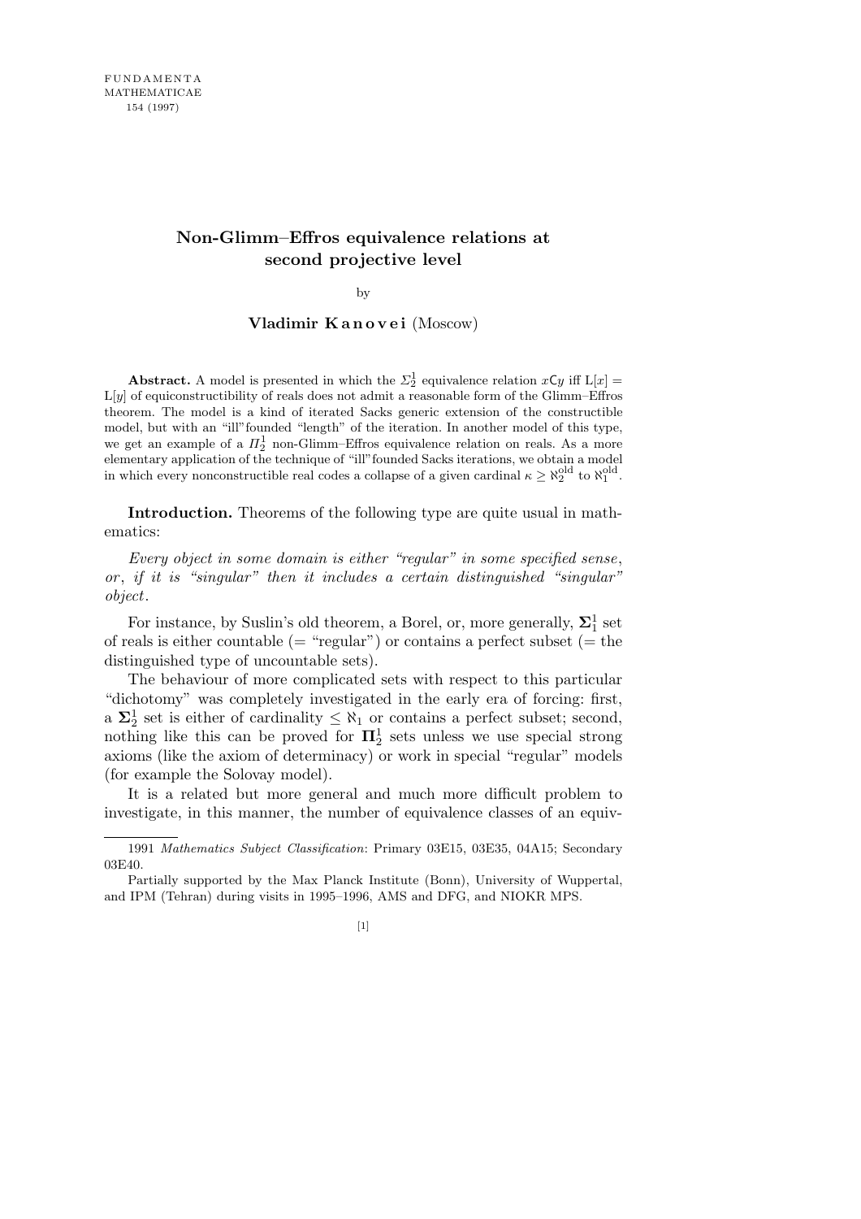# Non-Glimm–Effros equivalence relations at second projective level

by

**Vladimir Kanovei** (Moscow)

**Abstract.** A model is presented in which the $\Sigma^1_2$ equivalence relation $x\mathsf{C}y$ iff $\mathrm{L}[x] = \mathrm{L}[y]$ of equiconstructibility of reals does not admit a reasonable form of the Glimm–Effros theorem. The model is a kind of iterated Sacks generic extension of the constructible model, but with an "ill"founded "length" of the iteration. In another model of this type, we get an example of a $\Pi^1_2$ non-Glimm–Effros equivalence relation on reals. As a more elementary application of the technique of "ill"founded Sacks iterations, we obtain a model in which every nonconstructible real codes a collapse of a given cardinal $\kappa \geq \aleph_2^{\mathrm{old}}$ to $\aleph_1^{\mathrm{old}}$.

**Introduction.** Theorems of the following type are quite usual in mathematics:

*Every object in some domain is either "regular" in some specified sense, or, if it is "singular" then it includes a certain distinguished "singular" object.*

For instance, by Suslin's old theorem, a Borel, or, more generally, $\mathbf{\Sigma}^1_1$ set of reals is either countable (= "regular") or contains a perfect subset (= the distinguished type of uncountable sets).

The behaviour of more complicated sets with respect to this particular "dichotomy" was completely investigated in the early era of forcing: first, a $\mathbf{\Sigma}^1_2$ set is either of cardinality $\leq \aleph_1$ or contains a perfect subset; second, nothing like this can be proved for $\mathbf{\Pi}^1_2$ sets unless we use special strong axioms (like the axiom of determinacy) or work in special "regular" models (for example the Solovay model).

It is a related but more general and much more difficult problem to investigate, in this manner, the number of equivalence classes of an equiv-

---

1991 *Mathematics Subject Classification*: Primary 03E15, 03E35, 04A15; Secondary 03E40.

Partially supported by the Max Planck Institute (Bonn), University of Wuppertal, and IPM (Tehran) during visits in 1995–1996, AMS and DFG, and NIOKR MPS.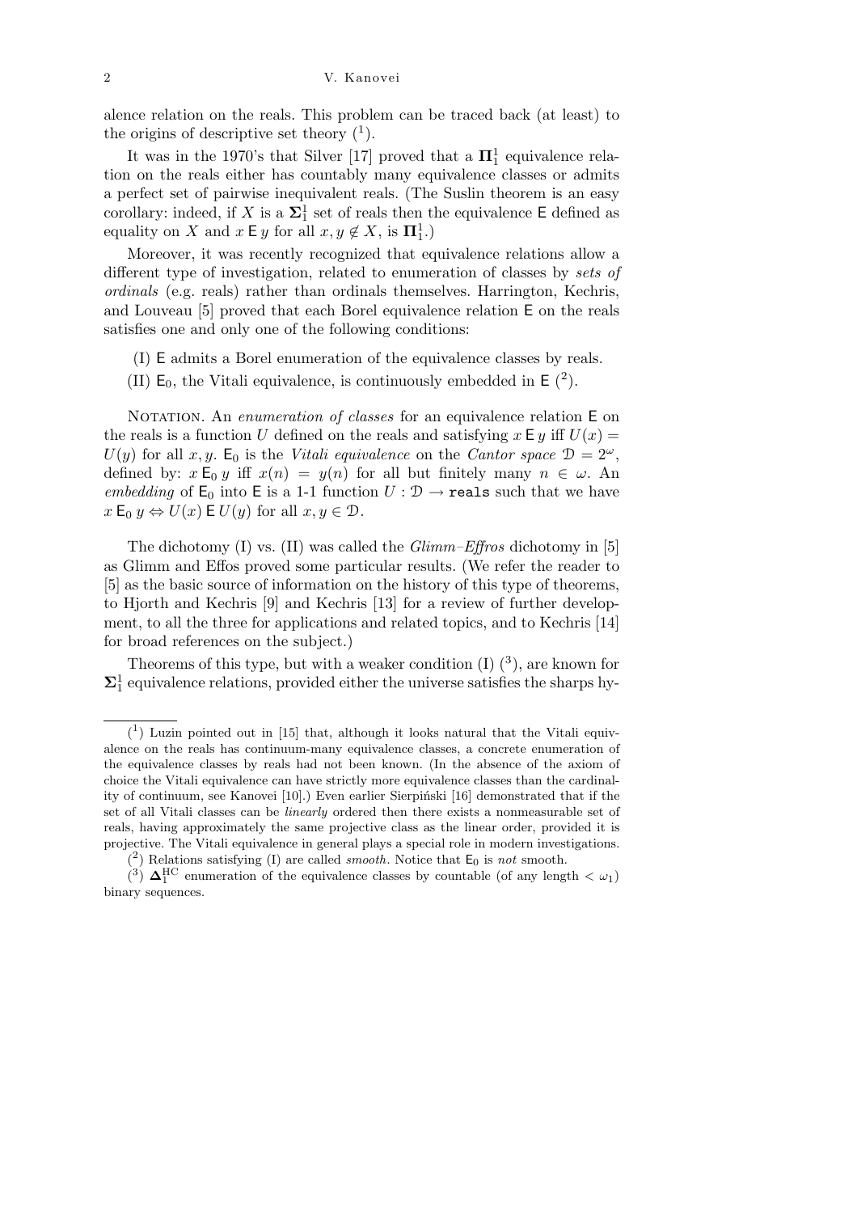alence relation on the reals. This problem can be traced back (at least) to the origins of descriptive set theory ([1]).

It was in the 1970's that Silver [17] proved that a $\mathbf{\Pi}^1_1$ equivalence relation on the reals either has countably many equivalence classes or admits a perfect set of pairwise inequivalent reals. (The Suslin theorem is an easy corollary: indeed, if $X$ is a $\mathbf{\Sigma}^1_1$ set of reals then the equivalence $\mathsf{E}$ defined as equality on $X$ and $x \mathrel{\mathsf{E}} y$ for all $x, y \notin X$, is $\mathbf{\Pi}^1_1$.)

Moreover, it was recently recognized that equivalence relations allow a different type of investigation, related to enumeration of classes by *sets of ordinals* (e.g. reals) rather than ordinals themselves. Harrington, Kechris, and Louveau [5] proved that each Borel equivalence relation $\mathsf{E}$ on the reals satisfies one and only one of the following conditions:

(I) $\mathsf{E}$ admits a Borel enumeration of the equivalence classes by reals.

(II) $\mathsf{E}_0$, the Vitali equivalence, is continuously embedded in $\mathsf{E}$ ([2]).

Notation. An *enumeration of classes* for an equivalence relation $\mathsf{E}$ on the reals is a function $U$ defined on the reals and satisfying $x \mathrel{\mathsf{E}} y$ iff $U(x) = U(y)$ for all $x, y$. $\mathsf{E}_0$ is the *Vitali equivalence* on the *Cantor space* $\mathcal{D} = 2^\omega$, defined by: $x \mathrel{\mathsf{E}_0} y$ iff $x(n) = y(n)$ for all but finitely many $n \in \omega$. An *embedding* of $\mathsf{E}_0$ into $\mathsf{E}$ is a 1-1 function $U : \mathcal{D} \to \mathtt{reals}$ such that we have $x \mathrel{\mathsf{E}_0} y \Leftrightarrow U(x) \mathrel{\mathsf{E}} U(y)$ for all $x, y \in \mathcal{D}$.

The dichotomy (I) vs. (II) was called the *Glimm–Effros* dichotomy in [5] as Glimm and Effos proved some particular results. (We refer the reader to [5] as the basic source of information on the history of this type of theorems, to Hjorth and Kechris [9] and Kechris [13] for a review of further development, to all the three for applications and related topics, and to Kechris [14] for broad references on the subject.)

Theorems of this type, but with a weaker condition (I) ([3]), are known for $\mathbf{\Sigma}^1_1$ equivalence relations, provided either the universe satisfies the sharps hy-

---

([1]) Luzin pointed out in [15] that, although it looks natural that the Vitali equivalence on the reals has continuum-many equivalence classes, a concrete enumeration of the equivalence classes by reals had not been known. (In the absence of the axiom of choice the Vitali equivalence can have strictly more equivalence classes than the cardinality of continuum, see Kanovei [10].) Even earlier Sierpiński [16] demonstrated that if the set of all Vitali classes can be *linearly* ordered then there exists a nonmeasurable set of reals, having approximately the same projective class as the linear order, provided it is projective. The Vitali equivalence in general plays a special role in modern investigations.

([2]) Relations satisfying (I) are called *smooth*. Notice that $\mathsf{E}_0$ is *not* smooth.

([3]) $\mathbf{\Delta}^{\mathrm{HC}}_1$ enumeration of the equivalence classes by countable (of any length $< \omega_1$) binary sequences.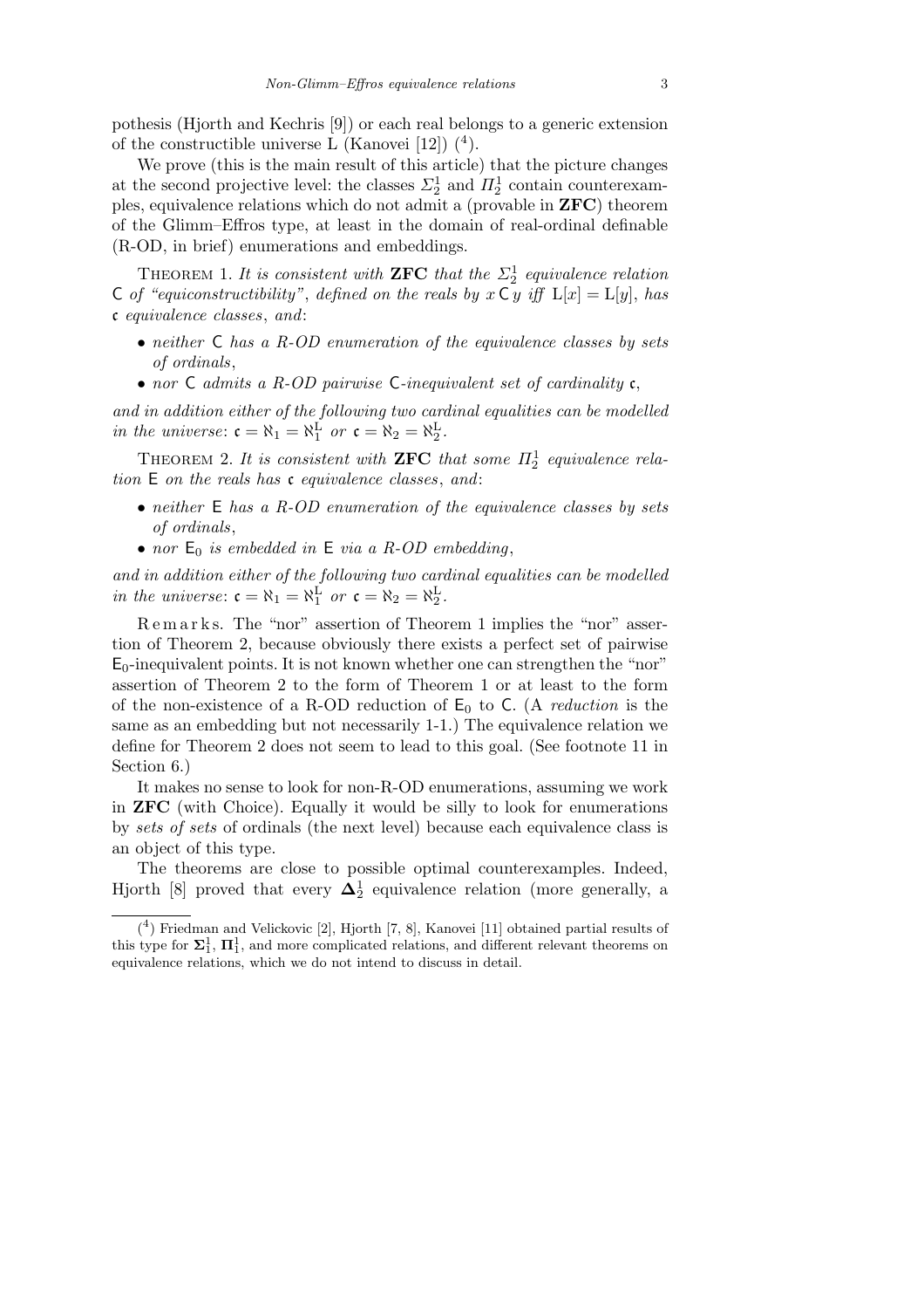pothesis (Hjorth and Kechris [9]) or each real belongs to a generic extension of the constructible universe L (Kanovei [12]) [4].

We prove (this is the main result of this article) that the picture changes at the second projective level: the classes $\Sigma^1_2$ and $\Pi^1_2$ contain counterexamples, equivalence relations which do not admit a (provable in **ZFC**) theorem of the Glimm–Effros type, at least in the domain of real-ordinal definable (R-OD, in brief) enumerations and embeddings.

Theorem 1. *It is consistent with* **ZFC** *that the $\Sigma^1_2$ equivalence relation* $\mathsf{C}$ *of "equiconstructibility", defined on the reals by* $x \,\mathsf{C}\, y$ *iff* $\mathrm{L}[x] = \mathrm{L}[y]$, *has* $\mathfrak{c}$ *equivalence classes*, *and*:

- *neither* $\mathsf{C}$ *has a R-OD enumeration of the equivalence classes by sets of ordinals*,
- *nor* $\mathsf{C}$ *admits a R-OD pairwise* $\mathsf{C}$*-inequivalent set of cardinality* $\mathfrak{c}$,

*and in addition either of the following two cardinal equalities can be modelled in the universe*: $\mathfrak{c} = \aleph_1 = \aleph_1^{\mathrm{L}}$ *or* $\mathfrak{c} = \aleph_2 = \aleph_2^{\mathrm{L}}$.

Theorem 2. *It is consistent with* **ZFC** *that some $\Pi^1_2$ equivalence relation* $\mathsf{E}$ *on the reals has* $\mathfrak{c}$ *equivalence classes*, *and*:

- *neither* $\mathsf{E}$ *has a R-OD enumeration of the equivalence classes by sets of ordinals*,
- *nor* $\mathsf{E}_0$ *is embedded in* $\mathsf{E}$ *via a R-OD embedding*,

*and in addition either of the following two cardinal equalities can be modelled in the universe*: $\mathfrak{c} = \aleph_1 = \aleph_1^{\mathrm{L}}$ *or* $\mathfrak{c} = \aleph_2 = \aleph_2^{\mathrm{L}}$.

Remarks. The "nor" assertion of Theorem 1 implies the "nor" assertion of Theorem 2, because obviously there exists a perfect set of pairwise $\mathsf{E}_0$-inequivalent points. It is not known whether one can strengthen the "nor" assertion of Theorem 2 to the form of Theorem 1 or at least to the form of the non-existence of a R-OD reduction of $\mathsf{E}_0$ to $\mathsf{C}$. (A *reduction* is the same as an embedding but not necessarily 1-1.) The equivalence relation we define for Theorem 2 does not seem to lead to this goal. (See footnote 11 in Section 6.)

It makes no sense to look for non-R-OD enumerations, assuming we work in **ZFC** (with Choice). Equally it would be silly to look for enumerations by *sets of sets* of ordinals (the next level) because each equivalence class is an object of this type.

The theorems are close to possible optimal counterexamples. Indeed, Hjorth [8] proved that every $\mathbf{\Delta}^1_2$ equivalence relation (more generally, a

[4] Friedman and Velickovic [2], Hjorth [7, 8], Kanovei [11] obtained partial results of this type for $\mathbf{\Sigma}^1_1$, $\mathbf{\Pi}^1_1$, and more complicated relations, and different relevant theorems on equivalence relations, which we do not intend to discuss in detail.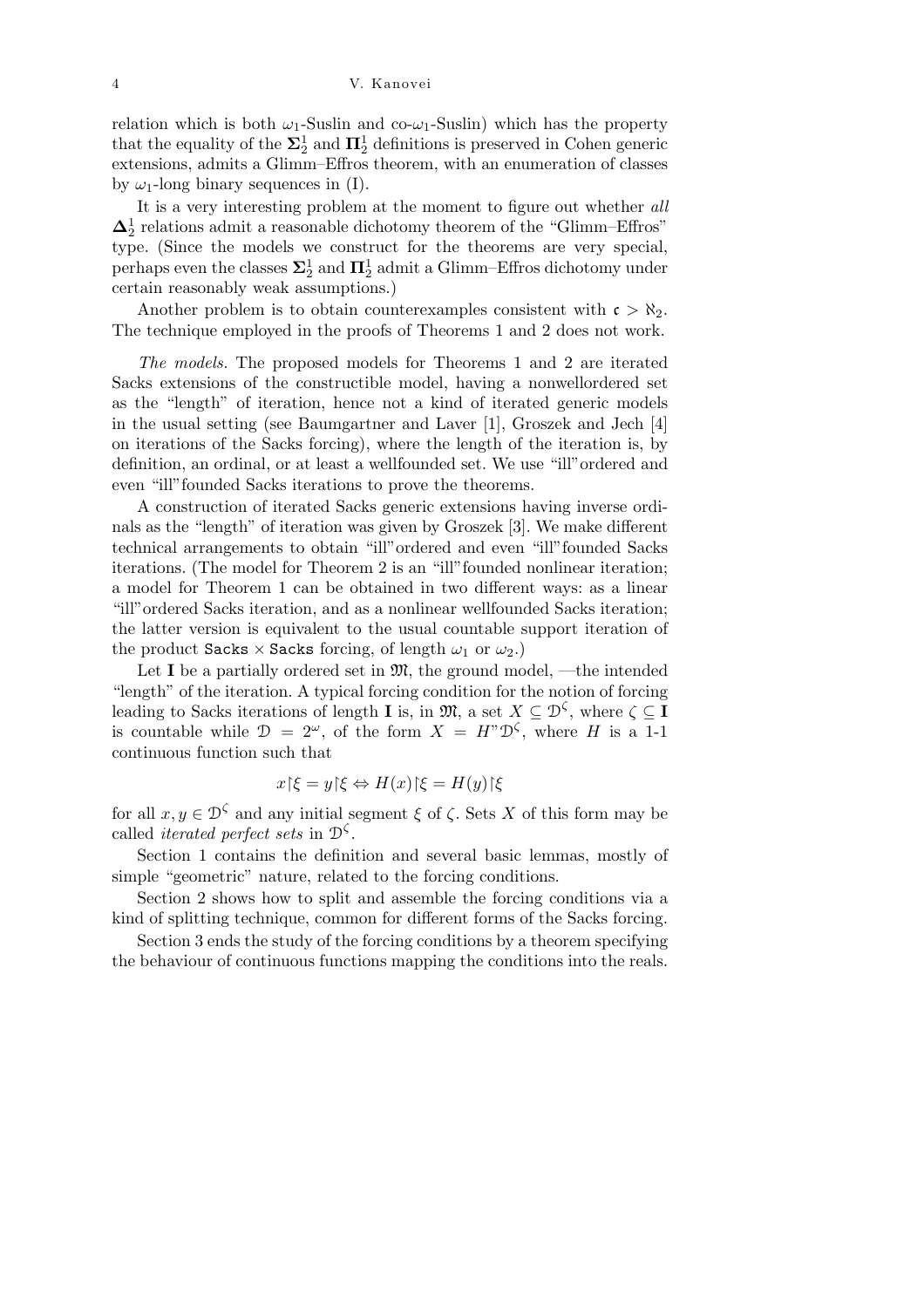relation which is both $\omega_1$-Suslin and co-$\omega_1$-Suslin) which has the property that the equality of the $\mathbf{\Sigma}^1_2$ and $\mathbf{\Pi}^1_2$ definitions is preserved in Cohen generic extensions, admits a Glimm–Effros theorem, with an enumeration of classes by $\omega_1$-long binary sequences in (I).

It is a very interesting problem at the moment to figure out whether *all* $\mathbf{\Delta}^1_2$ relations admit a reasonable dichotomy theorem of the "Glimm–Effros" type. (Since the models we construct for the theorems are very special, perhaps even the classes $\mathbf{\Sigma}^1_2$ and $\mathbf{\Pi}^1_2$ admit a Glimm–Effros dichotomy under certain reasonably weak assumptions.)

Another problem is to obtain counterexamples consistent with $\mathfrak{c} > \aleph_2$. The technique employed in the proofs of Theorems 1 and 2 does not work.

*The models.* The proposed models for Theorems 1 and 2 are iterated Sacks extensions of the constructible model, having a nonwellordered set as the "length" of iteration, hence not a kind of iterated generic models in the usual setting (see Baumgartner and Laver [1], Groszek and Jech [4] on iterations of the Sacks forcing), where the length of the iteration is, by definition, an ordinal, or at least a wellfounded set. We use "ill"ordered and even "ill"founded Sacks iterations to prove the theorems.

A construction of iterated Sacks generic extensions having inverse ordinals as the "length" of iteration was given by Groszek [3]. We make different technical arrangements to obtain "ill"ordered and even "ill"founded Sacks iterations. (The model for Theorem 2 is an "ill"founded nonlinear iteration; a model for Theorem 1 can be obtained in two different ways: as a linear "ill"ordered Sacks iteration, and as a nonlinear wellfounded Sacks iteration; the latter version is equivalent to the usual countable support iteration of the product `Sacks` $\times$ `Sacks` forcing, of length $\omega_1$ or $\omega_2$.)

Let $\mathbf{I}$ be a partially ordered set in $\mathfrak{M}$, the ground model, —the intended "length" of the iteration. A typical forcing condition for the notion of forcing leading to Sacks iterations of length $\mathbf{I}$ is, in $\mathfrak{M}$, a set $X \subseteq \mathcal{D}^\zeta$, where $\zeta \subseteq \mathbf{I}$ is countable while $\mathcal{D} = 2^\omega$, of the form $X = H``\mathcal{D}^\zeta$, where $H$ is a 1-1 continuous function such that

$$x{\restriction}\xi = y{\restriction}\xi \Leftrightarrow H(x){\restriction}\xi = H(y){\restriction}\xi$$

for all $x, y \in \mathcal{D}^\zeta$ and any initial segment $\xi$ of $\zeta$. Sets $X$ of this form may be called *iterated perfect sets* in $\mathcal{D}^\zeta$.

Section 1 contains the definition and several basic lemmas, mostly of simple "geometric" nature, related to the forcing conditions.

Section 2 shows how to split and assemble the forcing conditions via a kind of splitting technique, common for different forms of the Sacks forcing.

Section 3 ends the study of the forcing conditions by a theorem specifying the behaviour of continuous functions mapping the conditions into the reals.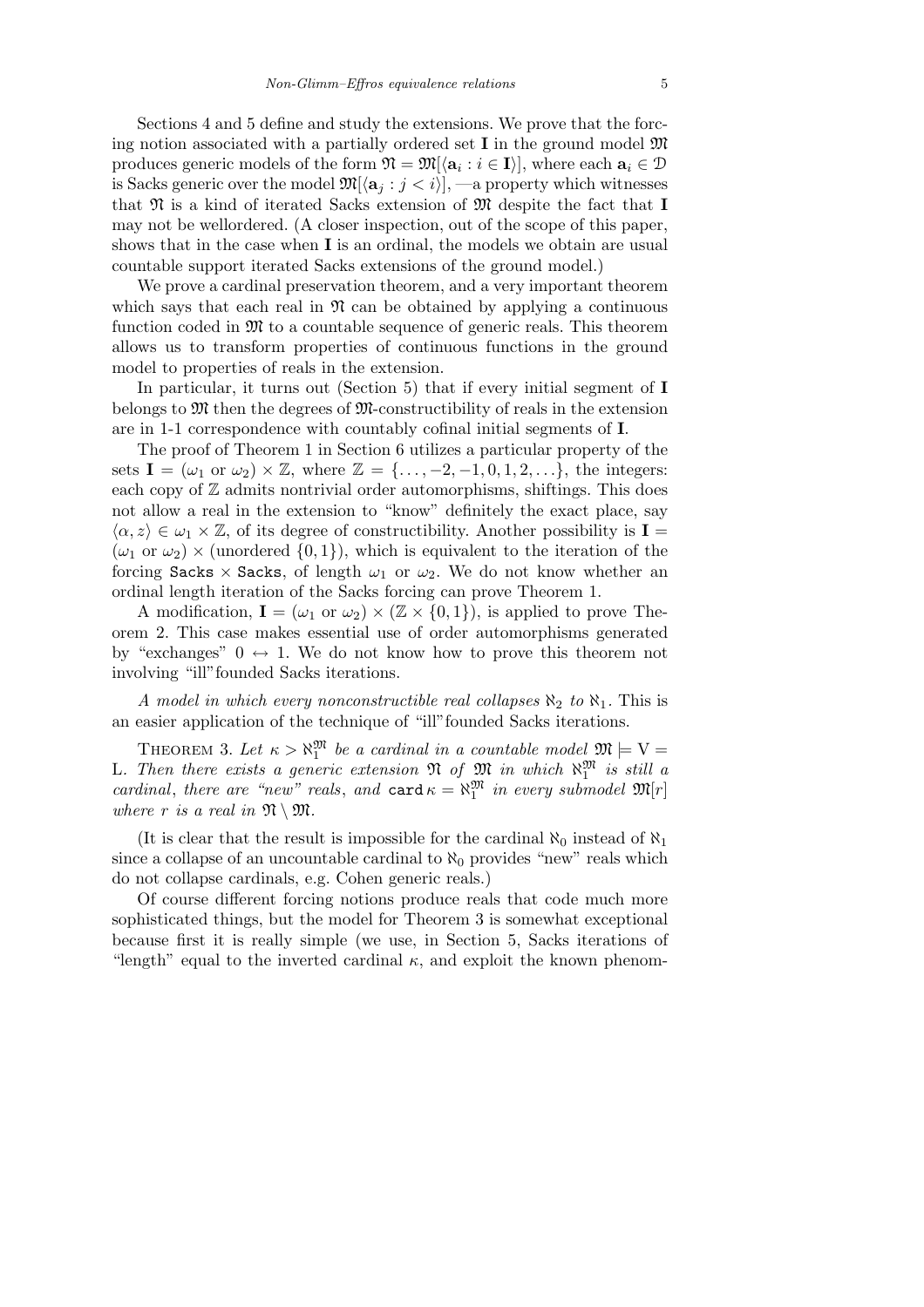Sections 4 and 5 define and study the extensions. We prove that the forcing notion associated with a partially ordered set $\mathbf{I}$ in the ground model $\mathfrak{M}$ produces generic models of the form $\mathfrak{N} = \mathfrak{M}[\langle \mathbf{a}_i : i \in \mathbf{I}\rangle]$, where each $\mathbf{a}_i \in \mathcal{D}$ is Sacks generic over the model $\mathfrak{M}[\langle \mathbf{a}_j : j < i\rangle]$, —a property which witnesses that $\mathfrak{N}$ is a kind of iterated Sacks extension of $\mathfrak{M}$ despite the fact that $\mathbf{I}$ may not be wellordered. (A closer inspection, out of the scope of this paper, shows that in the case when $\mathbf{I}$ is an ordinal, the models we obtain are usual countable support iterated Sacks extensions of the ground model.)

We prove a cardinal preservation theorem, and a very important theorem which says that each real in $\mathfrak{N}$ can be obtained by applying a continuous function coded in $\mathfrak{M}$ to a countable sequence of generic reals. This theorem allows us to transform properties of continuous functions in the ground model to properties of reals in the extension.

In particular, it turns out (Section 5) that if every initial segment of $\mathbf{I}$ belongs to $\mathfrak{M}$ then the degrees of $\mathfrak{M}$-constructibility of reals in the extension are in 1-1 correspondence with countably cofinal initial segments of $\mathbf{I}$.

The proof of Theorem 1 in Section 6 utilizes a particular property of the sets $\mathbf{I} = (\omega_1 \text{ or } \omega_2) \times \mathbb{Z}$, where $\mathbb{Z} = \{\ldots, -2, -1, 0, 1, 2, \ldots\}$, the integers: each copy of $\mathbb{Z}$ admits nontrivial order automorphisms, shiftings. This does not allow a real in the extension to "know" definitely the exact place, say $\langle \alpha, z\rangle \in \omega_1 \times \mathbb{Z}$, of its degree of constructibility. Another possibility is $\mathbf{I} = (\omega_1 \text{ or } \omega_2) \times (\text{unordered } \{0,1\})$, which is equivalent to the iteration of the forcing $\mathtt{Sacks} \times \mathtt{Sacks}$, of length $\omega_1$ or $\omega_2$. We do not know whether an ordinal length iteration of the Sacks forcing can prove Theorem 1.

A modification, $\mathbf{I} = (\omega_1 \text{ or } \omega_2) \times (\mathbb{Z} \times \{0,1\})$, is applied to prove Theorem 2. This case makes essential use of order automorphisms generated by "exchanges" $0 \leftrightarrow 1$. We do not know how to prove this theorem not involving "ill"founded Sacks iterations.

*A model in which every nonconstructible real collapses $\aleph_2$ to $\aleph_1$.* This is an easier application of the technique of "ill"founded Sacks iterations.

Theorem 3. *Let $\kappa > \aleph_1^{\mathfrak{M}}$ be a cardinal in a countable model $\mathfrak{M} \models \mathrm{V} = \mathrm{L}$. Then there exists a generic extension $\mathfrak{N}$ of $\mathfrak{M}$ in which $\aleph_1^{\mathfrak{M}}$ is still a cardinal, there are "new" reals, and $\mathtt{card}\, \kappa = \aleph_1^{\mathfrak{M}}$ in every submodel $\mathfrak{M}[r]$ where $r$ is a real in $\mathfrak{N} \setminus \mathfrak{M}$.*

(It is clear that the result is impossible for the cardinal $\aleph_0$ instead of $\aleph_1$ since a collapse of an uncountable cardinal to $\aleph_0$ provides "new" reals which do not collapse cardinals, e.g. Cohen generic reals.)

Of course different forcing notions produce reals that code much more sophisticated things, but the model for Theorem 3 is somewhat exceptional because first it is really simple (we use, in Section 5, Sacks iterations of "length" equal to the inverted cardinal $\kappa$, and exploit the known phenom-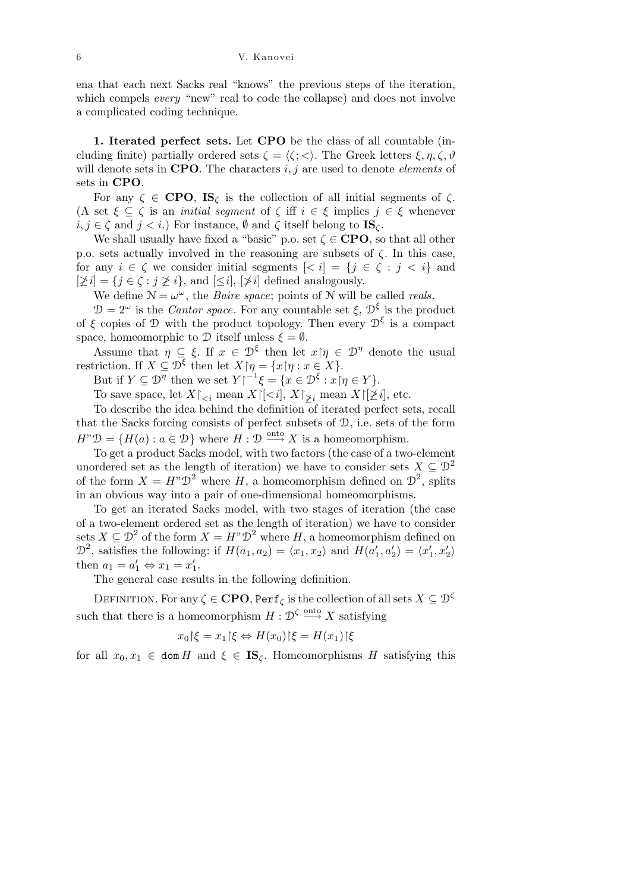ena that each next Sacks real "knows" the previous steps of the iteration, which compels *every* "new" real to code the collapse) and does not involve a complicated coding technique.

**1. Iterated perfect sets.** Let **CPO** be the class of all countable (including finite) partially ordered sets $\zeta = \langle \zeta ; < \rangle$. The Greek letters $\xi, \eta, \zeta, \vartheta$ will denote sets in **CPO**. The characters $i, j$ are used to denote *elements* of sets in **CPO**.

For any $\zeta \in \mathbf{CPO}$, $\mathbf{IS}_\zeta$ is the collection of all initial segments of $\zeta$. (A set $\xi \subseteq \zeta$ is an *initial segment* of $\zeta$ iff $i \in \xi$ implies $j \in \xi$ whenever $i, j \in \zeta$ and $j < i$.) For instance, $\emptyset$ and $\zeta$ itself belong to $\mathbf{IS}_\zeta$.

We shall usually have fixed a "basic" p.o. set $\zeta \in \mathbf{CPO}$, so that all other p.o. sets actually involved in the reasoning are subsets of $\zeta$. In this case, for any $i \in \zeta$ we consider initial segments $[<i] = \{j \in \zeta : j < i\}$ and $[\not\geq i] = \{j \in \zeta : j \not\geq i\}$, and $[\leq i]$, $[\not> i]$ defined analogously.

We define $\mathcal{N} = \omega^\omega$, the *Baire space*; points of $\mathcal{N}$ will be called *reals*.

$\mathcal{D} = 2^\omega$ is the *Cantor space*. For any countable set $\xi$, $\mathcal{D}^\xi$ is the product of $\xi$ copies of $\mathcal{D}$ with the product topology. Then every $\mathcal{D}^\xi$ is a compact space, homeomorphic to $\mathcal{D}$ itself unless $\xi = \emptyset$.

Assume that $\eta \subseteq \xi$. If $x \in \mathcal{D}^\xi$ then let $x{\restriction}\eta \in \mathcal{D}^\eta$ denote the usual restriction. If $X \subseteq \mathcal{D}^\xi$ then let $X{\restriction}\eta = \{x{\restriction}\eta : x \in X\}$.

But if $Y \subseteq \mathcal{D}^\eta$ then we set $Y{\restriction}^{-1}\xi = \{x \in \mathcal{D}^\xi : x{\restriction}\eta \in Y\}$.

To save space, let $X{\restriction}_{<i}$ mean $X{\restriction}[<i]$, $X{\restriction}_{\not\geq i}$ mean $X{\restriction}[\not\geq i]$, etc.

To describe the idea behind the definition of iterated perfect sets, recall that the Sacks forcing consists of perfect subsets of $\mathcal{D}$, i.e. sets of the form $H``\mathcal{D} = \{H(a) : a \in \mathcal{D}\}$ where $H : \mathcal{D} \xrightarrow{\text{onto}} X$ is a homeomorphism.

To get a product Sacks model, with two factors (the case of a two-element unordered set as the length of iteration) we have to consider sets $X \subseteq \mathcal{D}^2$ of the form $X = H``\mathcal{D}^2$ where $H$, a homeomorphism defined on $\mathcal{D}^2$, splits in an obvious way into a pair of one-dimensional homeomorphisms.

To get an iterated Sacks model, with two stages of iteration (the case of a two-element ordered set as the length of iteration) we have to consider sets $X \subseteq \mathcal{D}^2$ of the form $X = H``\mathcal{D}^2$ where $H$, a homeomorphism defined on $\mathcal{D}^2$, satisfies the following: if $H(a_1, a_2) = \langle x_1, x_2 \rangle$ and $H(a_1', a_2') = \langle x_1', x_2' \rangle$ then $a_1 = a_1' \Leftrightarrow x_1 = x_1'$.

The general case results in the following definition.

DEFINITION. For any $\zeta \in \mathbf{CPO}$, $\mathtt{Perf}_\zeta$ is the collection of all sets $X \subseteq \mathcal{D}^\zeta$ such that there is a homeomorphism $H : \mathcal{D}^\zeta \xrightarrow{\text{onto}} X$ satisfying

$$x_0{\restriction}\xi = x_1{\restriction}\xi \Leftrightarrow H(x_0){\restriction}\xi = H(x_1){\restriction}\xi$$

for all $x_0, x_1 \in \mathtt{dom}\, H$ and $\xi \in \mathbf{IS}_\zeta$. Homeomorphisms $H$ satisfying this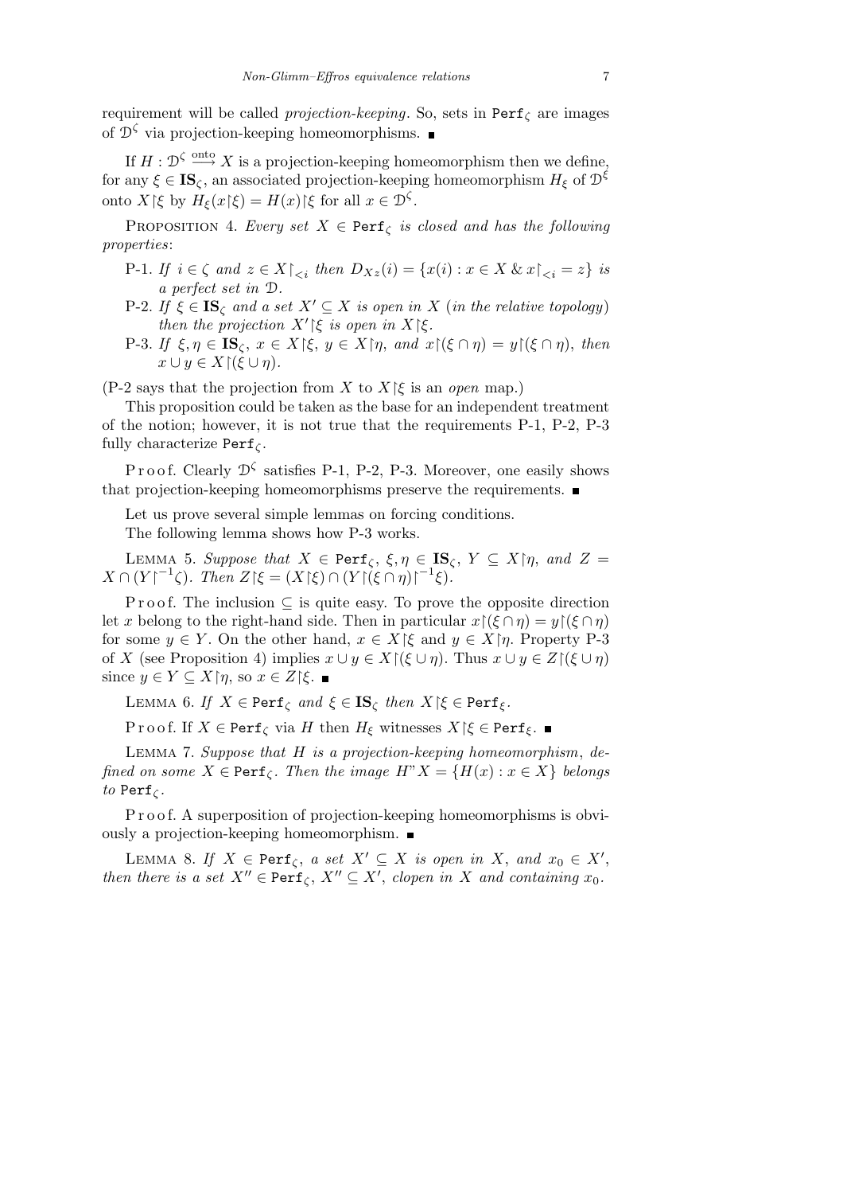requirement will be called *projection-keeping*. So, sets in $\mathtt{Perf}_\zeta$ are images of $\mathcal{D}^\zeta$ via projection-keeping homeomorphisms. ■

If $H : \mathcal{D}^\zeta \xrightarrow{\text{onto}} X$ is a projection-keeping homeomorphism then we define, for any $\xi \in \mathbf{IS}_\zeta$, an associated projection-keeping homeomorphism $H_\xi$ of $\mathcal{D}^\xi$ onto $X \restriction \xi$ by $H_\xi(x \restriction \xi) = H(x) \restriction \xi$ for all $x \in \mathcal{D}^\zeta$.

PROPOSITION 4. *Every set $X \in \mathtt{Perf}_\zeta$ is closed and has the following properties*:

- P-1. *If $i \in \zeta$ and $z \in X \restriction_{<i}$ then $D_{Xz}(i) = \{x(i) : x \in X \ \& \ x \restriction_{<i} = z\}$ is a perfect set in $\mathcal{D}$.*
- P-2. *If $\xi \in \mathbf{IS}_\zeta$ and a set $X' \subseteq X$ is open in $X$ (in the relative topology) then the projection $X' \restriction \xi$ is open in $X \restriction \xi$.*
- P-3. *If $\xi, \eta \in \mathbf{IS}_\zeta$, $x \in X \restriction \xi$, $y \in X \restriction \eta$, and $x \restriction (\xi \cap \eta) = y \restriction (\xi \cap \eta)$, then $x \cup y \in X \restriction (\xi \cup \eta)$.*

(P-2 says that the projection from $X$ to $X \restriction \xi$ is an *open* map.)

This proposition could be taken as the base for an independent treatment of the notion; however, it is not true that the requirements P-1, P-2, P-3 fully characterize $\mathtt{Perf}_\zeta$.

Proof. Clearly $\mathcal{D}^\zeta$ satisfies P-1, P-2, P-3. Moreover, one easily shows that projection-keeping homeomorphisms preserve the requirements. ■

Let us prove several simple lemmas on forcing conditions.

The following lemma shows how P-3 works.

LEMMA 5. *Suppose that $X \in \mathtt{Perf}_\zeta$, $\xi, \eta \in \mathbf{IS}_\zeta$, $Y \subseteq X \restriction \eta$, and $Z = X \cap (Y \restriction^{-1} \zeta)$. Then $Z \restriction \xi = (X \restriction \xi) \cap (Y \restriction (\xi \cap \eta) \restriction^{-1} \xi)$.*

Proof. The inclusion $\subseteq$ is quite easy. To prove the opposite direction let $x$ belong to the right-hand side. Then in particular $x \restriction (\xi \cap \eta) = y \restriction (\xi \cap \eta)$ for some $y \in Y$. On the other hand, $x \in X \restriction \xi$ and $y \in X \restriction \eta$. Property P-3 of $X$ (see Proposition 4) implies $x \cup y \in X \restriction (\xi \cup \eta)$. Thus $x \cup y \in Z \restriction (\xi \cup \eta)$ since $y \in Y \subseteq X \restriction \eta$, so $x \in Z \restriction \xi$. ■

LEMMA 6. *If $X \in \mathtt{Perf}_\zeta$ and $\xi \in \mathbf{IS}_\zeta$ then $X \restriction \xi \in \mathtt{Perf}_\xi$.*

Proof. If $X \in \mathtt{Perf}_\zeta$ via $H$ then $H_\xi$ witnesses $X \restriction \xi \in \mathtt{Perf}_\xi$. ■

LEMMA 7. *Suppose that $H$ is a projection-keeping homeomorphism, defined on some $X \in \mathtt{Perf}_\zeta$. Then the image $H``X = \{H(x) : x \in X\}$ belongs to $\mathtt{Perf}_\zeta$.*

Proof. A superposition of projection-keeping homeomorphisms is obviously a projection-keeping homeomorphism. ■

LEMMA 8. *If $X \in \mathtt{Perf}_\zeta$, a set $X' \subseteq X$ is open in $X$, and $x_0 \in X'$, then there is a set $X'' \in \mathtt{Perf}_\zeta$, $X'' \subseteq X'$, clopen in $X$ and containing $x_0$.*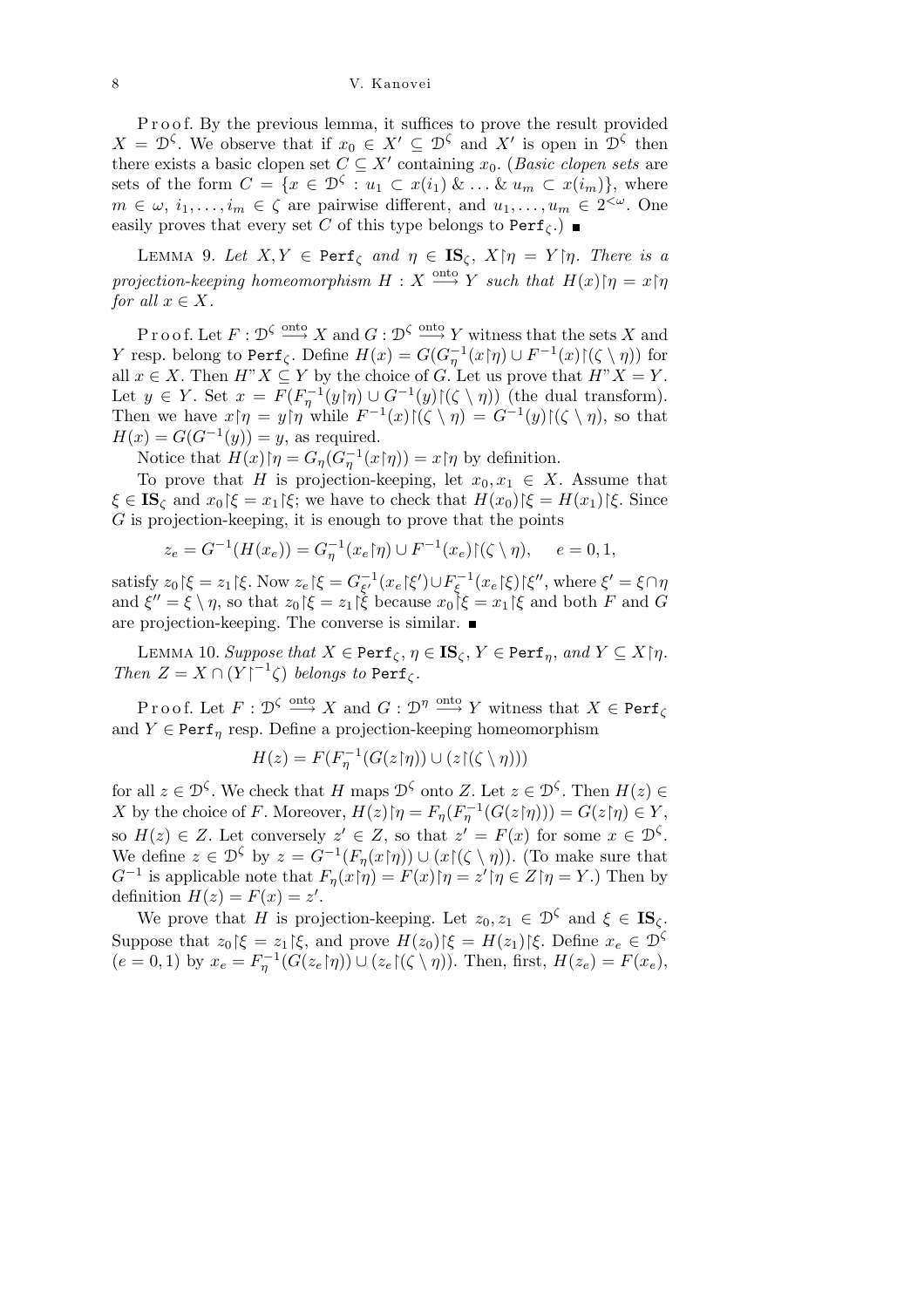Proof. By the previous lemma, it suffices to prove the result provided $X = \mathcal{D}^\zeta$. We observe that if $x_0 \in X' \subseteq \mathcal{D}^\zeta$ and $X'$ is open in $\mathcal{D}^\zeta$ then there exists a basic clopen set $C \subseteq X'$ containing $x_0$. (*Basic clopen sets* are sets of the form $C = \{x \in \mathcal{D}^\zeta : u_1 \subset x(i_1) \,\&\, \ldots \,\&\, u_m \subset x(i_m)\}$, where $m \in \omega$, $i_1, \ldots, i_m \in \zeta$ are pairwise different, and $u_1, \ldots, u_m \in 2^{<\omega}$. One easily proves that every set $C$ of this type belongs to $\mathtt{Perf}_\zeta$.) ■

LEMMA 9. *Let $X, Y \in \mathtt{Perf}_\zeta$ and $\eta \in \mathbf{IS}_\zeta$, $X{\restriction}\eta = Y{\restriction}\eta$. There is a projection-keeping homeomorphism $H : X \xrightarrow{\text{onto}} Y$ such that $H(x){\restriction}\eta = x{\restriction}\eta$ for all $x \in X$.*

Proof. Let $F : \mathcal{D}^\zeta \xrightarrow{\text{onto}} X$ and $G : \mathcal{D}^\zeta \xrightarrow{\text{onto}} Y$ witness that the sets $X$ and $Y$ resp. belong to $\mathtt{Perf}_\zeta$. Define $H(x) = G(G_\eta^{-1}(x{\restriction}\eta) \cup F^{-1}(x){\restriction}(\zeta \setminus \eta))$ for all $x \in X$. Then $H\text{"}X \subseteq Y$ by the choice of $G$. Let us prove that $H\text{"}X = Y$. Let $y \in Y$. Set $x = F(F_\eta^{-1}(y{\restriction}\eta) \cup G^{-1}(y){\restriction}(\zeta \setminus \eta))$ (the dual transform). Then we have $x{\restriction}\eta = y{\restriction}\eta$ while $F^{-1}(x){\restriction}(\zeta \setminus \eta) = G^{-1}(y){\restriction}(\zeta \setminus \eta)$, so that $H(x) = G(G^{-1}(y)) = y$, as required.

Notice that $H(x){\restriction}\eta = G_\eta(G_\eta^{-1}(x{\restriction}\eta)) = x{\restriction}\eta$ by definition.

To prove that $H$ is projection-keeping, let $x_0, x_1 \in X$. Assume that $\xi \in \mathbf{IS}_\zeta$ and $x_0{\restriction}\xi = x_1{\restriction}\xi$; we have to check that $H(x_0){\restriction}\xi = H(x_1){\restriction}\xi$. Since $G$ is projection-keeping, it is enough to prove that the points

$$z_e = G^{-1}(H(x_e)) = G_\eta^{-1}(x_e{\restriction}\eta) \cup F^{-1}(x_e){\restriction}(\zeta \setminus \eta), \qquad e = 0, 1,$$

satisfy $z_0{\restriction}\xi = z_1{\restriction}\xi$. Now $z_e{\restriction}\xi = G_{\xi'}^{-1}(x_e{\restriction}\xi') \cup F_\xi^{-1}(x_e{\restriction}\xi){\restriction}\xi''$, where $\xi' = \xi \cap \eta$ and $\xi'' = \xi \setminus \eta$, so that $z_0{\restriction}\xi = z_1{\restriction}\xi$ because $x_0{\restriction}\xi = x_1{\restriction}\xi$ and both $F$ and $G$ are projection-keeping. The converse is similar. ■

LEMMA 10. *Suppose that $X \in \mathtt{Perf}_\zeta$, $\eta \in \mathbf{IS}_\zeta$, $Y \in \mathtt{Perf}_\eta$, and $Y \subseteq X{\restriction}\eta$. Then $Z = X \cap (Y{\restriction}^{-1}\zeta)$ belongs to $\mathtt{Perf}_\zeta$.*

Proof. Let $F : \mathcal{D}^\zeta \xrightarrow{\text{onto}} X$ and $G : \mathcal{D}^\eta \xrightarrow{\text{onto}} Y$ witness that $X \in \mathtt{Perf}_\zeta$ and $Y \in \mathtt{Perf}_\eta$ resp. Define a projection-keeping homeomorphism

$$H(z) = F(F_\eta^{-1}(G(z{\restriction}\eta)) \cup (z{\restriction}(\zeta \setminus \eta)))$$

for all $z \in \mathcal{D}^\zeta$. We check that $H$ maps $\mathcal{D}^\zeta$ onto $Z$. Let $z \in \mathcal{D}^\zeta$. Then $H(z) \in X$ by the choice of $F$. Moreover, $H(z){\restriction}\eta = F_\eta(F_\eta^{-1}(G(z{\restriction}\eta))) = G(z{\restriction}\eta) \in Y$, so $H(z) \in Z$. Let conversely $z' \in Z$, so that $z' = F(x)$ for some $x \in \mathcal{D}^\zeta$. We define $z \in \mathcal{D}^\zeta$ by $z = G^{-1}(F_\eta(x{\restriction}\eta)) \cup (x{\restriction}(\zeta \setminus \eta))$. (To make sure that $G^{-1}$ is applicable note that $F_\eta(x{\restriction}\eta) = F(x){\restriction}\eta = z'{\restriction}\eta \in Z{\restriction}\eta = Y$.) Then by definition $H(z) = F(x) = z'$.

We prove that $H$ is projection-keeping. Let $z_0, z_1 \in \mathcal{D}^\zeta$ and $\xi \in \mathbf{IS}_\zeta$. Suppose that $z_0{\restriction}\xi = z_1{\restriction}\xi$, and prove $H(z_0){\restriction}\xi = H(z_1){\restriction}\xi$. Define $x_e \in \mathcal{D}^\zeta$ $(e = 0, 1)$ by $x_e = F_\eta^{-1}(G(z_e{\restriction}\eta)) \cup (z_e{\restriction}(\zeta \setminus \eta))$. Then, first, $H(z_e) = F(x_e)$,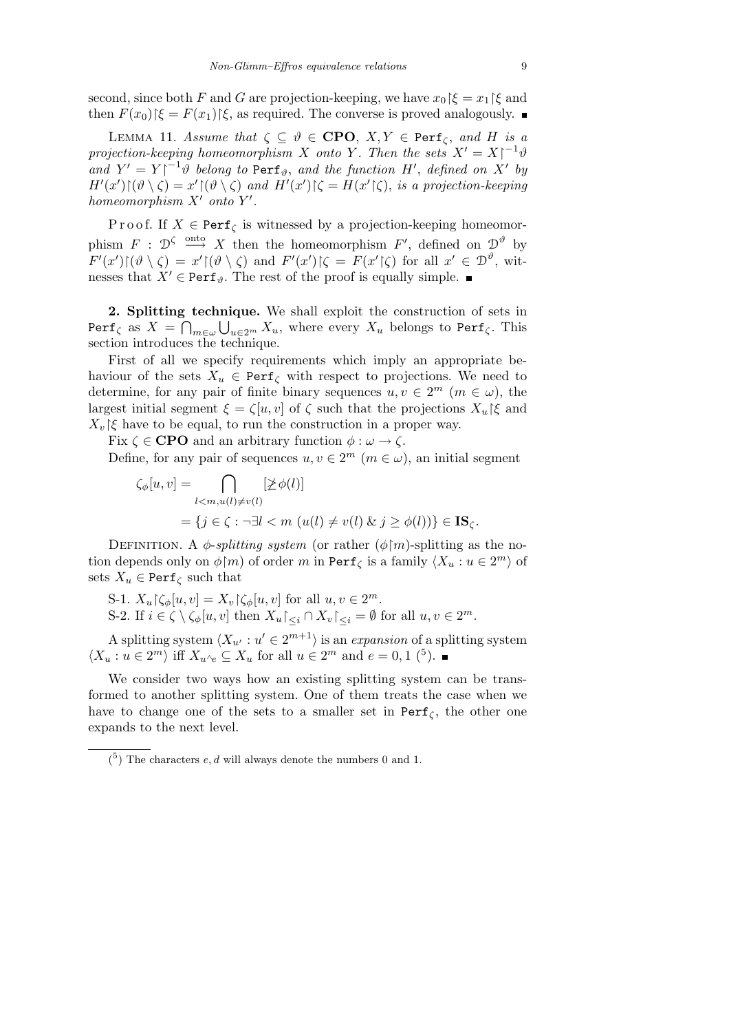second, since both $F$ and $G$ are projection-keeping, we have $x_0 \restriction \xi = x_1 \restriction \xi$ and then $F(x_0) \restriction \xi = F(x_1) \restriction \xi$, as required. The converse is proved analogously. ∎

LEMMA 11. *Assume that* $\zeta \subseteq \vartheta \in \mathbf{CPO}$, $X, Y \in \mathtt{Perf}_\zeta$, *and* $H$ *is a projection-keeping homeomorphism* $X$ *onto* $Y$. *Then the sets* $X' = X \restriction^{-1} \vartheta$ *and* $Y' = Y \restriction^{-1} \vartheta$ *belong to* $\mathtt{Perf}_\vartheta$, *and the function* $H'$, *defined on* $X'$ *by* $H'(x') \restriction (\vartheta \setminus \zeta) = x' \restriction (\vartheta \setminus \zeta)$ *and* $H'(x') \restriction \zeta = H(x' \restriction \zeta)$, *is a projection-keeping homeomorphism* $X'$ *onto* $Y'$.

Proof. If $X \in \mathtt{Perf}_\zeta$ is witnessed by a projection-keeping homeomorphism $F : \mathcal{D}^\zeta \xrightarrow{\text{onto}} X$ then the homeomorphism $F'$, defined on $\mathcal{D}^\vartheta$ by $F'(x') \restriction (\vartheta \setminus \zeta) = x' \restriction (\vartheta \setminus \zeta)$ and $F'(x') \restriction \zeta = F(x' \restriction \zeta)$ for all $x' \in \mathcal{D}^\vartheta$, witnesses that $X' \in \mathtt{Perf}_\vartheta$. The rest of the proof is equally simple. ∎

**2. Splitting technique.** We shall exploit the construction of sets in $\mathtt{Perf}_\zeta$ as $X = \bigcap_{m \in \omega} \bigcup_{u \in 2^m} X_u$, where every $X_u$ belongs to $\mathtt{Perf}_\zeta$. This section introduces the technique.

First of all we specify requirements which imply an appropriate behaviour of the sets $X_u \in \mathtt{Perf}_\zeta$ with respect to projections. We need to determine, for any pair of finite binary sequences $u, v \in 2^m$ ($m \in \omega$), the largest initial segment $\xi = \zeta[u, v]$ of $\zeta$ such that the projections $X_u \restriction \xi$ and $X_v \restriction \xi$ have to be equal, to run the construction in a proper way.

Fix $\zeta \in \mathbf{CPO}$ and an arbitrary function $\phi : \omega \to \zeta$.

Define, for any pair of sequences $u, v \in 2^m$ ($m \in \omega$), an initial segment

$$
\begin{aligned}
\zeta_\phi[u, v] &= \bigcap_{l < m,\, u(l) \neq v(l)} [\ngeq \phi(l)] \\
&= \{ j \in \zeta : \neg \exists l < m \ (u(l) \neq v(l) \ \&\ j \geq \phi(l)) \} \in \mathbf{IS}_\zeta.
\end{aligned}
$$

DEFINITION. A *$\phi$-splitting system* (or rather $(\phi \restriction m)$-splitting as the notion depends only on $\phi \restriction m$) of order $m$ in $\mathtt{Perf}_\zeta$ is a family $\langle X_u : u \in 2^m \rangle$ of sets $X_u \in \mathtt{Perf}_\zeta$ such that

S-1. $X_u \restriction \zeta_\phi[u, v] = X_v \restriction \zeta_\phi[u, v]$ for all $u, v \in 2^m$.

S-2. If $i \in \zeta \setminus \zeta_\phi[u, v]$ then $X_u \restriction_{\leq i} \cap X_v \restriction_{\leq i} = \emptyset$ for all $u, v \in 2^m$.

A splitting system $\langle X_{u'} : u' \in 2^{m+1} \rangle$ is an *expansion* of a splitting system $\langle X_u : u \in 2^m \rangle$ iff $X_{u^\wedge e} \subseteq X_u$ for all $u \in 2^m$ and $e = 0, 1$ [5]. ∎

We consider two ways how an existing splitting system can be transformed to another splitting system. One of them treats the case when we have to change one of the sets to a smaller set in $\mathtt{Perf}_\zeta$, the other one expands to the next level.

---

[5] The characters $e, d$ will always denote the numbers 0 and 1.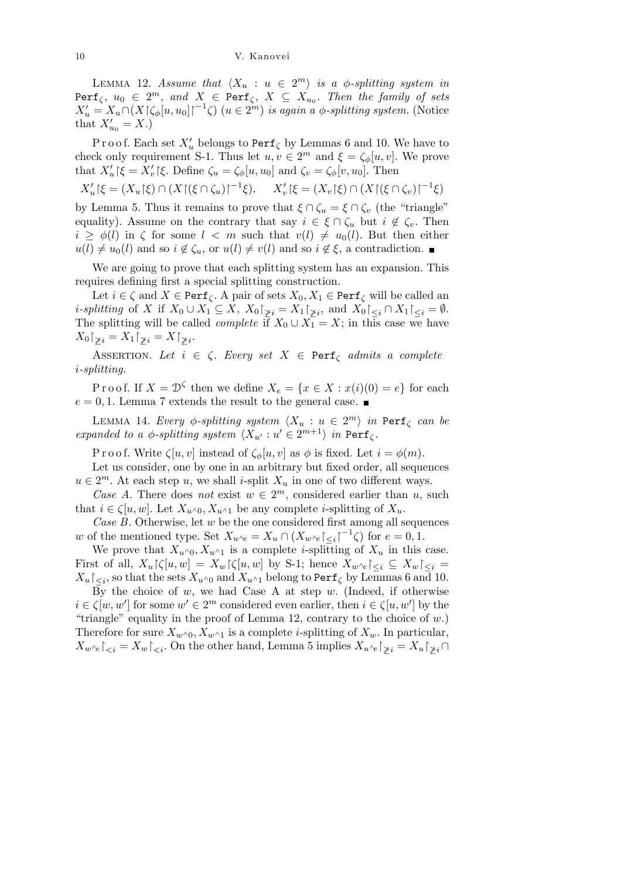LEMMA 12. *Assume that* $\langle X_u : u \in 2^m\rangle$ *is a* $\phi$*-splitting system in* $\mathtt{Perf}_\zeta$, $u_0 \in 2^m$, *and* $X \in \mathtt{Perf}_\zeta$, $X \subseteq X_{u_0}$. *Then the family of sets* $X'_u = X_u \cap (X{\restriction}\zeta_\phi[u,u_0]{\restriction}^{-1}\zeta)$ $(u \in 2^m)$ *is again a* $\phi$*-splitting system.* (Notice that $X'_{u_0} = X$.)

P r o o f. Each set $X'_u$ belongs to $\mathtt{Perf}_\zeta$ by Lemmas 6 and 10. We have to check only requirement S-1. Thus let $u, v \in 2^m$ and $\xi = \zeta_\phi[u,v]$. We prove that $X'_u{\restriction}\xi = X'_v{\restriction}\xi$. Define $\zeta_u = \zeta_\phi[u,u_0]$ and $\zeta_v = \zeta_\phi[v,u_0]$. Then

$$X'_u{\restriction}\xi = (X_u{\restriction}\xi) \cap (X{\restriction}(\xi\cap\zeta_u){\restriction}^{-1}\xi), \qquad X'_v{\restriction}\xi = (X_v{\restriction}\xi) \cap (X{\restriction}(\xi\cap\zeta_v){\restriction}^{-1}\xi)$$

by Lemma 5. Thus it remains to prove that $\xi\cap\zeta_u = \xi\cap\zeta_v$ (the "triangle" equality). Assume on the contrary that say $i \in \xi\cap\zeta_u$ but $i \notin \zeta_v$. Then $i \geq \phi(l)$ in $\zeta$ for some $l < m$ such that $v(l) \neq u_0(l)$. But then either $u(l) \neq u_0(l)$ and so $i \notin \zeta_u$, or $u(l) \neq v(l)$ and so $i \notin \xi$, a contradiction. ∎

We are going to prove that each splitting system has an expansion. This requires defining first a special splitting construction.

Let $i \in \zeta$ and $X \in \mathtt{Perf}_\zeta$. A pair of sets $X_0, X_1 \in \mathtt{Perf}_\zeta$ will be called an *$i$-splitting* of $X$ if $X_0 \cup X_1 \subseteq X$, $X_0{\restriction}_{\ngeq i} = X_1{\restriction}_{\ngeq i}$, and $X_0{\restriction}_{\leq i} \cap X_1{\restriction}_{\leq i} = \emptyset$. The splitting will be called *complete* if $X_0 \cup X_1 = X$; in this case we have $X_0{\restriction}_{\ngeq i} = X_1{\restriction}_{\ngeq i} = X{\restriction}_{\ngeq i}$.

ASSERTION. *Let* $i \in \zeta$. *Every set* $X \in \mathtt{Perf}_\zeta$ *admits a complete* $i$*-splitting.*

P r o o f. If $X = \mathcal{D}^\zeta$ then we define $X_e = \{x \in X : x(i)(0) = e\}$ for each $e = 0,1$. Lemma 7 extends the result to the general case. ∎

LEMMA 14. *Every* $\phi$*-splitting system* $\langle X_u : u \in 2^m\rangle$ *in* $\mathtt{Perf}_\zeta$ *can be expanded to a* $\phi$*-splitting system* $\langle X_{u'} : u' \in 2^{m+1}\rangle$ *in* $\mathtt{Perf}_\zeta$.

P r o o f. Write $\zeta[u,v]$ instead of $\zeta_\phi[u,v]$ as $\phi$ is fixed. Let $i = \phi(m)$.

Let us consider, one by one in an arbitrary but fixed order, all sequences $u \in 2^m$. At each step $u$, we shall $i$-split $X_u$ in one of two different ways.

*Case A.* There does *not* exist $w \in 2^m$, considered earlier than $u$, such that $i \in \zeta[u,w]$. Let $X_{u^\wedge 0}, X_{u^\wedge 1}$ be any complete $i$-splitting of $X_u$.

*Case B.* Otherwise, let $w$ be the one considered first among all sequences $w$ of the mentioned type. Set $X_{u^\wedge e} = X_u \cap (X_{w^\wedge e}{\restriction}_{\leq i}{\restriction}^{-1}\zeta)$ for $e = 0,1$.

We prove that $X_{u^\wedge 0}, X_{u^\wedge 1}$ is a complete $i$-splitting of $X_u$ in this case. First of all, $X_u{\restriction}\zeta[u,w] = X_w{\restriction}\zeta[u,w]$ by S-1; hence $X_{w^\wedge e}{\restriction}_{\leq i} \subseteq X_w{\restriction}_{\leq i} = X_u{\restriction}_{\leq i}$, so that the sets $X_{u^\wedge 0}$ and $X_{u^\wedge 1}$ belong to $\mathtt{Perf}_\zeta$ by Lemmas 6 and 10.

By the choice of $w$, we had Case A at step $w$. (Indeed, if otherwise $i \in \zeta[w,w']$ for some $w' \in 2^m$ considered even earlier, then $i \in \zeta[u,w']$ by the "triangle" equality in the proof of Lemma 12, contrary to the choice of $w$.) Therefore for sure $X_{w^\wedge 0}, X_{w^\wedge 1}$ is a complete $i$-splitting of $X_w$. In particular, $X_{w^\wedge e}{\restriction}_{<i} = X_w{\restriction}_{<i}$. On the other hand, Lemma 5 implies $X_{u^\wedge e}{\restriction}_{\ngeq i} = X_u{\restriction}_{\ngeq i} \cap$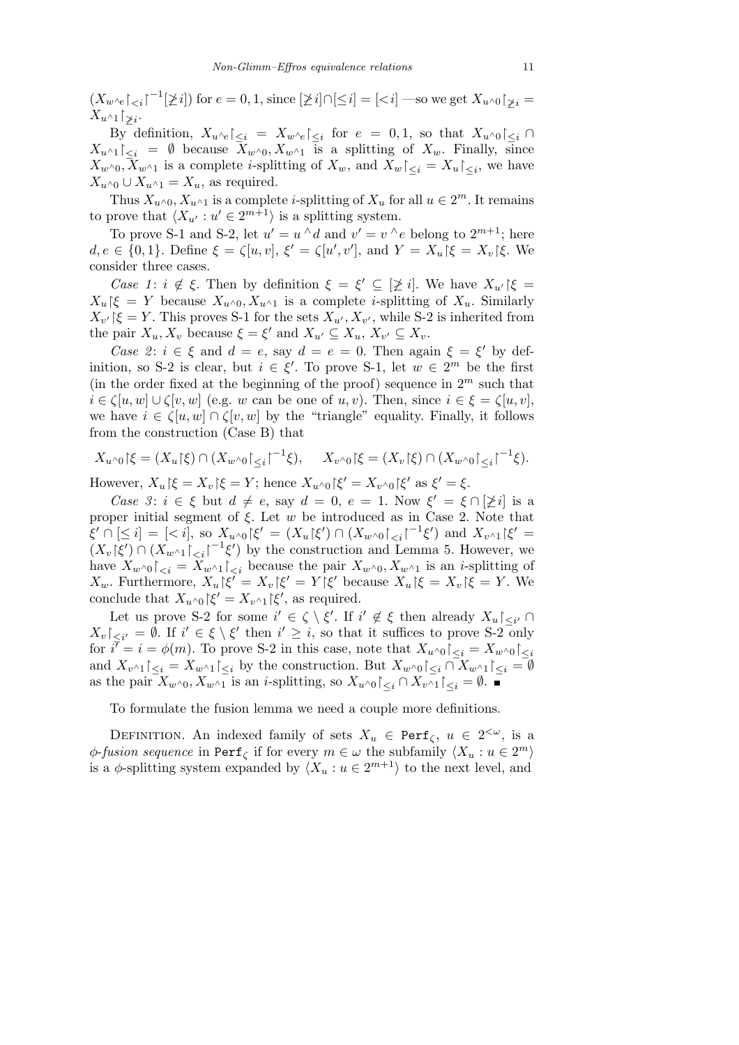$(X_{w^\wedge e}\restriction_{<i}\restriction^{-1}[\not\geq i])$ for $e=0,1$, since $[\not\geq i]\cap[\leq i]=[<i]$ —so we get $X_{u^\wedge 0}\restriction_{\not\geq i}=X_{u^\wedge 1}\restriction_{\not\geq i}$.

By definition, $X_{u^\wedge e}\restriction_{\leq i}=X_{w^\wedge e}\restriction_{\leq i}$ for $e=0,1$, so that $X_{u^\wedge 0}\restriction_{\leq i}\cap X_{u^\wedge 1}\restriction_{\leq i}=\emptyset$ because $X_{w^\wedge 0},X_{w^\wedge 1}$ is a splitting of $X_w$. Finally, since $X_{w^\wedge 0},X_{w^\wedge 1}$ is a complete $i$-splitting of $X_w$, and $X_w\restriction_{\leq i}=X_u\restriction_{\leq i}$, we have $X_{u^\wedge 0}\cup X_{u^\wedge 1}=X_u$, as required.

Thus $X_{u^\wedge 0},X_{u^\wedge 1}$ is a complete $i$-splitting of $X_u$ for all $u\in 2^m$. It remains to prove that $\langle X_{u'}:u'\in 2^{m+1}\rangle$ is a splitting system.

To prove S-1 and S-2, let $u'=u^\wedge d$ and $v'=v^\wedge e$ belong to $2^{m+1}$; here $d,e\in\{0,1\}$. Define $\xi=\zeta[u,v]$, $\xi'=\zeta[u',v']$, and $Y=X_u\restriction\xi=X_v\restriction\xi$. We consider three cases.

*Case 1*: $i\notin\xi$. Then by definition $\xi=\xi'\subseteq[\not\geq i]$. We have $X_{u'}\restriction\xi=X_u\restriction\xi=Y$ because $X_{u^\wedge 0},X_{u^\wedge 1}$ is a complete $i$-splitting of $X_u$. Similarly $X_{v'}\restriction\xi=Y$. This proves S-1 for the sets $X_{u'},X_{v'}$, while S-2 is inherited from the pair $X_u,X_v$ because $\xi=\xi'$ and $X_{u'}\subseteq X_u$, $X_{v'}\subseteq X_v$.

*Case 2*: $i\in\xi$ and $d=e$, say $d=e=0$. Then again $\xi=\xi'$ by definition, so S-2 is clear, but $i\in\xi'$. To prove S-1, let $w\in 2^m$ be the first (in the order fixed at the beginning of the proof) sequence in $2^m$ such that $i\in\zeta[u,w]\cup\zeta[v,w]$ (e.g. $w$ can be one of $u,v$). Then, since $i\in\xi=\zeta[u,v]$, we have $i\in\zeta[u,w]\cap\zeta[v,w]$ by the "triangle" equality. Finally, it follows from the construction (Case B) that

$$X_{u^\wedge 0}\restriction\xi=(X_u\restriction\xi)\cap(X_{w^\wedge 0}\restriction_{\leq i}\restriction^{-1}\xi),\qquad X_{v^\wedge 0}\restriction\xi=(X_v\restriction\xi)\cap(X_{w^\wedge 0}\restriction_{\leq i}\restriction^{-1}\xi).$$

However, $X_u\restriction\xi=X_v\restriction\xi=Y$; hence $X_{u^\wedge 0}\restriction\xi'=X_{v^\wedge 0}\restriction\xi'$ as $\xi'=\xi$.

*Case 3*: $i\in\xi$ but $d\neq e$, say $d=0$, $e=1$. Now $\xi'=\xi\cap[\not\geq i]$ is a proper initial segment of $\xi$. Let $w$ be introduced as in Case 2. Note that $\xi'\cap[\leq i]=[<i]$, so $X_{u^\wedge 0}\restriction\xi'=(X_u\restriction\xi')\cap(X_{w^\wedge 0}\restriction_{<i}\restriction^{-1}\xi')$ and $X_{v^\wedge 1}\restriction\xi'=(X_v\restriction\xi')\cap(X_{w^\wedge 1}\restriction_{<i}\restriction^{-1}\xi')$ by the construction and Lemma 5. However, we have $X_{w^\wedge 0}\restriction_{<i}=X_{w^\wedge 1}\restriction_{<i}$ because the pair $X_{w^\wedge 0},X_{w^\wedge 1}$ is an $i$-splitting of $X_w$. Furthermore, $X_u\restriction\xi'=X_v\restriction\xi'=Y\restriction\xi'$ because $X_u\restriction\xi=X_v\restriction\xi=Y$. We conclude that $X_{u^\wedge 0}\restriction\xi'=X_{v^\wedge 1}\restriction\xi'$, as required.

Let us prove S-2 for some $i'\in\zeta\setminus\xi'$. If $i'\notin\xi$ then already $X_u\restriction_{\leq i'}\cap X_v\restriction_{\leq i'}=\emptyset$. If $i'\in\xi\setminus\xi'$ then $i'\geq i$, so that it suffices to prove S-2 only for $i'=i=\phi(m)$. To prove S-2 in this case, note that $X_{u^\wedge 0}\restriction_{\leq i}=X_{w^\wedge 0}\restriction_{\leq i}$ and $X_{v^\wedge 1}\restriction_{\leq i}=X_{w^\wedge 1}\restriction_{\leq i}$ by the construction. But $X_{w^\wedge 0}\restriction_{\leq i}\cap X_{w^\wedge 1}\restriction_{\leq i}=\emptyset$ as the pair $X_{w^\wedge 0},X_{w^\wedge 1}$ is an $i$-splitting, so $X_{u^\wedge 0}\restriction_{\leq i}\cap X_{v^\wedge 1}\restriction_{\leq i}=\emptyset$. ∎

To formulate the fusion lemma we need a couple more definitions.

Definition. An indexed family of sets $X_u\in\mathtt{Perf}_\zeta$, $u\in 2^{<\omega}$, is a *$\phi$-fusion sequence* in $\mathtt{Perf}_\zeta$ if for every $m\in\omega$ the subfamily $\langle X_u:u\in 2^m\rangle$ is a $\phi$-splitting system expanded by $\langle X_u:u\in 2^{m+1}\rangle$ to the next level, and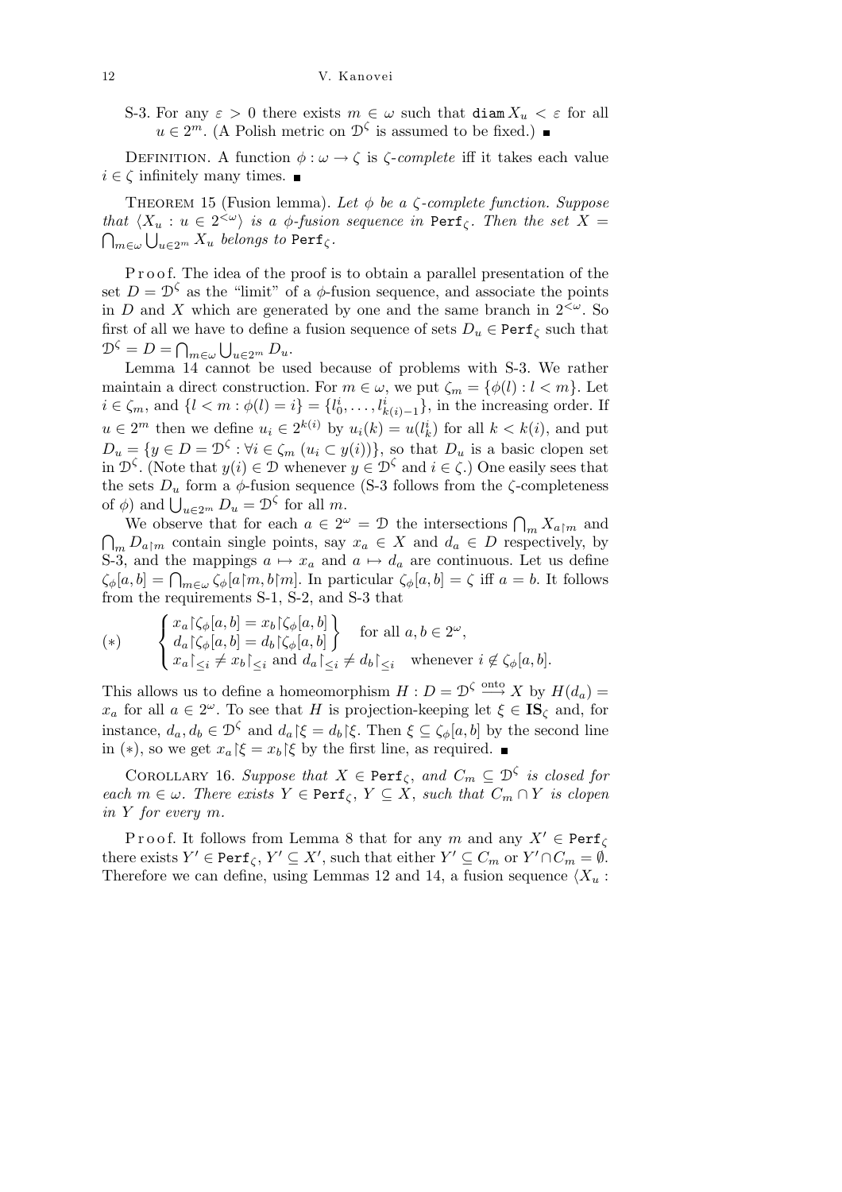S-3. For any $\varepsilon > 0$ there exists $m \in \omega$ such that $\mathtt{diam}\, X_u < \varepsilon$ for all $u \in 2^m$. (A Polish metric on $\mathcal{D}^\zeta$ is assumed to be fixed.) ∎

Definition. A function $\phi : \omega \to \zeta$ is *$\zeta$-complete* iff it takes each value $i \in \zeta$ infinitely many times. ∎

Theorem 15 (Fusion lemma). *Let $\phi$ be a $\zeta$-complete function. Suppose that $\langle X_u : u \in 2^{<\omega}\rangle$ is a $\phi$-fusion sequence in $\mathtt{Perf}_\zeta$. Then the set $X = \bigcap_{m\in\omega} \bigcup_{u\in 2^m} X_u$ belongs to $\mathtt{Perf}_\zeta$.*

Proof. The idea of the proof is to obtain a parallel presentation of the set $D = \mathcal{D}^\zeta$ as the "limit" of a $\phi$-fusion sequence, and associate the points in $D$ and $X$ which are generated by one and the same branch in $2^{<\omega}$. So first of all we have to define a fusion sequence of sets $D_u \in \mathtt{Perf}_\zeta$ such that $\mathcal{D}^\zeta = D = \bigcap_{m\in\omega} \bigcup_{u\in 2^m} D_u$.

Lemma 14 cannot be used because of problems with S-3. We rather maintain a direct construction. For $m \in \omega$, we put $\zeta_m = \{\phi(l) : l < m\}$. Let $i \in \zeta_m$, and $\{l < m : \phi(l) = i\} = \{l^i_0, \ldots, l^i_{k(i)-1}\}$, in the increasing order. If $u \in 2^m$ then we define $u_i \in 2^{k(i)}$ by $u_i(k) = u(l^i_k)$ for all $k < k(i)$, and put $D_u = \{y \in D = \mathcal{D}^\zeta : \forall i \in \zeta_m\ (u_i \subset y(i))\}$, so that $D_u$ is a basic clopen set in $\mathcal{D}^\zeta$. (Note that $y(i) \in \mathcal{D}$ whenever $y \in \mathcal{D}^\zeta$ and $i \in \zeta$.) One easily sees that the sets $D_u$ form a $\phi$-fusion sequence (S-3 follows from the $\zeta$-completeness of $\phi$) and $\bigcup_{u\in 2^m} D_u = \mathcal{D}^\zeta$ for all $m$.

We observe that for each $a \in 2^\omega = \mathcal{D}$ the intersections $\bigcap_m X_{a\restriction m}$ and $\bigcap_m D_{a\restriction m}$ contain single points, say $x_a \in X$ and $d_a \in D$ respectively, by S-3, and the mappings $a \mapsto x_a$ and $a \mapsto d_a$ are continuous. Let us define $\zeta_\phi[a, b] = \bigcap_{m\in\omega} \zeta_\phi[a\restriction m, b\restriction m]$. In particular $\zeta_\phi[a, b] = \zeta$ iff $a = b$. It follows from the requirements S-1, S-2, and S-3 that

$$
(*) \qquad \begin{cases} \left.\begin{array}{l} x_a \restriction \zeta_\phi[a,b] = x_b \restriction \zeta_\phi[a,b] \\ d_a \restriction \zeta_\phi[a,b] = d_b \restriction \zeta_\phi[a,b] \end{array}\right\} & \text{for all } a, b \in 2^\omega, \\ x_a \restriction_{\le i} \ne x_b \restriction_{\le i} \text{ and } d_a \restriction_{\le i} \ne d_b \restriction_{\le i} & \text{whenever } i \notin \zeta_\phi[a,b]. \end{cases}
$$

This allows us to define a homeomorphism $H : D = \mathcal{D}^\zeta \xrightarrow{\text{onto}} X$ by $H(d_a) = x_a$ for all $a \in 2^\omega$. To see that $H$ is projection-keeping let $\xi \in \mathbf{IS}_\zeta$ and, for instance, $d_a, d_b \in \mathcal{D}^\zeta$ and $d_a \restriction \xi = d_b \restriction \xi$. Then $\xi \subseteq \zeta_\phi[a, b]$ by the second line in $(*)$, so we get $x_a \restriction \xi = x_b \restriction \xi$ by the first line, as required. ∎

Corollary 16. *Suppose that $X \in \mathtt{Perf}_\zeta$, and $C_m \subseteq \mathcal{D}^\zeta$ is closed for each $m \in \omega$. There exists $Y \in \mathtt{Perf}_\zeta$, $Y \subseteq X$, such that $C_m \cap Y$ is clopen in $Y$ for every $m$.*

Proof. It follows from Lemma 8 that for any $m$ and any $X' \in \mathtt{Perf}_\zeta$ there exists $Y' \in \mathtt{Perf}_\zeta$, $Y' \subseteq X'$, such that either $Y' \subseteq C_m$ or $Y' \cap C_m = \emptyset$. Therefore we can define, using Lemmas 12 and 14, a fusion sequence $\langle X_u :$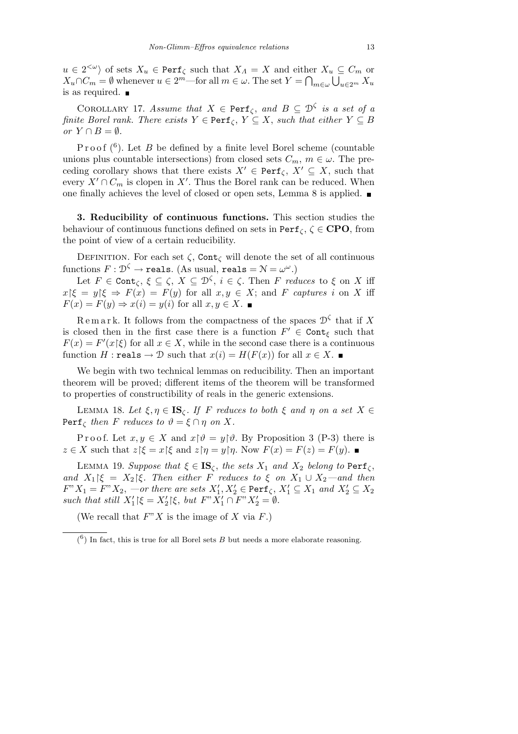$u \in 2^{<\omega}\rangle$ of sets $X_u \in \mathtt{Perf}_\zeta$ such that $X_\Lambda = X$ and either $X_u \subseteq C_m$ or $X_u \cap C_m = \emptyset$ whenever $u \in 2^m$—for all $m \in \omega$. The set $Y = \bigcap_{m\in\omega} \bigcup_{u \in 2^m} X_u$ is as required. ■

COROLLARY 17. *Assume that* $X \in \mathtt{Perf}_\zeta$, *and* $B \subseteq \mathcal{D}^\zeta$ *is a set of a finite Borel rank. There exists* $Y \in \mathtt{Perf}_\zeta$, $Y \subseteq X$, *such that either* $Y \subseteq B$ *or* $Y \cap B = \emptyset$.

Proof [6]. Let $B$ be defined by a finite level Borel scheme (countable unions plus countable intersections) from closed sets $C_m$, $m \in \omega$. The preceding corollary shows that there exists $X' \in \mathtt{Perf}_\zeta$, $X' \subseteq X$, such that every $X' \cap C_m$ is clopen in $X'$. Thus the Borel rank can be reduced. When one finally achieves the level of closed or open sets, Lemma 8 is applied. ■

**3. Reducibility of continuous functions.** This section studies the behaviour of continuous functions defined on sets in $\mathtt{Perf}_\zeta$, $\zeta \in \mathbf{CPO}$, from the point of view of a certain reducibility.

DEFINITION. For each set $\zeta$, $\mathtt{Cont}_\zeta$ will denote the set of all continuous functions $F : \mathcal{D}^\zeta \to \mathtt{reals}$. (As usual, $\mathtt{reals} = \mathcal{N} = \omega^\omega$.)

Let $F \in \mathtt{Cont}_\zeta$, $\xi \subseteq \zeta$, $X \subseteq \mathcal{D}^\zeta$, $i \in \zeta$. Then $F$ *reduces* to $\xi$ on $X$ iff $x \restriction \xi = y \restriction \xi \Rightarrow F(x) = F(y)$ for all $x, y \in X$; and $F$ *captures* $i$ on $X$ iff $F(x) = F(y) \Rightarrow x(i) = y(i)$ for all $x, y \in X$. ■

Remark. It follows from the compactness of the spaces $\mathcal{D}^\zeta$ that if $X$ is closed then in the first case there is a function $F' \in \mathtt{Cont}_\xi$ such that $F(x) = F'(x \restriction \xi)$ for all $x \in X$, while in the second case there is a continuous function $H : \mathtt{reals} \to \mathcal{D}$ such that $x(i) = H(F(x))$ for all $x \in X$. ■

We begin with two technical lemmas on reducibility. Then an important theorem will be proved; different items of the theorem will be transformed to properties of constructibility of reals in the generic extensions.

LEMMA 18. *Let* $\xi, \eta \in \mathbf{IS}_\zeta$. *If* $F$ *reduces to both* $\xi$ *and* $\eta$ *on a set* $X \in \mathtt{Perf}_\zeta$ *then* $F$ *reduces to* $\vartheta = \xi \cap \eta$ *on* $X$.

Proof. Let $x, y \in X$ and $x \restriction \vartheta = y \restriction \vartheta$. By Proposition 3 (P-3) there is $z \in X$ such that $z \restriction \xi = x \restriction \xi$ and $z \restriction \eta = y \restriction \eta$. Now $F(x) = F(z) = F(y)$. ■

LEMMA 19. *Suppose that* $\xi \in \mathbf{IS}_\zeta$, *the sets* $X_1$ *and* $X_2$ *belong to* $\mathtt{Perf}_\zeta$, *and* $X_1 \restriction \xi = X_2 \restriction \xi$. *Then either* $F$ *reduces to* $\xi$ *on* $X_1 \cup X_2$—*and then* $F``X_1 = F``X_2$, —*or there are sets* $X_1', X_2' \in \mathtt{Perf}_\zeta$, $X_1' \subseteq X_1$ *and* $X_2' \subseteq X_2$ *such that still* $X_1' \restriction \xi = X_2' \restriction \xi$, *but* $F``X_1' \cap F``X_2' = \emptyset$.

(We recall that $F``X$ is the image of $X$ via $F$.)

---

[6] In fact, this is true for all Borel sets $B$ but needs a more elaborate reasoning.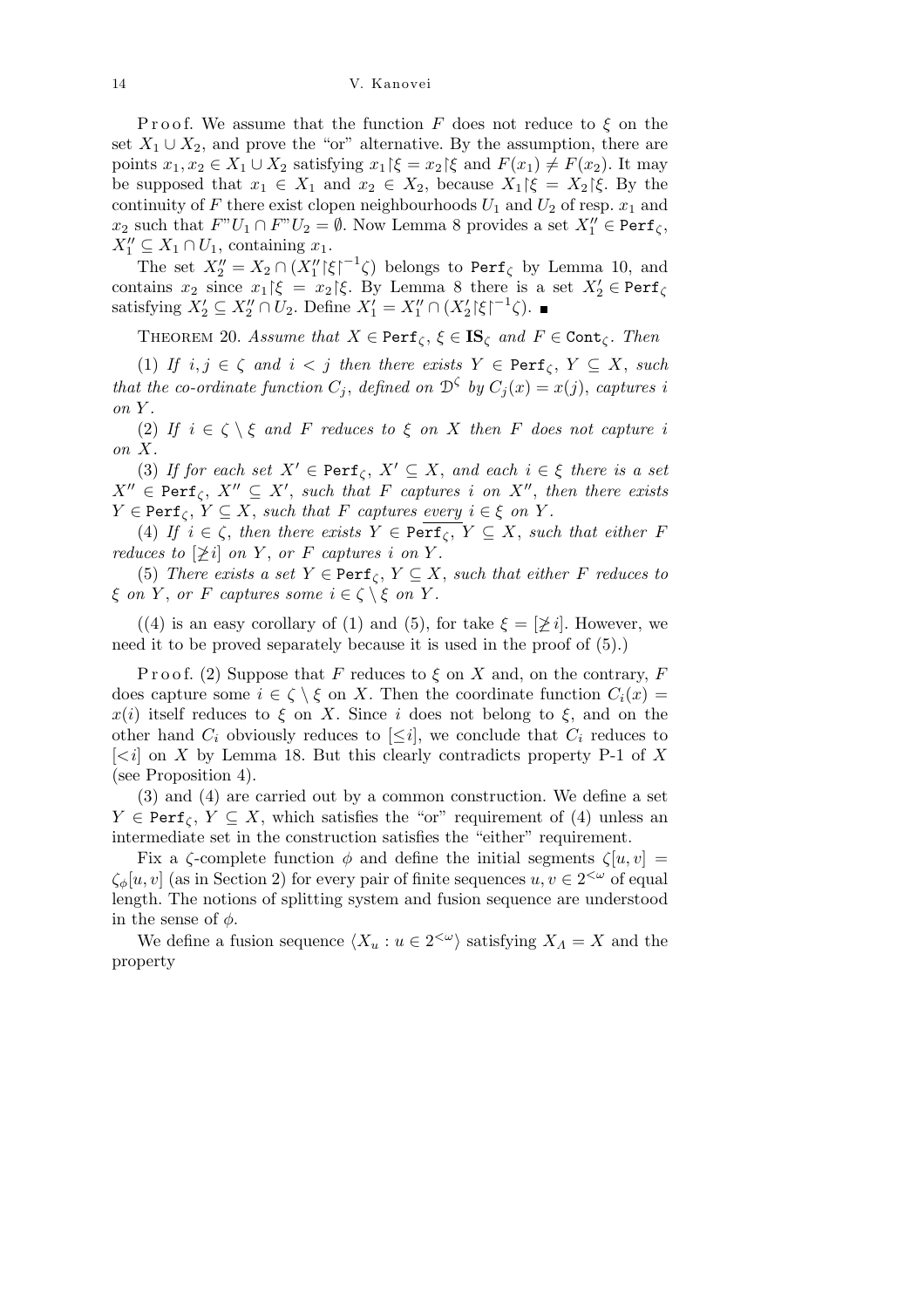P r o o f. We assume that the function $F$ does not reduce to $\xi$ on the set $X_1 \cup X_2$, and prove the "or" alternative. By the assumption, there are points $x_1, x_2 \in X_1 \cup X_2$ satisfying $x_1 \restriction \xi = x_2 \restriction \xi$ and $F(x_1) \neq F(x_2)$. It may be supposed that $x_1 \in X_1$ and $x_2 \in X_2$, because $X_1 \restriction \xi = X_2 \restriction \xi$. By the continuity of $F$ there exist clopen neighbourhoods $U_1$ and $U_2$ of resp. $x_1$ and $x_2$ such that $F``U_1 \cap F``U_2 = \emptyset$. Now Lemma 8 provides a set $X_1'' \in \mathtt{Perf}_\zeta$, $X_1'' \subseteq X_1 \cap U_1$, containing $x_1$.

The set $X_2'' = X_2 \cap (X_1'' \restriction \xi \restriction^{-1} \zeta)$ belongs to $\mathtt{Perf}_\zeta$ by Lemma 10, and contains $x_2$ since $x_1 \restriction \xi = x_2 \restriction \xi$. By Lemma 8 there is a set $X_2' \in \mathtt{Perf}_\zeta$ satisfying $X_2' \subseteq X_2'' \cap U_2$. Define $X_1' = X_1'' \cap (X_2' \restriction \xi \restriction^{-1} \zeta)$. ∎

THEOREM 20. *Assume that $X \in \mathtt{Perf}_\zeta$, $\xi \in \mathbf{IS}_\zeta$ and $F \in \mathtt{Cont}_\zeta$. Then*

(1) *If $i, j \in \zeta$ and $i < j$ then there exists $Y \in \mathtt{Perf}_\zeta$, $Y \subseteq X$, such that the co-ordinate function $C_j$, defined on $\mathcal{D}^\zeta$ by $C_j(x) = x(j)$, captures $i$ on $Y$.*

(2) *If $i \in \zeta \setminus \xi$ and $F$ reduces to $\xi$ on $X$ then $F$ does not capture $i$ on $X$.*

(3) *If for each set $X' \in \mathtt{Perf}_\zeta$, $X' \subseteq X$, and each $i \in \xi$ there is a set $X'' \in \mathtt{Perf}_\zeta$, $X'' \subseteq X'$, such that $F$ captures $i$ on $X''$, then there exists $Y \in \mathtt{Perf}_\zeta$, $Y \subseteq X$, such that $F$ captures <u>every</u> $i \in \xi$ on $Y$.*

(4) *If $i \in \zeta$, then there exists $Y \in \mathtt{Perf}_\zeta$, $Y \subseteq X$, such that either $F$ reduces to $[\not\geq i]$ on $Y$, or $F$ captures $i$ on $Y$.*

(5) *There exists a set $Y \in \mathtt{Perf}_\zeta$, $Y \subseteq X$, such that either $F$ reduces to $\xi$ on $Y$, or $F$ captures some $i \in \zeta \setminus \xi$ on $Y$.*

((4) is an easy corollary of (1) and (5), for take $\xi = [\not\geq i]$. However, we need it to be proved separately because it is used in the proof of (5).)

P r o o f. (2) Suppose that $F$ reduces to $\xi$ on $X$ and, on the contrary, $F$ does capture some $i \in \zeta \setminus \xi$ on $X$. Then the coordinate function $C_i(x) = x(i)$ itself reduces to $\xi$ on $X$. Since $i$ does not belong to $\xi$, and on the other hand $C_i$ obviously reduces to $[\leq i]$, we conclude that $C_i$ reduces to $[<i]$ on $X$ by Lemma 18. But this clearly contradicts property P-1 of $X$ (see Proposition 4).

(3) and (4) are carried out by a common construction. We define a set $Y \in \mathtt{Perf}_\zeta$, $Y \subseteq X$, which satisfies the "or" requirement of (4) unless an intermediate set in the construction satisfies the "either" requirement.

Fix a $\zeta$-complete function $\phi$ and define the initial segments $\zeta[u, v] = \zeta_\phi[u, v]$ (as in Section 2) for every pair of finite sequences $u, v \in 2^{<\omega}$ of equal length. The notions of splitting system and fusion sequence are understood in the sense of $\phi$.

We define a fusion sequence $\langle X_u : u \in 2^{<\omega} \rangle$ satisfying $X_\Lambda = X$ and the property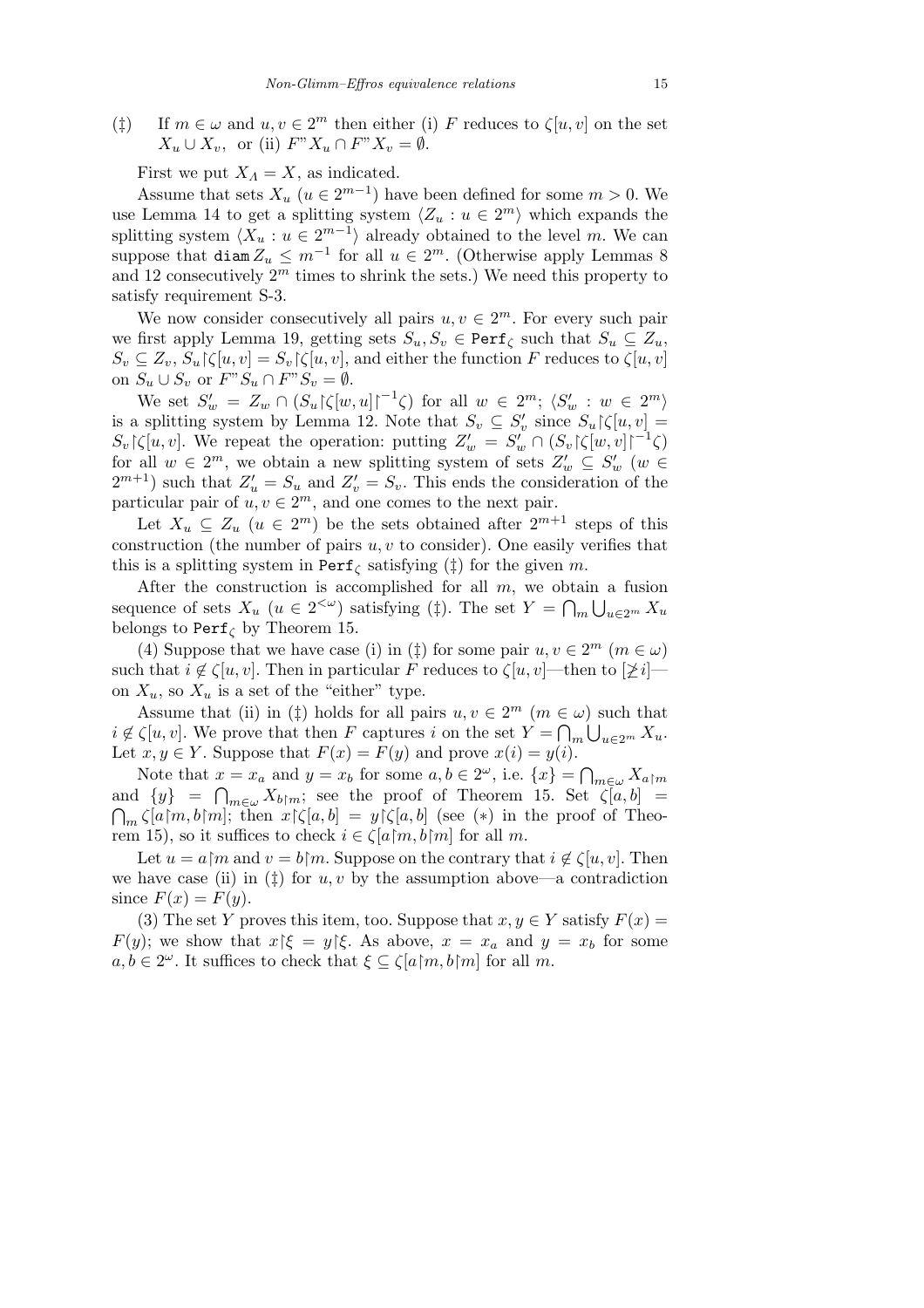(‡) If $m \in \omega$ and $u, v \in 2^m$ then either (i) $F$ reduces to $\zeta[u,v]$ on the set $X_u \cup X_v$, or (ii) $F``X_u \cap F``X_v = \emptyset$.

First we put $X_\Lambda = X$, as indicated.

Assume that sets $X_u$ ($u \in 2^{m-1}$) have been defined for some $m > 0$. We use Lemma 14 to get a splitting system $\langle Z_u : u \in 2^m \rangle$ which expands the splitting system $\langle X_u : u \in 2^{m-1} \rangle$ already obtained to the level $m$. We can suppose that $\mathtt{diam}\, Z_u \le m^{-1}$ for all $u \in 2^m$. (Otherwise apply Lemmas 8 and 12 consecutively $2^m$ times to shrink the sets.) We need this property to satisfy requirement S-3.

We now consider consecutively all pairs $u, v \in 2^m$. For every such pair we first apply Lemma 19, getting sets $S_u, S_v \in \mathtt{Perf}_\zeta$ such that $S_u \subseteq Z_u$, $S_v \subseteq Z_v$, $S_u \restriction \zeta[u,v] = S_v \restriction \zeta[u,v]$, and either the function $F$ reduces to $\zeta[u,v]$ on $S_u \cup S_v$ or $F``S_u \cap F``S_v = \emptyset$.

We set $S'_w = Z_w \cap (S_u \restriction \zeta[w,u] \restriction^{-1} \zeta)$ for all $w \in 2^m$; $\langle S'_w : w \in 2^m \rangle$ is a splitting system by Lemma 12. Note that $S_v \subseteq S'_v$ since $S_u \restriction \zeta[u,v] = S_v \restriction \zeta[u,v]$. We repeat the operation: putting $Z'_w = S'_w \cap (S_v \restriction \zeta[w,v] \restriction^{-1} \zeta)$ for all $w \in 2^m$, we obtain a new splitting system of sets $Z'_w \subseteq S'_w$ ($w \in 2^{m+1}$) such that $Z'_u = S_u$ and $Z'_v = S_v$. This ends the consideration of the particular pair of $u, v \in 2^m$, and one comes to the next pair.

Let $X_u \subseteq Z_u$ ($u \in 2^m$) be the sets obtained after $2^{m+1}$ steps of this construction (the number of pairs $u, v$ to consider). One easily verifies that this is a splitting system in $\mathtt{Perf}_\zeta$ satisfying (‡) for the given $m$.

After the construction is accomplished for all $m$, we obtain a fusion sequence of sets $X_u$ ($u \in 2^{<\omega}$) satisfying (‡). The set $Y = \bigcap_m \bigcup_{u \in 2^m} X_u$ belongs to $\mathtt{Perf}_\zeta$ by Theorem 15.

(4) Suppose that we have case (i) in (‡) for some pair $u, v \in 2^m$ ($m \in \omega$) such that $i \notin \zeta[u,v]$. Then in particular $F$ reduces to $\zeta[u,v]$—then to $[\not\geq i]$—on $X_u$, so $X_u$ is a set of the "either" type.

Assume that (ii) in (‡) holds for all pairs $u, v \in 2^m$ ($m \in \omega$) such that $i \notin \zeta[u,v]$. We prove that then $F$ captures $i$ on the set $Y = \bigcap_m \bigcup_{u \in 2^m} X_u$. Let $x, y \in Y$. Suppose that $F(x) = F(y)$ and prove $x(i) = y(i)$.

Note that $x = x_a$ and $y = x_b$ for some $a, b \in 2^\omega$, i.e. $\{x\} = \bigcap_{m\in\omega} X_{a\restriction m}$ and $\{y\} = \bigcap_{m\in\omega} X_{b \restriction m}$; see the proof of Theorem 15. Set $\zeta[a,b] = \bigcap_m \zeta[a\restriction m, b\restriction m]$; then $x \restriction \zeta[a,b] = y \restriction \zeta[a,b]$ (see $(*)$ in the proof of Theorem 15), so it suffices to check $i \in \zeta[a\restriction m, b\restriction m]$ for all $m$.

Let $u = a\restriction m$ and $v = b\restriction m$. Suppose on the contrary that $i \notin \zeta[u,v]$. Then we have case (ii) in (‡) for $u, v$ by the assumption above—a contradiction since $F(x) = F(y)$.

(3) The set $Y$ proves this item, too. Suppose that $x, y \in Y$ satisfy $F(x) = F(y)$; we show that $x\restriction\xi = y\restriction\xi$. As above, $x = x_a$ and $y = x_b$ for some $a, b \in 2^\omega$. It suffices to check that $\xi \subseteq \zeta[a\restriction m, b\restriction m]$ for all $m$.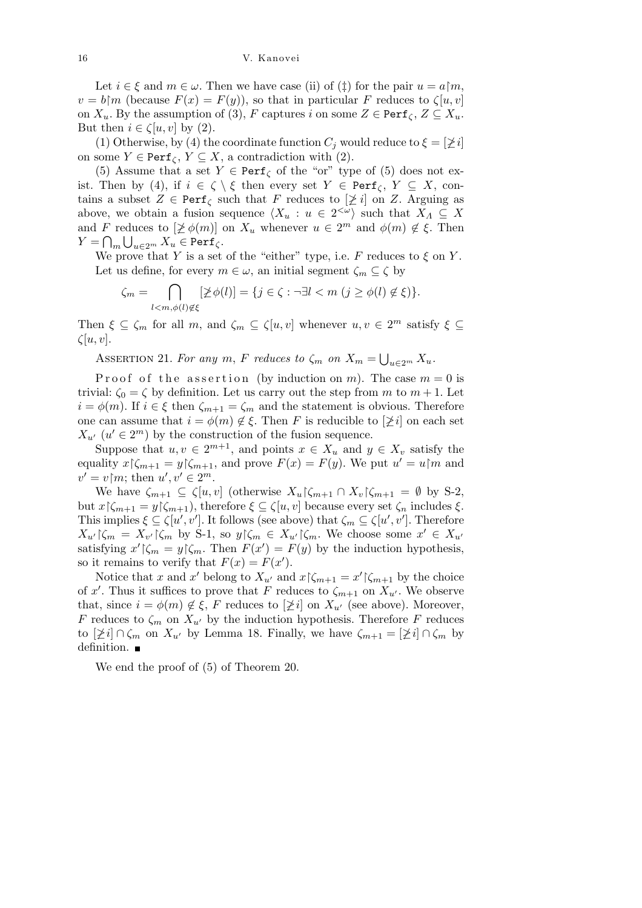Let $i \in \xi$ and $m \in \omega$. Then we have case (ii) of (‡) for the pair $u = a{\restriction}m$, $v = b{\restriction}m$ (because $F(x) = F(y)$), so that in particular $F$ reduces to $\zeta[u,v]$ on $X_u$. By the assumption of (3), $F$ captures $i$ on some $Z \in \mathtt{Perf}_\zeta$, $Z \subseteq X_u$. But then $i \in \zeta[u,v]$ by (2).

(1) Otherwise, by (4) the coordinate function $C_j$ would reduce to $\xi = [\not\geq i]$ on some $Y \in \mathtt{Perf}_\zeta$, $Y \subseteq X$, a contradiction with (2).

(5) Assume that a set $Y \in \mathtt{Perf}_\zeta$ of the "or" type of (5) does not exist. Then by (4), if $i \in \zeta \setminus \xi$ then every set $Y \in \mathtt{Perf}_\zeta$, $Y \subseteq X$, contains a subset $Z \in \mathtt{Perf}_\zeta$ such that $F$ reduces to $[\not\geq i]$ on $Z$. Arguing as above, we obtain a fusion sequence $\langle X_u : u \in 2^{<\omega}\rangle$ such that $X_\Lambda \subseteq X$ and $F$ reduces to $[\not\geq \phi(m)]$ on $X_u$ whenever $u \in 2^m$ and $\phi(m) \notin \xi$. Then $Y = \bigcap_m \bigcup_{u\in 2^m} X_u \in \mathtt{Perf}_\zeta$.

We prove that $Y$ is a set of the "either" type, i.e. $F$ reduces to $\xi$ on $Y$.

Let us define, for every $m \in \omega$, an initial segment $\zeta_m \subseteq \zeta$ by

$$\zeta_m = \bigcap_{l<m,\,\phi(l)\notin\xi} [\not\geq \phi(l)] = \{j \in \zeta : \neg\exists l < m\ (j \geq \phi(l) \notin \xi)\}.$$

Then $\xi \subseteq \zeta_m$ for all $m$, and $\zeta_m \subseteq \zeta[u,v]$ whenever $u,v \in 2^m$ satisfy $\xi \subseteq \zeta[u,v]$.

Assertion 21. *For any $m$, $F$ reduces to $\zeta_m$ on $X_m = \bigcup_{u\in 2^m} X_u$.*

Proof of the assertion (by induction on $m$). The case $m = 0$ is trivial: $\zeta_0 = \zeta$ by definition. Let us carry out the step from $m$ to $m+1$. Let $i = \phi(m)$. If $i \in \xi$ then $\zeta_{m+1} = \zeta_m$ and the statement is obvious. Therefore one can assume that $i = \phi(m) \notin \xi$. Then $F$ is reducible to $[\not\geq i]$ on each set $X_{u'}$ ($u' \in 2^m$) by the construction of the fusion sequence.

Suppose that $u,v \in 2^{m+1}$, and points $x \in X_u$ and $y \in X_v$ satisfy the equality $x{\restriction}\zeta_{m+1} = y{\restriction}\zeta_{m+1}$, and prove $F(x) = F(y)$. We put $u' = u{\restriction}m$ and $v' = v{\restriction}m$; then $u', v' \in 2^m$.

We have $\zeta_{m+1} \subseteq \zeta[u,v]$ (otherwise $X_u{\restriction}\zeta_{m+1} \cap X_v{\restriction}\zeta_{m+1} = \emptyset$ by S-2, but $x{\restriction}\zeta_{m+1} = y{\restriction}\zeta_{m+1}$), therefore $\xi \subseteq \zeta[u,v]$ because every set $\zeta_n$ includes $\xi$. This implies $\xi \subseteq \zeta[u',v']$. It follows (see above) that $\zeta_m \subseteq \zeta[u',v']$. Therefore $X_{u'}{\restriction}\zeta_m = X_{v'}{\restriction}\zeta_m$ by S-1, so $y{\restriction}\zeta_m \in X_{u'}{\restriction}\zeta_m$. We choose some $x' \in X_{u'}$ satisfying $x'{\restriction}\zeta_m = y{\restriction}\zeta_m$. Then $F(x') = F(y)$ by the induction hypothesis, so it remains to verify that $F(x) = F(x')$.

Notice that $x$ and $x'$ belong to $X_{u'}$ and $x{\restriction}\zeta_{m+1} = x'{\restriction}\zeta_{m+1}$ by the choice of $x'$. Thus it suffices to prove that $F$ reduces to $\zeta_{m+1}$ on $X_{u'}$. We observe that, since $i = \phi(m) \notin \xi$, $F$ reduces to $[\not\geq i]$ on $X_{u'}$ (see above). Moreover, $F$ reduces to $\zeta_m$ on $X_{u'}$ by the induction hypothesis. Therefore $F$ reduces to $[\not\geq i] \cap \zeta_m$ on $X_{u'}$ by Lemma 18. Finally, we have $\zeta_{m+1} = [\not\geq i] \cap \zeta_m$ by definition. ∎

We end the proof of (5) of Theorem 20.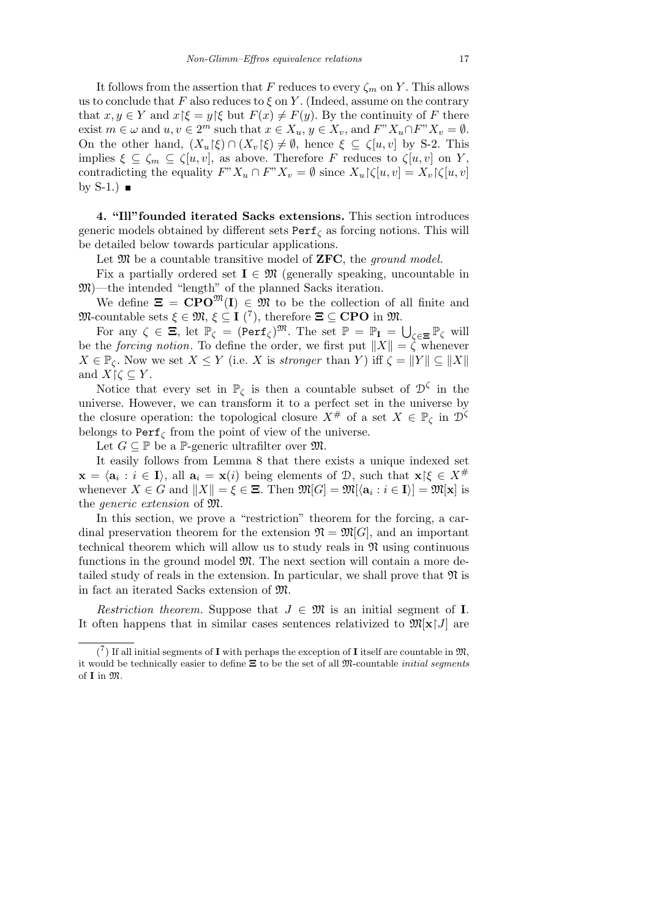It follows from the assertion that $F$ reduces to every $\zeta_m$ on $Y$. This allows us to conclude that $F$ also reduces to $\xi$ on $Y$. (Indeed, assume on the contrary that $x, y \in Y$ and $x{\restriction}\xi = y{\restriction}\xi$ but $F(x) \neq F(y)$. By the continuity of $F$ there exist $m \in \omega$ and $u, v \in 2^m$ such that $x \in X_u$, $y \in X_v$, and $F``X_u \cap F``X_v = \emptyset$. On the other hand, $(X_u{\restriction}\xi) \cap (X_v{\restriction}\xi) \neq \emptyset$, hence $\xi \subseteq \zeta[u,v]$ by S-2. This implies $\xi \subseteq \zeta_m \subseteq \zeta[u,v]$, as above. Therefore $F$ reduces to $\zeta[u,v]$ on $Y$, contradicting the equality $F``X_u \cap F``X_v = \emptyset$ since $X_u{\restriction}\zeta[u,v] = X_v{\restriction}\zeta[u,v]$ by S-1.) ∎

**4. "Ill"founded iterated Sacks extensions.** This section introduces generic models obtained by different sets $\mathtt{Perf}_\zeta$ as forcing notions. This will be detailed below towards particular applications.

Let $\mathfrak{M}$ be a countable transitive model of **ZFC**, the *ground model*.

Fix a partially ordered set $\mathbf{I} \in \mathfrak{M}$ (generally speaking, uncountable in $\mathfrak{M}$)—the intended "length" of the planned Sacks iteration.

We define $\boldsymbol{\Xi} = \mathbf{CPO}^{\mathfrak{M}}(\mathbf{I}) \in \mathfrak{M}$ to be the collection of all finite and $\mathfrak{M}$-countable sets $\xi \in \mathfrak{M}$, $\xi \subseteq \mathbf{I}$ [7], therefore $\boldsymbol{\Xi} \subseteq \mathbf{CPO}$ in $\mathfrak{M}$.

For any $\zeta \in \boldsymbol{\Xi}$, let $\mathbb{P}_\zeta = (\mathtt{Perf}_\zeta)^{\mathfrak{M}}$. The set $\mathbb{P} = \mathbb{P}_{\mathbf{I}} = \bigcup_{\zeta \in \boldsymbol{\Xi}} \mathbb{P}_\zeta$ will be the *forcing notion*. To define the order, we first put $\|X\| = \zeta$ whenever $X \in \mathbb{P}_\zeta$. Now we set $X \leq Y$ (i.e. $X$ is *stronger* than $Y$) iff $\zeta = \|Y\| \subseteq \|X\|$ and $X{\restriction}\zeta \subseteq Y$.

Notice that every set in $\mathbb{P}_\zeta$ is then a countable subset of $\mathcal{D}^\zeta$ in the universe. However, we can transform it to a perfect set in the universe by the closure operation: the topological closure $X^\#$ of a set $X \in \mathbb{P}_\zeta$ in $\mathcal{D}^\zeta$ belongs to $\mathtt{Perf}_\zeta$ from the point of view of the universe.

Let $G \subseteq \mathbb{P}$ be a $\mathbb{P}$-generic ultrafilter over $\mathfrak{M}$.

It easily follows from Lemma 8 that there exists a unique indexed set $\mathbf{x} = \langle \mathbf{a}_i : i \in \mathbf{I} \rangle$, all $\mathbf{a}_i = \mathbf{x}(i)$ being elements of $\mathcal{D}$, such that $\mathbf{x}{\restriction}\xi \in X^\#$ whenever $X \in G$ and $\|X\| = \xi \in \boldsymbol{\Xi}$. Then $\mathfrak{M}[G] = \mathfrak{M}[\langle \mathbf{a}_i : i \in \mathbf{I} \rangle] = \mathfrak{M}[\mathbf{x}]$ is the *generic extension* of $\mathfrak{M}$.

In this section, we prove a "restriction" theorem for the forcing, a cardinal preservation theorem for the extension $\mathfrak{N} = \mathfrak{M}[G]$, and an important technical theorem which will allow us to study reals in $\mathfrak{N}$ using continuous functions in the ground model $\mathfrak{M}$. The next section will contain a more detailed study of reals in the extension. In particular, we shall prove that $\mathfrak{N}$ is in fact an iterated Sacks extension of $\mathfrak{M}$.

*Restriction theorem.* Suppose that $J \in \mathfrak{M}$ is an initial segment of $\mathbf{I}$. It often happens that in similar cases sentences relativized to $\mathfrak{M}[\mathbf{x}{\restriction}J]$ are

---

[7] If all initial segments of $\mathbf{I}$ with perhaps the exception of $\mathbf{I}$ itself are countable in $\mathfrak{M}$, it would be technically easier to define $\boldsymbol{\Xi}$ to be the set of all $\mathfrak{M}$-countable *initial segments* of $\mathbf{I}$ in $\mathfrak{M}$.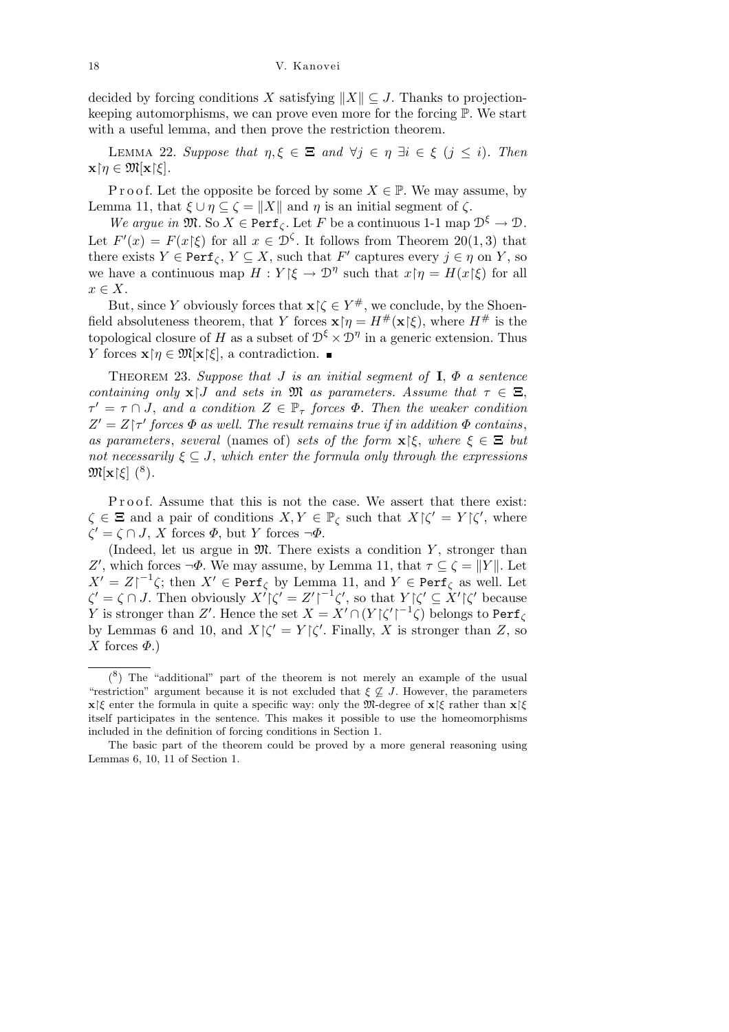decided by forcing conditions $X$ satisfying $\|X\| \subseteq J$. Thanks to projection-keeping automorphisms, we can prove even more for the forcing $\mathbb{P}$. We start with a useful lemma, and then prove the restriction theorem.

LEMMA 22. *Suppose that* $\eta, \xi \in \boldsymbol{\Xi}$ *and* $\forall j \in \eta \; \exists i \in \xi \; (j \leq i)$. *Then* $\mathbf{x}{\restriction}\eta \in \mathfrak{M}[\mathbf{x}{\restriction}\xi]$.

Proof. Let the opposite be forced by some $X \in \mathbb{P}$. We may assume, by Lemma 11, that $\xi \cup \eta \subseteq \zeta = \|X\|$ and $\eta$ is an initial segment of $\zeta$.

*We argue in* $\mathfrak{M}$. So $X \in \mathtt{Perf}_\zeta$. Let $F$ be a continuous 1-1 map $\mathcal{D}^\xi \to \mathcal{D}$. Let $F'(x) = F(x{\restriction}\xi)$ for all $x \in \mathcal{D}^\zeta$. It follows from Theorem 20(1, 3) that there exists $Y \in \mathtt{Perf}_\zeta$, $Y \subseteq X$, such that $F'$ captures every $j \in \eta$ on $Y$, so we have a continuous map $H : Y{\restriction}\xi \to \mathcal{D}^\eta$ such that $x{\restriction}\eta = H(x{\restriction}\xi)$ for all $x \in X$.

But, since $Y$ obviously forces that $\mathbf{x}{\restriction}\zeta \in Y^\#$, we conclude, by the Shoenfield absoluteness theorem, that $Y$ forces $\mathbf{x}{\restriction}\eta = H^\#(\mathbf{x}{\restriction}\xi)$, where $H^\#$ is the topological closure of $H$ as a subset of $\mathcal{D}^\xi \times \mathcal{D}^\eta$ in a generic extension. Thus $Y$ forces $\mathbf{x}{\restriction}\eta \in \mathfrak{M}[\mathbf{x}{\restriction}\xi]$, a contradiction. ∎

THEOREM 23. *Suppose that $J$ is an initial segment of* $\mathbf{I}$, $\Phi$ *a sentence containing only* $\mathbf{x}{\restriction}J$ *and sets in* $\mathfrak{M}$ *as parameters. Assume that* $\tau \in \boldsymbol{\Xi}$, $\tau' = \tau \cap J$, *and a condition* $Z \in \mathbb{P}_\tau$ *forces* $\Phi$. *Then the weaker condition* $Z' = Z{\restriction}\tau'$ *forces* $\Phi$ *as well. The result remains true if in addition* $\Phi$ *contains, as parameters, several* (names of) *sets of the form* $\mathbf{x}{\restriction}\xi$, *where* $\xi \in \boldsymbol{\Xi}$ *but not necessarily* $\xi \subseteq J$, *which enter the formula only through the expressions* $\mathfrak{M}[\mathbf{x}{\restriction}\xi]$ (8).

Proof. Assume that this is not the case. We assert that there exist: $\zeta \in \boldsymbol{\Xi}$ and a pair of conditions $X, Y \in \mathbb{P}_\zeta$ such that $X{\restriction}\zeta' = Y{\restriction}\zeta'$, where $\zeta' = \zeta \cap J$, $X$ forces $\Phi$, but $Y$ forces $\neg\Phi$.

(Indeed, let us argue in $\mathfrak{M}$. There exists a condition $Y$, stronger than $Z'$, which forces $\neg\Phi$. We may assume, by Lemma 11, that $\tau \subseteq \zeta = \|Y\|$. Let $X' = Z{\restriction}^{-1}\zeta$; then $X' \in \mathtt{Perf}_\zeta$ by Lemma 11, and $Y \in \mathtt{Perf}_\zeta$ as well. Let $\zeta' = \zeta \cap J$. Then obviously $X'{\restriction}\zeta' = Z'{\restriction}^{-1}\zeta'$, so that $Y{\restriction}\zeta' \subseteq X'{\restriction}\zeta'$ because $Y$ is stronger than $Z'$. Hence the set $X = X' \cap (Y{\restriction}\zeta'{\restriction}^{-1}\zeta)$ belongs to $\mathtt{Perf}_\zeta$ by Lemmas 6 and 10, and $X{\restriction}\zeta' = Y{\restriction}\zeta'$. Finally, $X$ is stronger than $Z$, so $X$ forces $\Phi$.)

---

(8) The "additional" part of the theorem is not merely an example of the usual "restriction" argument because it is not excluded that $\xi \not\subseteq J$. However, the parameters $\mathbf{x}{\restriction}\xi$ enter the formula in quite a specific way: only the $\mathfrak{M}$-degree of $\mathbf{x}{\restriction}\xi$ rather than $\mathbf{x}{\restriction}\xi$ itself participates in the sentence. This makes it possible to use the homeomorphisms included in the definition of forcing conditions in Section 1.

The basic part of the theorem could be proved by a more general reasoning using Lemmas 6, 10, 11 of Section 1.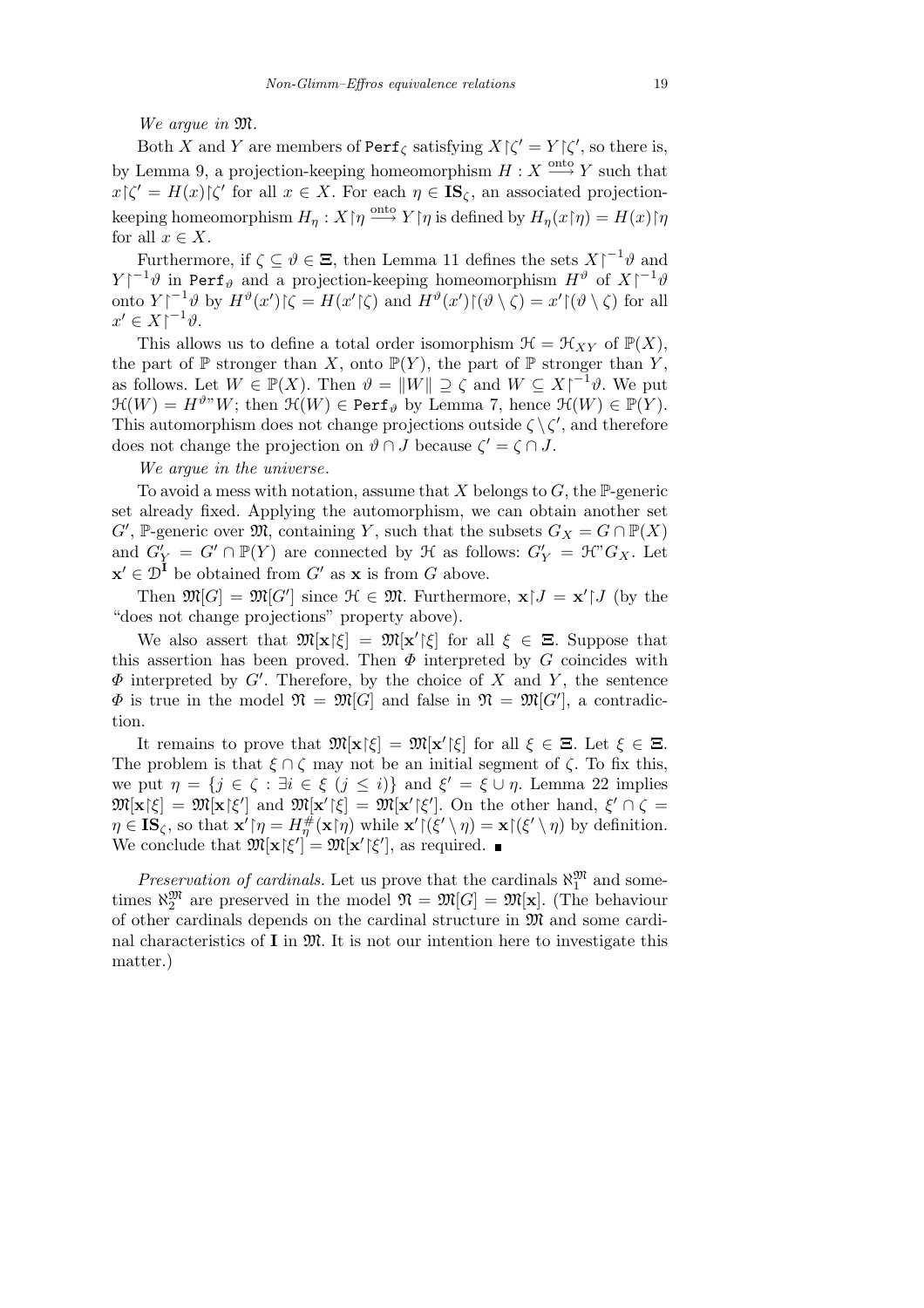*We argue in* $\mathfrak{M}$.

Both $X$ and $Y$ are members of $\mathtt{Perf}_\zeta$ satisfying $X{\restriction}\zeta' = Y{\restriction}\zeta'$, so there is, by Lemma 9, a projection-keeping homeomorphism $H : X \xrightarrow{\text{onto}} Y$ such that $x{\restriction}\zeta' = H(x){\restriction}\zeta'$ for all $x \in X$. For each $\eta \in \mathbf{IS}_\zeta$, an associated projection-keeping homeomorphism $H_\eta : X{\restriction}\eta \xrightarrow{\text{onto}} Y{\restriction}\eta$ is defined by $H_\eta(x{\restriction}\eta) = H(x){\restriction}\eta$ for all $x \in X$.

Furthermore, if $\zeta \subseteq \vartheta \in \mathbf{\Xi}$, then Lemma 11 defines the sets $X{\restriction}^{-1}\vartheta$ and $Y{\restriction}^{-1}\vartheta$ in $\mathtt{Perf}_\vartheta$ and a projection-keeping homeomorphism $H^\vartheta$ of $X{\restriction}^{-1}\vartheta$ onto $Y{\restriction}^{-1}\vartheta$ by $H^\vartheta(x'){\restriction}\zeta = H(x'{\restriction}\zeta)$ and $H^\vartheta(x'){\restriction}(\vartheta \setminus \zeta) = x'{\restriction}(\vartheta \setminus \zeta)$ for all $x' \in X{\restriction}^{-1}\vartheta$.

This allows us to define a total order isomorphism $\mathcal{H} = \mathcal{H}_{XY}$ of $\mathbb{P}(X)$, the part of $\mathbb{P}$ stronger than $X$, onto $\mathbb{P}(Y)$, the part of $\mathbb{P}$ stronger than $Y$, as follows. Let $W \in \mathbb{P}(X)$. Then $\vartheta = \|W\| \supseteq \zeta$ and $W \subseteq X{\restriction}^{-1}\vartheta$. We put $\mathcal{H}(W) = H^{\vartheta}\text{``}W$; then $\mathcal{H}(W) \in \mathtt{Perf}_\vartheta$ by Lemma 7, hence $\mathcal{H}(W) \in \mathbb{P}(Y)$. This automorphism does not change projections outside $\zeta \setminus \zeta'$, and therefore does not change the projection on $\vartheta \cap J$ because $\zeta' = \zeta \cap J$.

*We argue in the universe.*

To avoid a mess with notation, assume that $X$ belongs to $G$, the $\mathbb{P}$-generic set already fixed. Applying the automorphism, we can obtain another set $G'$, $\mathbb{P}$-generic over $\mathfrak{M}$, containing $Y$, such that the subsets $G_X = G \cap \mathbb{P}(X)$ and $G'_Y = G' \cap \mathbb{P}(Y)$ are connected by $\mathcal{H}$ as follows: $G'_Y = \mathcal{H}\text{``}G_X$. Let $\mathbf{x}' \in \mathcal{D}^{\mathbf{I}}$ be obtained from $G'$ as $\mathbf{x}$ is from $G$ above.

Then $\mathfrak{M}[G] = \mathfrak{M}[G']$ since $\mathcal{H} \in \mathfrak{M}$. Furthermore, $\mathbf{x}{\restriction}J = \mathbf{x}'{\restriction}J$ (by the "does not change projections" property above).

We also assert that $\mathfrak{M}[\mathbf{x}{\restriction}\xi] = \mathfrak{M}[\mathbf{x}'{\restriction}\xi]$ for all $\xi \in \mathbf{\Xi}$. Suppose that this assertion has been proved. Then $\Phi$ interpreted by $G$ coincides with $\Phi$ interpreted by $G'$. Therefore, by the choice of $X$ and $Y$, the sentence $\Phi$ is true in the model $\mathfrak{N} = \mathfrak{M}[G]$ and false in $\mathfrak{N} = \mathfrak{M}[G']$, a contradiction.

It remains to prove that $\mathfrak{M}[\mathbf{x}{\restriction}\xi] = \mathfrak{M}[\mathbf{x}'{\restriction}\xi]$ for all $\xi \in \mathbf{\Xi}$. Let $\xi \in \mathbf{\Xi}$. The problem is that $\xi \cap \zeta$ may not be an initial segment of $\zeta$. To fix this, we put $\eta = \{j \in \zeta : \exists i \in \xi \ (j \le i)\}$ and $\xi' = \xi \cup \eta$. Lemma 22 implies $\mathfrak{M}[\mathbf{x}{\restriction}\xi] = \mathfrak{M}[\mathbf{x}{\restriction}\xi']$ and $\mathfrak{M}[\mathbf{x}'{\restriction}\xi] = \mathfrak{M}[\mathbf{x}'{\restriction}\xi']$. On the other hand, $\xi' \cap \zeta = \eta \in \mathbf{IS}_\zeta$, so that $\mathbf{x}'{\restriction}\eta = H^{\#}_\eta(\mathbf{x}{\restriction}\eta)$ while $\mathbf{x}'{\restriction}(\xi' \setminus \eta) = \mathbf{x}{\restriction}(\xi' \setminus \eta)$ by definition. We conclude that $\mathfrak{M}[\mathbf{x}{\restriction}\xi'] = \mathfrak{M}[\mathbf{x}'{\restriction}\xi']$, as required. ∎

*Preservation of cardinals.* Let us prove that the cardinals $\aleph_1^{\mathfrak{M}}$ and sometimes $\aleph_2^{\mathfrak{M}}$ are preserved in the model $\mathfrak{N} = \mathfrak{M}[G] = \mathfrak{M}[\mathbf{x}]$. (The behaviour of other cardinals depends on the cardinal structure in $\mathfrak{M}$ and some cardinal characteristics of $\mathbf{I}$ in $\mathfrak{M}$. It is not our intention here to investigate this matter.)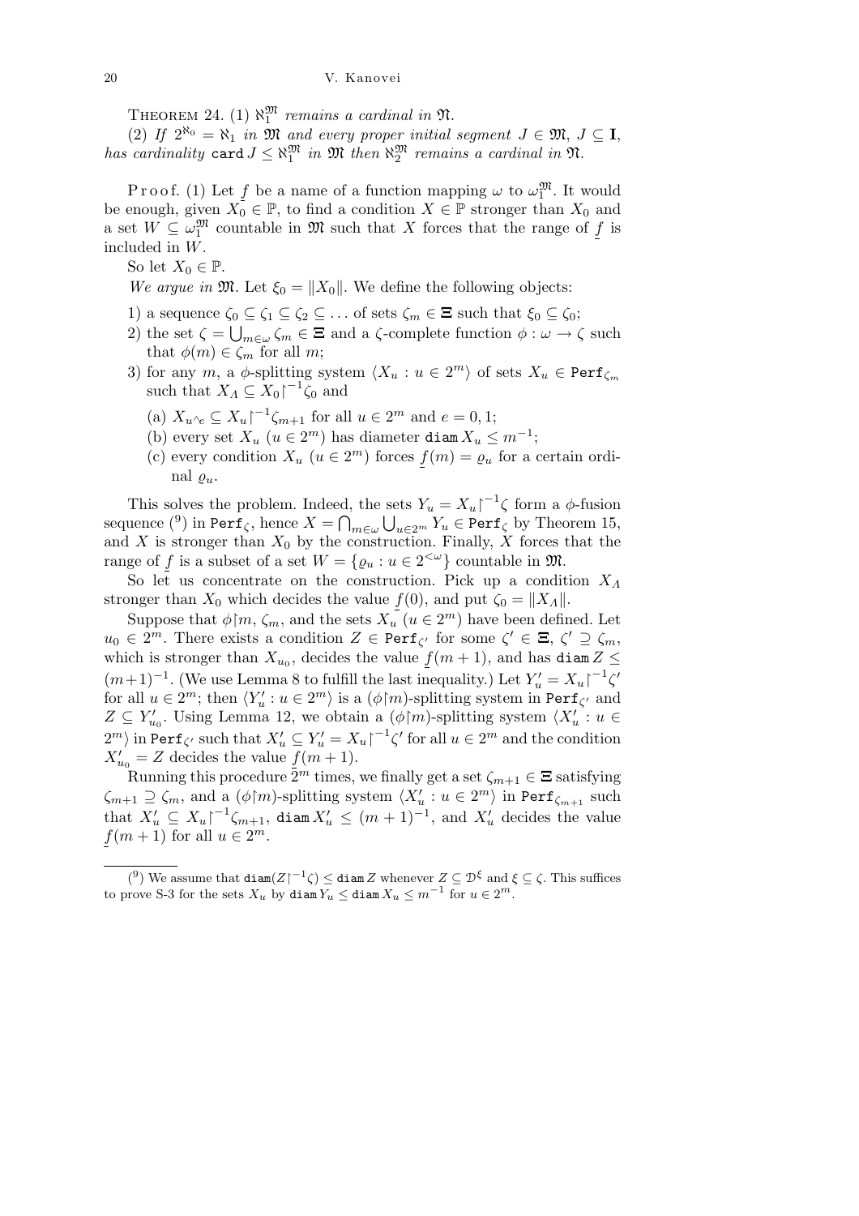**Theorem 24.** (1) $\aleph_1^{\mathfrak{M}}$ *remains a cardinal in* $\mathfrak{N}$.

(2) *If* $2^{\aleph_0} = \aleph_1$ *in* $\mathfrak{M}$ *and every proper initial segment* $J \in \mathfrak{M}$, $J \subseteq \mathbf{I}$, *has cardinality* $\mathtt{card}\, J \le \aleph_1^{\mathfrak{M}}$ *in* $\mathfrak{M}$ *then* $\aleph_2^{\mathfrak{M}}$ *remains a cardinal in* $\mathfrak{N}$.

Proof. (1) Let $\underset{\sim}{f}$ be a name of a function mapping $\omega$ to $\omega_1^{\mathfrak{M}}$. It would be enough, given $X_0 \in \mathbb{P}$, to find a condition $X \in \mathbb{P}$ stronger than $X_0$ and a set $W \subseteq \omega_1^{\mathfrak{M}}$ countable in $\mathfrak{M}$ such that $X$ forces that the range of $\underset{\sim}{f}$ is included in $W$.

So let $X_0 \in \mathbb{P}$.

*We argue in* $\mathfrak{M}$. Let $\xi_0 = \|X_0\|$. We define the following objects:

1) a sequence $\zeta_0 \subseteq \zeta_1 \subseteq \zeta_2 \subseteq \ldots$ of sets $\zeta_m \in \mathbf{\Xi}$ such that $\xi_0 \subseteq \zeta_0$;

2) the set $\zeta = \bigcup_{m\in\omega} \zeta_m \in \mathbf{\Xi}$ and a $\zeta$-complete function $\phi : \omega \to \zeta$ such that $\phi(m) \in \zeta_m$ for all $m$;

3) for any $m$, a $\phi$-splitting system $\langle X_u : u \in 2^m\rangle$ of sets $X_u \in \mathtt{Perf}_{\zeta_m}$ such that $X_\Lambda \subseteq X_0{\restriction}^{-1}\zeta_0$ and

(a) $X_{u^\wedge e} \subseteq X_u{\restriction}^{-1}\zeta_{m+1}$ for all $u \in 2^m$ and $e = 0, 1$;

(b) every set $X_u$ ($u \in 2^m$) has diameter $\mathtt{diam}\, X_u \le m^{-1}$;

(c) every condition $X_u$ ($u \in 2^m$) forces $\underset{\sim}{f}(m) = \varrho_u$ for a certain ordinal $\varrho_u$.

This solves the problem. Indeed, the sets $Y_u = X_u{\restriction}^{-1}\zeta$ form a $\phi$-fusion sequence [9] in $\mathtt{Perf}_\zeta$, hence $X = \bigcap_{m\in\omega} \bigcup_{u\in 2^m} Y_u \in \mathtt{Perf}_\zeta$ by Theorem 15, and $X$ is stronger than $X_0$ by the construction. Finally, $X$ forces that the range of $\underset{\sim}{f}$ is a subset of a set $W = \{\varrho_u : u \in 2^{<\omega}\}$ countable in $\mathfrak{M}$.

So let us concentrate on the construction. Pick up a condition $X_\Lambda$ stronger than $X_0$ which decides the value $\underset{\sim}{f}(0)$, and put $\zeta_0 = \|X_\Lambda\|$.

Suppose that $\phi{\restriction}m$, $\zeta_m$, and the sets $X_u$ ($u \in 2^m$) have been defined. Let $u_0 \in 2^m$. There exists a condition $Z \in \mathtt{Perf}_{\zeta'}$ for some $\zeta' \in \mathbf{\Xi}$, $\zeta' \supseteq \zeta_m$, which is stronger than $X_{u_0}$, decides the value $\underset{\sim}{f}(m+1)$, and has $\mathtt{diam}\, Z \le (m+1)^{-1}$. (We use Lemma 8 to fulfill the last inequality.) Let $Y'_u = X_u{\restriction}^{-1}\zeta'$ for all $u \in 2^m$; then $\langle Y'_u : u \in 2^m\rangle$ is a $(\phi{\restriction}m)$-splitting system in $\mathtt{Perf}_{\zeta'}$ and $Z \subseteq Y'_{u_0}$. Using Lemma 12, we obtain a $(\phi{\restriction}m)$-splitting system $\langle X'_u : u \in 2^m\rangle$ in $\mathtt{Perf}_{\zeta'}$ such that $X'_u \subseteq Y'_u = X_u{\restriction}^{-1}\zeta'$ for all $u \in 2^m$ and the condition $X'_{u_0} = Z$ decides the value $\underset{\sim}{f}(m+1)$.

Running this procedure $2^m$ times, we finally get a set $\zeta_{m+1} \in \mathbf{\Xi}$ satisfying $\zeta_{m+1} \supseteq \zeta_m$, and a $(\phi{\restriction}m)$-splitting system $\langle X'_u : u \in 2^m\rangle$ in $\mathtt{Perf}_{\zeta_{m+1}}$ such that $X'_u \subseteq X_u{\restriction}^{-1}\zeta_{m+1}$, $\mathtt{diam}\, X'_u \le (m+1)^{-1}$, and $X'_u$ decides the value $\underset{\sim}{f}(m+1)$ for all $u \in 2^m$.

---

[9] We assume that $\mathtt{diam}(Z{\restriction}^{-1}\zeta) \le \mathtt{diam}\, Z$ whenever $Z \subseteq \mathcal{D}^\xi$ and $\xi \subseteq \zeta$. This suffices to prove S-3 for the sets $X_u$ by $\mathtt{diam}\, Y_u \le \mathtt{diam}\, X_u \le m^{-1}$ for $u \in 2^m$.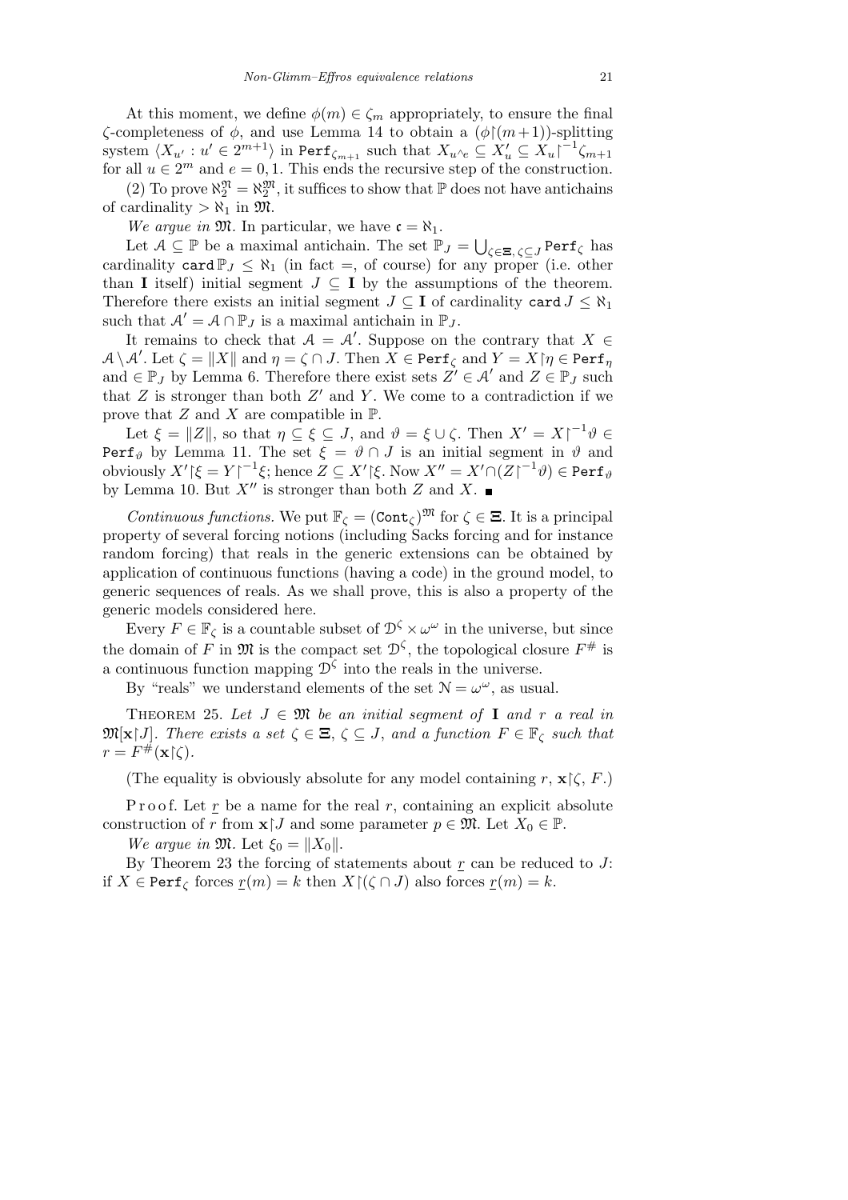At this moment, we define $\phi(m) \in \zeta_m$ appropriately, to ensure the final $\zeta$-completeness of $\phi$, and use Lemma 14 to obtain a $(\phi{\restriction}(m+1))$-splitting system $\langle X_{u'} : u' \in 2^{m+1}\rangle$ in $\mathtt{Perf}_{\zeta_{m+1}}$ such that $X_{u^\wedge e} \subseteq X'_u \subseteq X_u{\restriction}^{-1}\zeta_{m+1}$ for all $u \in 2^m$ and $e = 0, 1$. This ends the recursive step of the construction.

(2) To prove $\aleph_2^{\mathfrak{N}} = \aleph_2^{\mathfrak{M}}$, it suffices to show that $\mathbb{P}$ does not have antichains of cardinality $> \aleph_1$ in $\mathfrak{M}$.

*We argue in* $\mathfrak{M}$. In particular, we have $\mathfrak{c} = \aleph_1$.

Let $\mathcal{A} \subseteq \mathbb{P}$ be a maximal antichain. The set $\mathbb{P}_J = \bigcup_{\zeta \in \mathbf{\Xi},\, \zeta \subseteq J} \mathtt{Perf}_\zeta$ has cardinality $\mathtt{card}\,\mathbb{P}_J \le \aleph_1$ (in fact $=$, of course) for any proper (i.e. other than $\mathbf{I}$ itself) initial segment $J \subseteq \mathbf{I}$ by the assumptions of the theorem. Therefore there exists an initial segment $J \subseteq \mathbf{I}$ of cardinality $\mathtt{card}\,J \le \aleph_1$ such that $\mathcal{A}' = \mathcal{A} \cap \mathbb{P}_J$ is a maximal antichain in $\mathbb{P}_J$.

It remains to check that $\mathcal{A} = \mathcal{A}'$. Suppose on the contrary that $X \in \mathcal{A} \setminus \mathcal{A}'$. Let $\zeta = \|X\|$ and $\eta = \zeta \cap J$. Then $X \in \mathtt{Perf}_\zeta$ and $Y = X{\restriction}\eta \in \mathtt{Perf}_\eta$ and $\in \mathbb{P}_J$ by Lemma 6. Therefore there exist sets $Z' \in \mathcal{A}'$ and $Z \in \mathbb{P}_J$ such that $Z$ is stronger than both $Z'$ and $Y$. We come to a contradiction if we prove that $Z$ and $X$ are compatible in $\mathbb{P}$.

Let $\xi = \|Z\|$, so that $\eta \subseteq \xi \subseteq J$, and $\vartheta = \xi \cup \zeta$. Then $X' = X{\restriction}^{-1}\vartheta \in \mathtt{Perf}_\vartheta$ by Lemma 11. The set $\xi = \vartheta \cap J$ is an initial segment in $\vartheta$ and obviously $X'{\restriction}\xi = Y{\restriction}^{-1}\xi$; hence $Z \subseteq X'{\restriction}\xi$. Now $X'' = X' \cap (Z{\restriction}^{-1}\vartheta) \in \mathtt{Perf}_\vartheta$ by Lemma 10. But $X''$ is stronger than both $Z$ and $X$. ∎

*Continuous functions.* We put $\mathbb{F}_\zeta = (\mathtt{Cont}_\zeta)^{\mathfrak{M}}$ for $\zeta \in \mathbf{\Xi}$. It is a principal property of several forcing notions (including Sacks forcing and for instance random forcing) that reals in the generic extensions can be obtained by application of continuous functions (having a code) in the ground model, to generic sequences of reals. As we shall prove, this is also a property of the generic models considered here.

Every $F \in \mathbb{F}_\zeta$ is a countable subset of $\mathcal{D}^\zeta \times \omega^\omega$ in the universe, but since the domain of $F$ in $\mathfrak{M}$ is the compact set $\mathcal{D}^\zeta$, the topological closure $F^\#$ is a continuous function mapping $\mathcal{D}^\zeta$ into the reals in the universe.

By "reals" we understand elements of the set $\mathcal{N} = \omega^\omega$, as usual.

THEOREM 25. *Let $J \in \mathfrak{M}$ be an initial segment of $\mathbf{I}$ and $r$ a real in $\mathfrak{M}[\mathbf{x}{\restriction}J]$. There exists a set $\zeta \in \mathbf{\Xi}$, $\zeta \subseteq J$, and a function $F \in \mathbb{F}_\zeta$ such that $r = F^\#(\mathbf{x}{\restriction}\zeta)$.*

(The equality is obviously absolute for any model containing $r$, $\mathbf{x}{\restriction}\zeta$, $F$.)

Proof. Let $\underline{r}$ be a name for the real $r$, containing an explicit absolute construction of $r$ from $\mathbf{x}{\restriction}J$ and some parameter $p \in \mathfrak{M}$. Let $X_0 \in \mathbb{P}$.

*We argue in* $\mathfrak{M}$. Let $\xi_0 = \|X_0\|$.

By Theorem 23 the forcing of statements about $\underline{r}$ can be reduced to $J$: if $X \in \mathtt{Perf}_\zeta$ forces $\underline{r}(m) = k$ then $X{\restriction}(\zeta \cap J)$ also forces $\underline{r}(m) = k$.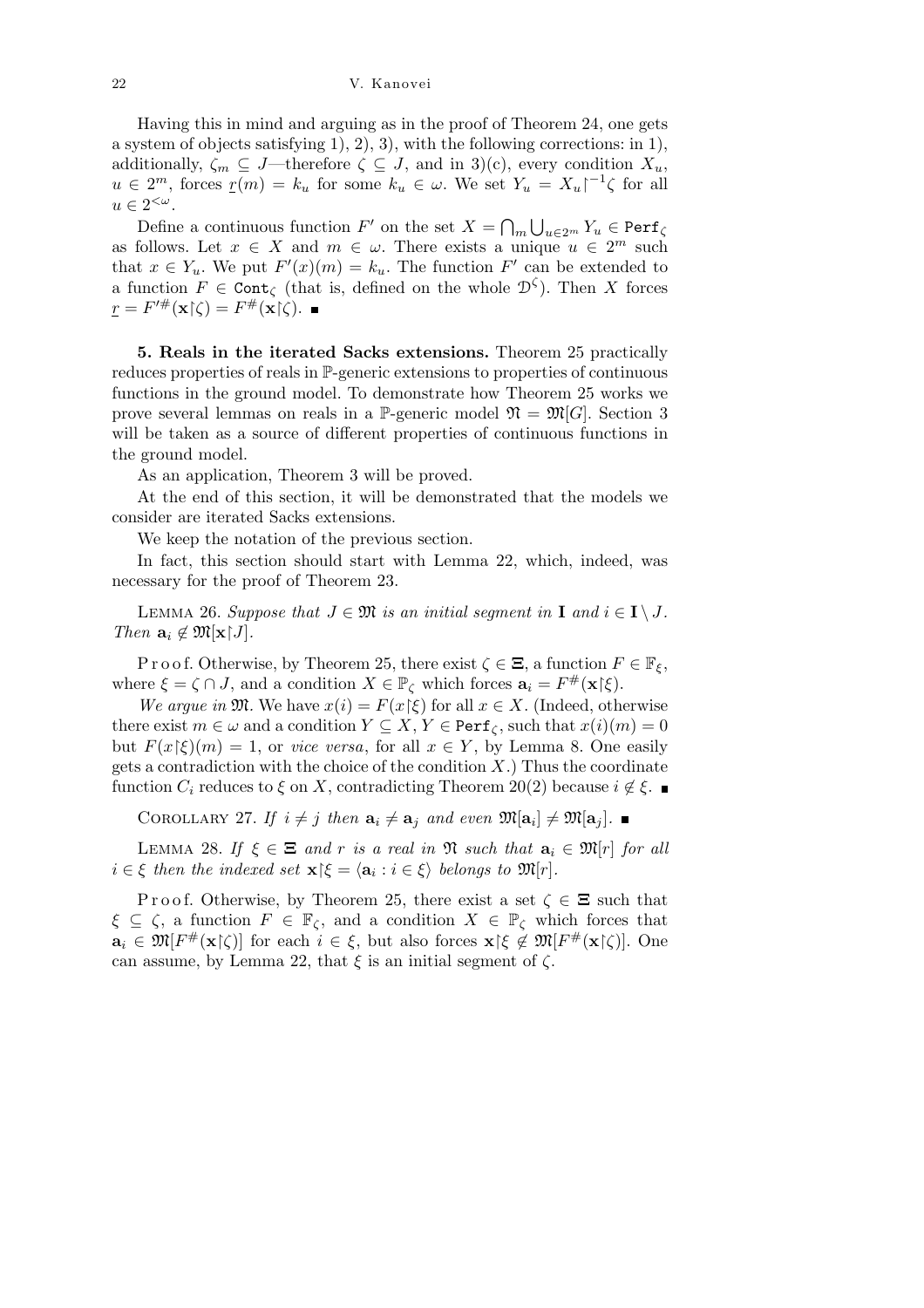Having this in mind and arguing as in the proof of Theorem 24, one gets a system of objects satisfying 1), 2), 3), with the following corrections: in 1), additionally, $\zeta_m \subseteq J$—therefore $\zeta \subseteq J$, and in 3)(c), every condition $X_u$, $u \in 2^m$, forces $\underline{r}(m) = k_u$ for some $k_u \in \omega$. We set $Y_u = X_u{\restriction}^{-1}\zeta$ for all $u \in 2^{<\omega}$.

Define a continuous function $F'$ on the set $X = \bigcap_m \bigcup_{u \in 2^m} Y_u \in \mathtt{Perf}_\zeta$ as follows. Let $x \in X$ and $m \in \omega$. There exists a unique $u \in 2^m$ such that $x \in Y_u$. We put $F'(x)(m) = k_u$. The function $F'$ can be extended to a function $F \in \mathtt{Cont}_\zeta$ (that is, defined on the whole $\mathcal{D}^\zeta$). Then $X$ forces $\underline{r} = F'^{\#}(\mathbf{x}{\restriction}\zeta) = F^{\#}(\mathbf{x}{\restriction}\zeta)$. ∎

**5. Reals in the iterated Sacks extensions.** Theorem 25 practically reduces properties of reals in $\mathbb{P}$-generic extensions to properties of continuous functions in the ground model. To demonstrate how Theorem 25 works we prove several lemmas on reals in a $\mathbb{P}$-generic model $\mathfrak{N} = \mathfrak{M}[G]$. Section 3 will be taken as a source of different properties of continuous functions in the ground model.

As an application, Theorem 3 will be proved.

At the end of this section, it will be demonstrated that the models we consider are iterated Sacks extensions.

We keep the notation of the previous section.

In fact, this section should start with Lemma 22, which, indeed, was necessary for the proof of Theorem 23.

LEMMA 26. *Suppose that $J \in \mathfrak{M}$ is an initial segment in $\mathbf{I}$ and $i \in \mathbf{I} \setminus J$. Then $\mathbf{a}_i \notin \mathfrak{M}[\mathbf{x}{\restriction}J]$.*

Proof. Otherwise, by Theorem 25, there exist $\zeta \in \mathbf{\Xi}$, a function $F \in \mathbb{F}_\xi$, where $\xi = \zeta \cap J$, and a condition $X \in \mathbb{P}_\zeta$ which forces $\mathbf{a}_i = F^{\#}(\mathbf{x}{\restriction}\xi)$.

*We argue in* $\mathfrak{M}$. We have $x(i) = F(x{\restriction}\xi)$ for all $x \in X$. (Indeed, otherwise there exist $m \in \omega$ and a condition $Y \subseteq X$, $Y \in \mathtt{Perf}_\zeta$, such that $x(i)(m) = 0$ but $F(x{\restriction}\xi)(m) = 1$, or *vice versa*, for all $x \in Y$, by Lemma 8. One easily gets a contradiction with the choice of the condition $X$.) Thus the coordinate function $C_i$ reduces to $\xi$ on $X$, contradicting Theorem 20(2) because $i \notin \xi$. ∎

COROLLARY 27. *If $i \neq j$ then $\mathbf{a}_i \neq \mathbf{a}_j$ and even $\mathfrak{M}[\mathbf{a}_i] \neq \mathfrak{M}[\mathbf{a}_j]$.* ∎

LEMMA 28. *If $\xi \in \mathbf{\Xi}$ and $r$ is a real in $\mathfrak{N}$ such that $\mathbf{a}_i \in \mathfrak{M}[r]$ for all $i \in \xi$ then the indexed set $\mathbf{x}{\restriction}\xi = \langle \mathbf{a}_i : i \in \xi \rangle$ belongs to $\mathfrak{M}[r]$.*

Proof. Otherwise, by Theorem 25, there exist a set $\zeta \in \mathbf{\Xi}$ such that $\xi \subseteq \zeta$, a function $F \in \mathbb{F}_\zeta$, and a condition $X \in \mathbb{P}_\zeta$ which forces that $\mathbf{a}_i \in \mathfrak{M}[F^{\#}(\mathbf{x}{\restriction}\zeta)]$ for each $i \in \xi$, but also forces $\mathbf{x}{\restriction}\xi \notin \mathfrak{M}[F^{\#}(\mathbf{x}{\restriction}\zeta)]$. One can assume, by Lemma 22, that $\xi$ is an initial segment of $\zeta$.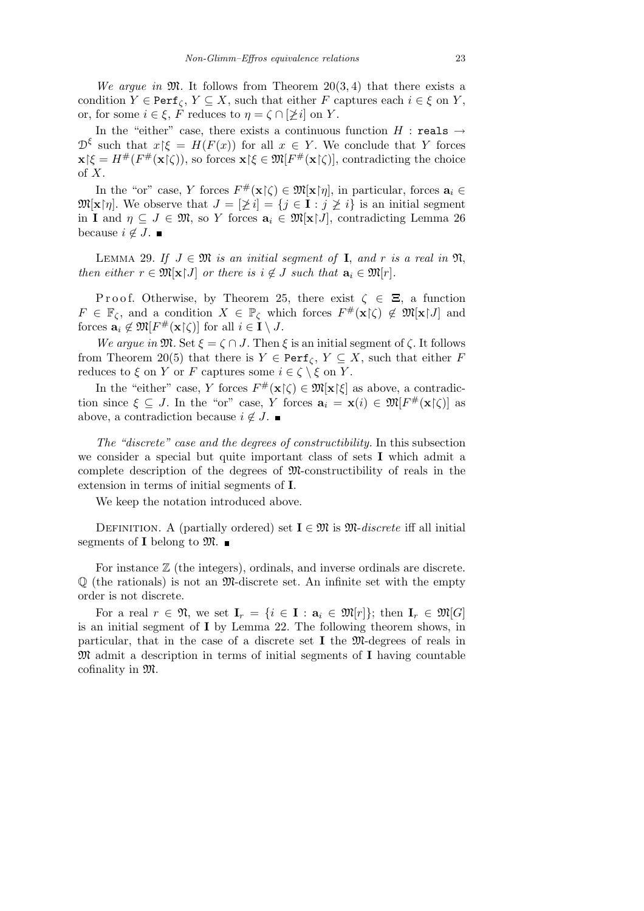*We argue in* $\mathfrak{M}$. It follows from Theorem 20(3, 4) that there exists a condition $Y \in \mathtt{Perf}_\zeta$, $Y \subseteq X$, such that either $F$ captures each $i \in \xi$ on $Y$, or, for some $i \in \xi$, $F$ reduces to $\eta = \zeta \cap [\not\geq i]$ on $Y$.

In the "either" case, there exists a continuous function $H : \mathtt{reals} \to \mathcal{D}^\xi$ such that $x{\restriction}\xi = H(F(x))$ for all $x \in Y$. We conclude that $Y$ forces $\mathbf{x}{\restriction}\xi = H^\#(F^\#(\mathbf{x}{\restriction}\zeta))$, so forces $\mathbf{x}{\restriction}\xi \in \mathfrak{M}[F^\#(\mathbf{x}{\restriction}\zeta)]$, contradicting the choice of $X$.

In the "or" case, $Y$ forces $F^\#(\mathbf{x}{\restriction}\zeta) \in \mathfrak{M}[\mathbf{x}{\restriction}\eta]$, in particular, forces $\mathbf{a}_i \in \mathfrak{M}[\mathbf{x}{\restriction}\eta]$. We observe that $J = [\not\geq i] = \{j \in \mathbf{I} : j \not\geq i\}$ is an initial segment in $\mathbf{I}$ and $\eta \subseteq J \in \mathfrak{M}$, so $Y$ forces $\mathbf{a}_i \in \mathfrak{M}[\mathbf{x}{\restriction}J]$, contradicting Lemma 26 because $i \notin J$. ∎

LEMMA 29. *If $J \in \mathfrak{M}$ is an initial segment of* $\mathbf{I}$, *and $r$ is a real in* $\mathfrak{N}$, *then either $r \in \mathfrak{M}[\mathbf{x}{\restriction}J]$ or there is $i \notin J$ such that $\mathbf{a}_i \in \mathfrak{M}[r]$.*

Proof. Otherwise, by Theorem 25, there exist $\zeta \in \boldsymbol{\Xi}$, a function $F \in \mathbb{F}_\zeta$, and a condition $X \in \mathbb{P}_\zeta$ which forces $F^\#(\mathbf{x}{\restriction}\zeta) \notin \mathfrak{M}[\mathbf{x}{\restriction}J]$ and forces $\mathbf{a}_i \notin \mathfrak{M}[F^\#(\mathbf{x}{\restriction}\zeta)]$ for all $i \in \mathbf{I} \setminus J$.

*We argue in* $\mathfrak{M}$. Set $\xi = \zeta \cap J$. Then $\xi$ is an initial segment of $\zeta$. It follows from Theorem 20(5) that there is $Y \in \mathtt{Perf}_\zeta$, $Y \subseteq X$, such that either $F$ reduces to $\xi$ on $Y$ or $F$ captures some $i \in \zeta \setminus \xi$ on $Y$.

In the "either" case, $Y$ forces $F^\#(\mathbf{x}{\restriction}\zeta) \in \mathfrak{M}[\mathbf{x}{\restriction}\xi]$ as above, a contradiction since $\xi \subseteq J$. In the "or" case, $Y$ forces $\mathbf{a}_i = \mathbf{x}(i) \in \mathfrak{M}[F^\#(\mathbf{x}{\restriction}\zeta)]$ as above, a contradiction because $i \notin J$. ∎

*The "discrete" case and the degrees of constructibility.* In this subsection we consider a special but quite important class of sets $\mathbf{I}$ which admit a complete description of the degrees of $\mathfrak{M}$-constructibility of reals in the extension in terms of initial segments of $\mathbf{I}$.

We keep the notation introduced above.

DEFINITION. A (partially ordered) set $\mathbf{I} \in \mathfrak{M}$ is $\mathfrak{M}$-*discrete* iff all initial segments of $\mathbf{I}$ belong to $\mathfrak{M}$. ∎

For instance $\mathbb{Z}$ (the integers), ordinals, and inverse ordinals are discrete. $\mathbb{Q}$ (the rationals) is not an $\mathfrak{M}$-discrete set. An infinite set with the empty order is not discrete.

For a real $r \in \mathfrak{N}$, we set $\mathbf{I}_r = \{i \in \mathbf{I} : \mathbf{a}_i \in \mathfrak{M}[r]\}$; then $\mathbf{I}_r \in \mathfrak{M}[G]$ is an initial segment of $\mathbf{I}$ by Lemma 22. The following theorem shows, in particular, that in the case of a discrete set $\mathbf{I}$ the $\mathfrak{M}$-degrees of reals in $\mathfrak{M}$ admit a description in terms of initial segments of $\mathbf{I}$ having countable cofinality in $\mathfrak{M}$.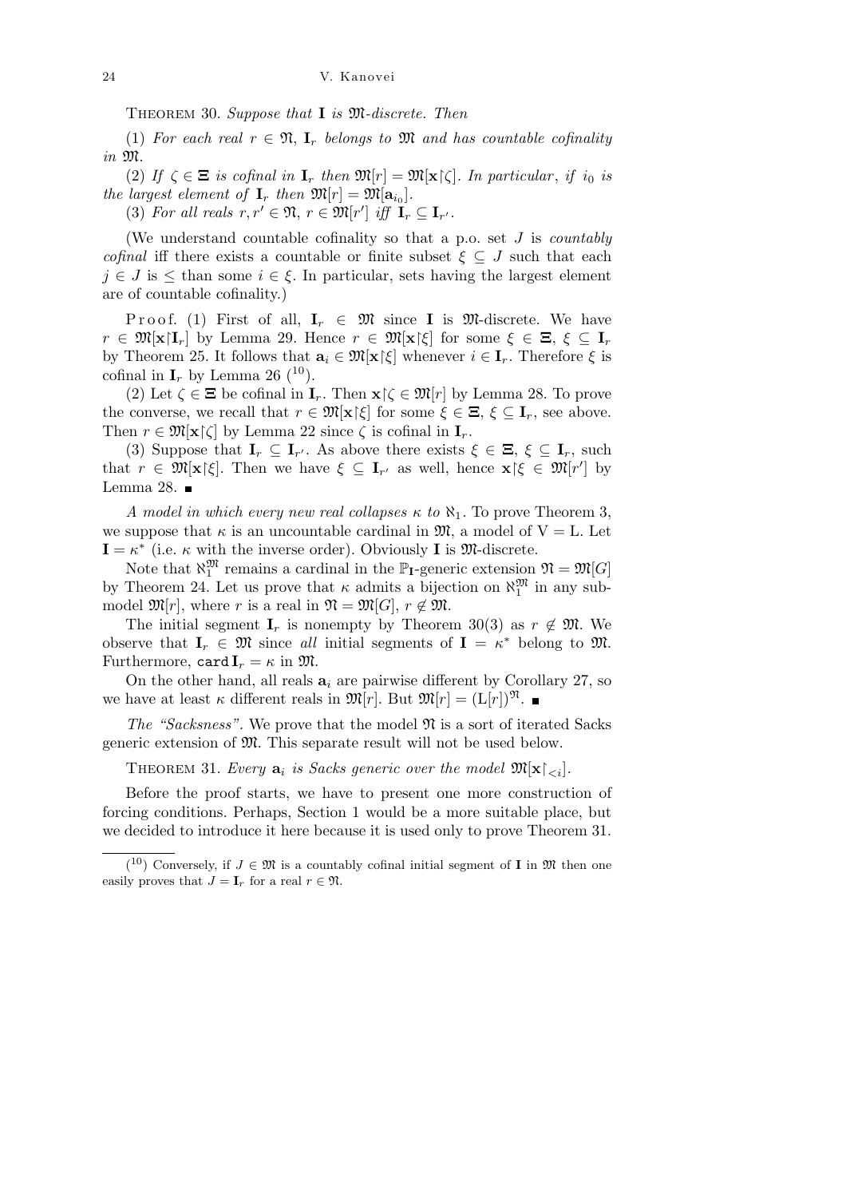THEOREM 30. *Suppose that* $\mathbf{I}$ *is* $\mathfrak{M}$*-discrete. Then*

(1) *For each real* $r \in \mathfrak{N}$, $\mathbf{I}_r$ *belongs to* $\mathfrak{M}$ *and has countable cofinality in* $\mathfrak{M}$.

(2) *If* $\zeta \in \Xi$ *is cofinal in* $\mathbf{I}_r$ *then* $\mathfrak{M}[r] = \mathfrak{M}[\mathbf{x}{\restriction}\zeta]$. *In particular, if* $i_0$ *is the largest element of* $\mathbf{I}_r$ *then* $\mathfrak{M}[r] = \mathfrak{M}[\mathbf{a}_{i_0}]$.

(3) *For all reals* $r, r' \in \mathfrak{N}$, $r \in \mathfrak{M}[r']$ *iff* $\mathbf{I}_r \subseteq \mathbf{I}_{r'}$.

(We understand countable cofinality so that a p.o. set $J$ is *countably cofinal* iff there exists a countable or finite subset $\xi \subseteq J$ such that each $j \in J$ is $\le$ than some $i \in \xi$. In particular, sets having the largest element are of countable cofinality.)

Proof. (1) First of all, $\mathbf{I}_r \in \mathfrak{M}$ since $\mathbf{I}$ is $\mathfrak{M}$-discrete. We have $r \in \mathfrak{M}[\mathbf{x}{\restriction}\mathbf{I}_r]$ by Lemma 29. Hence $r \in \mathfrak{M}[\mathbf{x}{\restriction}\xi]$ for some $\xi \in \Xi$, $\xi \subseteq \mathbf{I}_r$ by Theorem 25. It follows that $\mathbf{a}_i \in \mathfrak{M}[\mathbf{x}{\restriction}\xi]$ whenever $i \in \mathbf{I}_r$. Therefore $\xi$ is cofinal in $\mathbf{I}_r$ by Lemma 26 [10].

(2) Let $\zeta \in \Xi$ be cofinal in $\mathbf{I}_r$. Then $\mathbf{x}{\restriction}\zeta \in \mathfrak{M}[r]$ by Lemma 28. To prove the converse, we recall that $r \in \mathfrak{M}[\mathbf{x}{\restriction}\xi]$ for some $\xi \in \Xi$, $\xi \subseteq \mathbf{I}_r$, see above. Then $r \in \mathfrak{M}[\mathbf{x}{\restriction}\zeta]$ by Lemma 22 since $\zeta$ is cofinal in $\mathbf{I}_r$.

(3) Suppose that $\mathbf{I}_r \subseteq \mathbf{I}_{r'}$. As above there exists $\xi \in \Xi$, $\xi \subseteq \mathbf{I}_r$, such that $r \in \mathfrak{M}[\mathbf{x}{\restriction}\xi]$. Then we have $\xi \subseteq \mathbf{I}_{r'}$ as well, hence $\mathbf{x}{\restriction}\xi \in \mathfrak{M}[r']$ by Lemma 28. ∎

*A model in which every new real collapses* $\kappa$ *to* $\aleph_1$. To prove Theorem 3, we suppose that $\kappa$ is an uncountable cardinal in $\mathfrak{M}$, a model of $\mathrm{V} = \mathrm{L}$. Let $\mathbf{I} = \kappa^*$ (i.e. $\kappa$ with the inverse order). Obviously $\mathbf{I}$ is $\mathfrak{M}$-discrete.

Note that $\aleph_1^{\mathfrak{M}}$ remains a cardinal in the $\mathbb{P}_{\mathbf{I}}$-generic extension $\mathfrak{N} = \mathfrak{M}[G]$ by Theorem 24. Let us prove that $\kappa$ admits a bijection on $\aleph_1^{\mathfrak{M}}$ in any submodel $\mathfrak{M}[r]$, where $r$ is a real in $\mathfrak{N} = \mathfrak{M}[G]$, $r \notin \mathfrak{M}$.

The initial segment $\mathbf{I}_r$ is nonempty by Theorem 30(3) as $r \notin \mathfrak{M}$. We observe that $\mathbf{I}_r \in \mathfrak{M}$ since *all* initial segments of $\mathbf{I} = \kappa^*$ belong to $\mathfrak{M}$. Furthermore, $\mathtt{card}\,\mathbf{I}_r = \kappa$ in $\mathfrak{M}$.

On the other hand, all reals $\mathbf{a}_i$ are pairwise different by Corollary 27, so we have at least $\kappa$ different reals in $\mathfrak{M}[r]$. But $\mathfrak{M}[r] = (\mathrm{L}[r])^{\mathfrak{N}}$. ∎

*The "Sacksness".* We prove that the model $\mathfrak{N}$ is a sort of iterated Sacks generic extension of $\mathfrak{M}$. This separate result will not be used below.

THEOREM 31. *Every* $\mathbf{a}_i$ *is Sacks generic over the model* $\mathfrak{M}[\mathbf{x}{\restriction}_{<i}]$.

Before the proof starts, we have to present one more construction of forcing conditions. Perhaps, Section 1 would be a more suitable place, but we decided to introduce it here because it is used only to prove Theorem 31.

---

[10] Conversely, if $J \in \mathfrak{M}$ is a countably cofinal initial segment of $\mathbf{I}$ in $\mathfrak{M}$ then one easily proves that $J = \mathbf{I}_r$ for a real $r \in \mathfrak{N}$.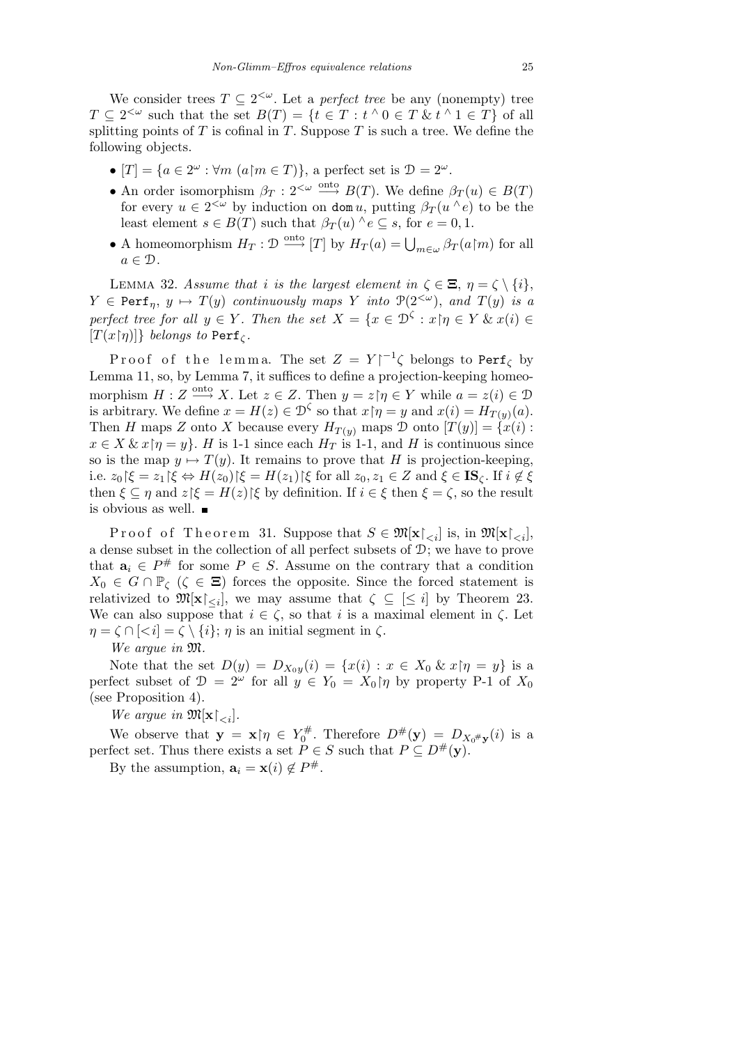We consider trees $T \subseteq 2^{<\omega}$. Let a *perfect tree* be any (nonempty) tree $T \subseteq 2^{<\omega}$ such that the set $B(T) = \{t \in T : t^\wedge 0 \in T \;\&\; t^\wedge 1 \in T\}$ of all splitting points of $T$ is cofinal in $T$. Suppose $T$ is such a tree. We define the following objects.

- $[T] = \{a \in 2^\omega : \forall m\ (a{\restriction}m \in T)\}$, a perfect set is $\mathcal{D} = 2^\omega$.
- An order isomorphism $\beta_T : 2^{<\omega} \xrightarrow{\text{onto}} B(T)$. We define $\beta_T(u) \in B(T)$ for every $u \in 2^{<\omega}$ by induction on $\mathtt{dom}\, u$, putting $\beta_T(u^\wedge e)$ to be the least element $s \in B(T)$ such that $\beta_T(u)^\wedge e \subseteq s$, for $e = 0, 1$.
- A homeomorphism $H_T : \mathcal{D} \xrightarrow{\text{onto}} [T]$ by $H_T(a) = \bigcup_{m\in\omega} \beta_T(a{\restriction}m)$ for all $a \in \mathcal{D}$.

Lemma 32. *Assume that $i$ is the largest element in $\zeta \in \mathbf{\Xi}$, $\eta = \zeta \setminus \{i\}$, $Y \in \mathtt{Perf}_\eta$, $y \mapsto T(y)$ continuously maps $Y$ into $\mathcal{P}(2^{<\omega})$, and $T(y)$ is a perfect tree for all $y \in Y$. Then the set $X = \{x \in \mathcal{D}^\zeta : x{\restriction}\eta \in Y \;\&\; x(i) \in [T(x{\restriction}\eta)]\}$ belongs to $\mathtt{Perf}_\zeta$.*

Proof of the lemma. The set $Z = Y{\restriction}^{-1}\zeta$ belongs to $\mathtt{Perf}_\zeta$ by Lemma 11, so, by Lemma 7, it suffices to define a projection-keeping homeomorphism $H : Z \xrightarrow{\text{onto}} X$. Let $z \in Z$. Then $y = z{\restriction}\eta \in Y$ while $a = z(i) \in \mathcal{D}$ is arbitrary. We define $x = H(z) \in \mathcal{D}^\zeta$ so that $x{\restriction}\eta = y$ and $x(i) = H_{T(y)}(a)$. Then $H$ maps $Z$ onto $X$ because every $H_{T(y)}$ maps $\mathcal{D}$ onto $[T(y)] = \{x(i) : x \in X \;\&\; x{\restriction}\eta = y\}$. $H$ is 1-1 since each $H_T$ is 1-1, and $H$ is continuous since so is the map $y \mapsto T(y)$. It remains to prove that $H$ is projection-keeping, i.e. $z_0{\restriction}\xi = z_1{\restriction}\xi \Leftrightarrow H(z_0){\restriction}\xi = H(z_1){\restriction}\xi$ for all $z_0, z_1 \in Z$ and $\xi \in \mathbf{IS}_\zeta$. If $i \notin \xi$ then $\xi \subseteq \eta$ and $z{\restriction}\xi = H(z){\restriction}\xi$ by definition. If $i \in \xi$ then $\xi = \zeta$, so the result is obvious as well. ∎

Proof of Theorem 31. Suppose that $S \in \mathfrak{M}[\mathbf{x}{\restriction}_{<i}]$ is, in $\mathfrak{M}[\mathbf{x}{\restriction}_{<i}]$, a dense subset in the collection of all perfect subsets of $\mathcal{D}$; we have to prove that $\mathbf{a}_i \in P^\#$ for some $P \in S$. Assume on the contrary that a condition $X_0 \in G \cap \mathbb{P}_\zeta$ ($\zeta \in \mathbf{\Xi}$) forces the opposite. Since the forced statement is relativized to $\mathfrak{M}[\mathbf{x}{\restriction}_{\le i}]$, we may assume that $\zeta \subseteq [\le i]$ by Theorem 23. We can also suppose that $i \in \zeta$, so that $i$ is a maximal element in $\zeta$. Let $\eta = \zeta \cap [<i] = \zeta \setminus \{i\}$; $\eta$ is an initial segment in $\zeta$.

*We argue in* $\mathfrak{M}$.

Note that the set $D(y) = D_{X_0 y}(i) = \{x(i) : x \in X_0 \;\&\; x{\restriction}\eta = y\}$ is a perfect subset of $\mathcal{D} = 2^\omega$ for all $y \in Y_0 = X_0{\restriction}\eta$ by property P-1 of $X_0$ (see Proposition 4).

*We argue in* $\mathfrak{M}[\mathbf{x}{\restriction}_{<i}]$.

We observe that $\mathbf{y} = \mathbf{x}{\restriction}\eta \in Y_0^\#$. Therefore $D^\#(\mathbf{y}) = D_{X_0{}^\#\mathbf{y}}(i)$ is a perfect set. Thus there exists a set $P \in S$ such that $P \subseteq D^\#(\mathbf{y})$.

By the assumption, $\mathbf{a}_i = \mathbf{x}(i) \notin P^\#$.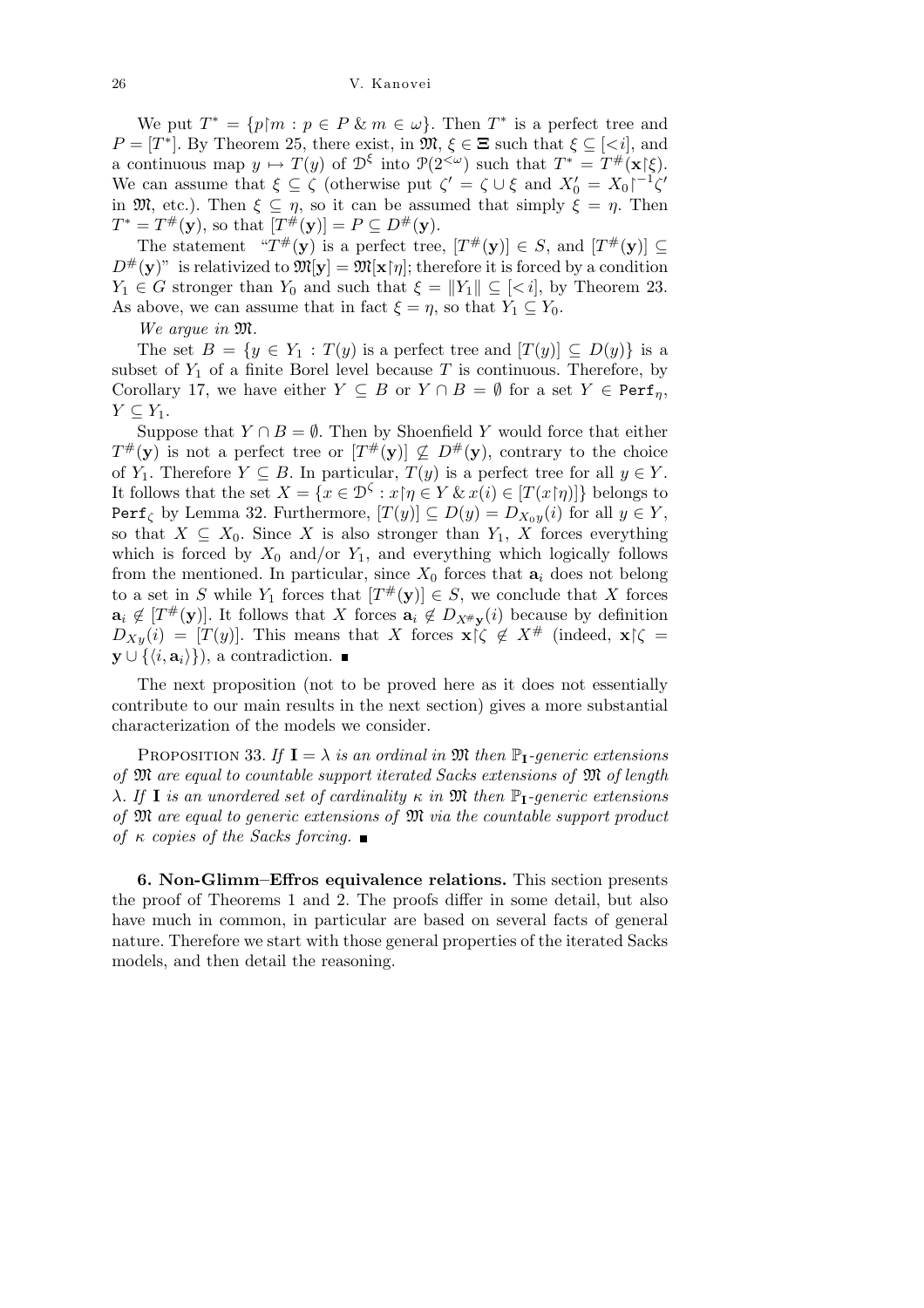We put $T^* = \{p{\restriction}m : p \in P \,\&\, m \in \omega\}$. Then $T^*$ is a perfect tree and $P = [T^*]$. By Theorem 25, there exist, in $\mathfrak{M}$, $\xi \in \boldsymbol{\Xi}$ such that $\xi \subseteq [<i]$, and a continuous map $y \mapsto T(y)$ of $\mathcal{D}^\xi$ into $\mathcal{P}(2^{<\omega})$ such that $T^* = T^{\#}(\mathbf{x}{\restriction}\xi)$. We can assume that $\xi \subseteq \zeta$ (otherwise put $\zeta' = \zeta \cup \xi$ and $X_0' = X_0{\restriction}^{-1}\zeta'$ in $\mathfrak{M}$, etc.). Then $\xi \subseteq \eta$, so it can be assumed that simply $\xi = \eta$. Then $T^* = T^{\#}(\mathbf{y})$, so that $[T^{\#}(\mathbf{y})] = P \subseteq D^{\#}(\mathbf{y})$.

The statement "$T^{\#}(\mathbf{y})$ is a perfect tree, $[T^{\#}(\mathbf{y})] \in S$, and $[T^{\#}(\mathbf{y})] \subseteq D^{\#}(\mathbf{y})$" is relativized to $\mathfrak{M}[\mathbf{y}] = \mathfrak{M}[\mathbf{x}{\restriction}\eta]$; therefore it is forced by a condition $Y_1 \in G$ stronger than $Y_0$ and such that $\xi = \|Y_1\| \subseteq [<i]$, by Theorem 23. As above, we can assume that in fact $\xi = \eta$, so that $Y_1 \subseteq Y_0$.

*We argue in* $\mathfrak{M}$.

The set $B = \{y \in Y_1 : T(y) \text{ is a perfect tree and } [T(y)] \subseteq D(y)\}$ is a subset of $Y_1$ of a finite Borel level because $T$ is continuous. Therefore, by Corollary 17, we have either $Y \subseteq B$ or $Y \cap B = \emptyset$ for a set $Y \in \mathtt{Perf}_\eta$, $Y \subseteq Y_1$.

Suppose that $Y \cap B = \emptyset$. Then by Shoenfield $Y$ would force that either $T^{\#}(\mathbf{y})$ is not a perfect tree or $[T^{\#}(\mathbf{y})] \not\subseteq D^{\#}(\mathbf{y})$, contrary to the choice of $Y_1$. Therefore $Y \subseteq B$. In particular, $T(y)$ is a perfect tree for all $y \in Y$. It follows that the set $X = \{x \in \mathcal{D}^\zeta : x{\restriction}\eta \in Y \,\&\, x(i) \in [T(x{\restriction}\eta)]\}$ belongs to $\mathtt{Perf}_\zeta$ by Lemma 32. Furthermore, $[T(y)] \subseteq D(y) = D_{X_0 y}(i)$ for all $y \in Y$, so that $X \subseteq X_0$. Since $X$ is also stronger than $Y_1$, $X$ forces everything which is forced by $X_0$ and/or $Y_1$, and everything which logically follows from the mentioned. In particular, since $X_0$ forces that $\mathbf{a}_i$ does not belong to a set in $S$ while $Y_1$ forces that $[T^{\#}(\mathbf{y})] \in S$, we conclude that $X$ forces $\mathbf{a}_i \notin [T^{\#}(\mathbf{y})]$. It follows that $X$ forces $\mathbf{a}_i \notin D_{X^{\#}\mathbf{y}}(i)$ because by definition $D_{Xy}(i) = [T(y)]$. This means that $X$ forces $\mathbf{x}{\restriction}\zeta \notin X^{\#}$ (indeed, $\mathbf{x}{\restriction}\zeta = \mathbf{y} \cup \{\langle i, \mathbf{a}_i\rangle\}$), a contradiction. ■

The next proposition (not to be proved here as it does not essentially contribute to our main results in the next section) gives a more substantial characterization of the models we consider.

Proposition 33. *If $\mathbf{I} = \lambda$ is an ordinal in $\mathfrak{M}$ then $\mathbb{P}_{\mathbf{I}}$-generic extensions of $\mathfrak{M}$ are equal to countable support iterated Sacks extensions of $\mathfrak{M}$ of length $\lambda$. If $\mathbf{I}$ is an unordered set of cardinality $\kappa$ in $\mathfrak{M}$ then $\mathbb{P}_{\mathbf{I}}$-generic extensions of $\mathfrak{M}$ are equal to generic extensions of $\mathfrak{M}$ via the countable support product of $\kappa$ copies of the Sacks forcing.* ■

**6. Non-Glimm–Effros equivalence relations.** This section presents the proof of Theorems 1 and 2. The proofs differ in some detail, but also have much in common, in particular are based on several facts of general nature. Therefore we start with those general properties of the iterated Sacks models, and then detail the reasoning.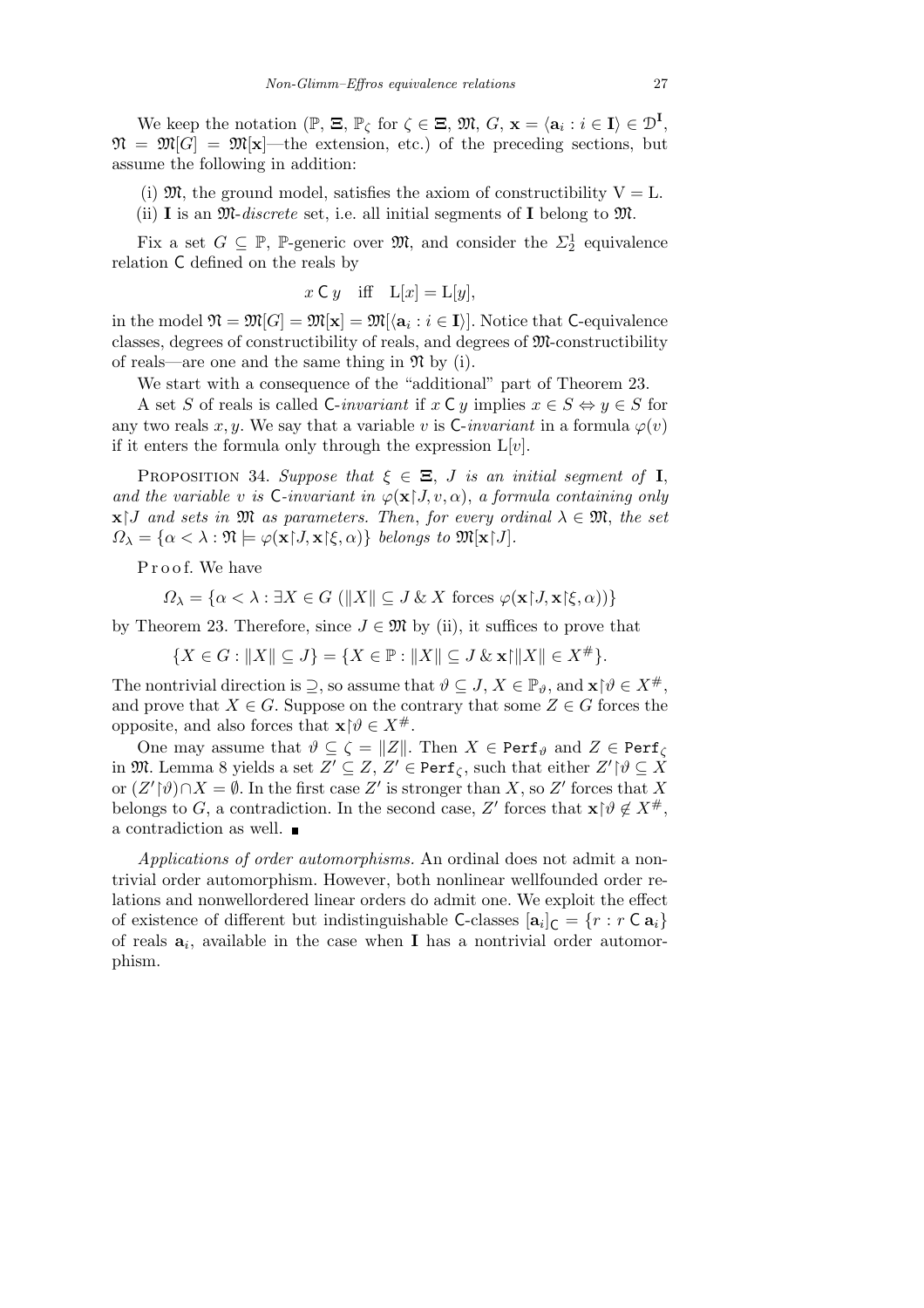We keep the notation ($\mathbb{P}$, $\boldsymbol{\Xi}$, $\mathbb{P}_\zeta$ for $\zeta \in \boldsymbol{\Xi}$, $\mathfrak{M}$, $G$, $\mathbf{x} = \langle \mathbf{a}_i : i \in \mathbf{I}\rangle \in \mathcal{D}^{\mathbf{I}}$, $\mathfrak{N} = \mathfrak{M}[G] = \mathfrak{M}[\mathbf{x}]$—the extension, etc.) of the preceding sections, but assume the following in addition:

(i) $\mathfrak{M}$, the ground model, satisfies the axiom of constructibility $\mathrm{V} = \mathrm{L}$.

(ii) $\mathbf{I}$ is an $\mathfrak{M}$-*discrete* set, i.e. all initial segments of $\mathbf{I}$ belong to $\mathfrak{M}$.

Fix a set $G \subseteq \mathbb{P}$, $\mathbb{P}$-generic over $\mathfrak{M}$, and consider the $\Sigma^1_2$ equivalence relation $\mathsf{C}$ defined on the reals by

$$x \mathrel{\mathsf{C}} y \quad \text{iff} \quad \mathrm{L}[x] = \mathrm{L}[y],$$

in the model $\mathfrak{N} = \mathfrak{M}[G] = \mathfrak{M}[\mathbf{x}] = \mathfrak{M}[\langle \mathbf{a}_i : i \in \mathbf{I}\rangle]$. Notice that $\mathsf{C}$-equivalence classes, degrees of constructibility of reals, and degrees of $\mathfrak{M}$-constructibility of reals—are one and the same thing in $\mathfrak{N}$ by (i).

We start with a consequence of the "additional" part of Theorem 23.

A set $S$ of reals is called $\mathsf{C}$-*invariant* if $x \mathrel{\mathsf{C}} y$ implies $x \in S \Leftrightarrow y \in S$ for any two reals $x, y$. We say that a variable $v$ is $\mathsf{C}$-*invariant* in a formula $\varphi(v)$ if it enters the formula only through the expression $\mathrm{L}[v]$.

Proposition 34. *Suppose that $\xi \in \boldsymbol{\Xi}$, $J$ is an initial segment of $\mathbf{I}$, and the variable $v$ is $\mathsf{C}$-invariant in $\varphi(\mathbf{x}{\restriction}J, v, \alpha)$, a formula containing only $\mathbf{x}{\restriction}J$ and sets in $\mathfrak{M}$ as parameters. Then, for every ordinal $\lambda \in \mathfrak{M}$, the set $\Omega_\lambda = \{\alpha < \lambda : \mathfrak{N} \models \varphi(\mathbf{x}{\restriction}J, \mathbf{x}{\restriction}\xi, \alpha)\}$ belongs to $\mathfrak{M}[\mathbf{x}{\restriction}J]$.*

Proof. We have

$$\Omega_\lambda = \{\alpha < \lambda : \exists X \in G \ (\|X\| \subseteq J \ \&\ X \text{ forces } \varphi(\mathbf{x}{\restriction}J, \mathbf{x}{\restriction}\xi, \alpha))\}$$

by Theorem 23. Therefore, since $J \in \mathfrak{M}$ by (ii), it suffices to prove that

$$\{X \in G : \|X\| \subseteq J\} = \{X \in \mathbb{P} : \|X\| \subseteq J \ \&\ \mathbf{x}{\restriction}\|X\| \in X^{\#}\}.$$

The nontrivial direction is $\supseteq$, so assume that $\vartheta \subseteq J$, $X \in \mathbb{P}_\vartheta$, and $\mathbf{x}{\restriction}\vartheta \in X^{\#}$, and prove that $X \in G$. Suppose on the contrary that some $Z \in G$ forces the opposite, and also forces that $\mathbf{x}{\restriction}\vartheta \in X^{\#}$.

One may assume that $\vartheta \subseteq \zeta = \|Z\|$. Then $X \in \mathtt{Perf}_\vartheta$ and $Z \in \mathtt{Perf}_\zeta$ in $\mathfrak{M}$. Lemma 8 yields a set $Z' \subseteq Z$, $Z' \in \mathtt{Perf}_\zeta$, such that either $Z'{\restriction}\vartheta \subseteq X$ or $(Z'{\restriction}\vartheta) \cap X = \emptyset$. In the first case $Z'$ is stronger than $X$, so $Z'$ forces that $X$ belongs to $G$, a contradiction. In the second case, $Z'$ forces that $\mathbf{x}{\restriction}\vartheta \notin X^{\#}$, a contradiction as well. ∎

*Applications of order automorphisms.* An ordinal does not admit a nontrivial order automorphism. However, both nonlinear wellfounded order relations and nonwellordered linear orders do admit one. We exploit the effect of existence of different but indistinguishable $\mathsf{C}$-classes $[\mathbf{a}_i]_{\mathsf{C}} = \{r : r \mathrel{\mathsf{C}} \mathbf{a}_i\}$ of reals $\mathbf{a}_i$, available in the case when $\mathbf{I}$ has a nontrivial order automorphism.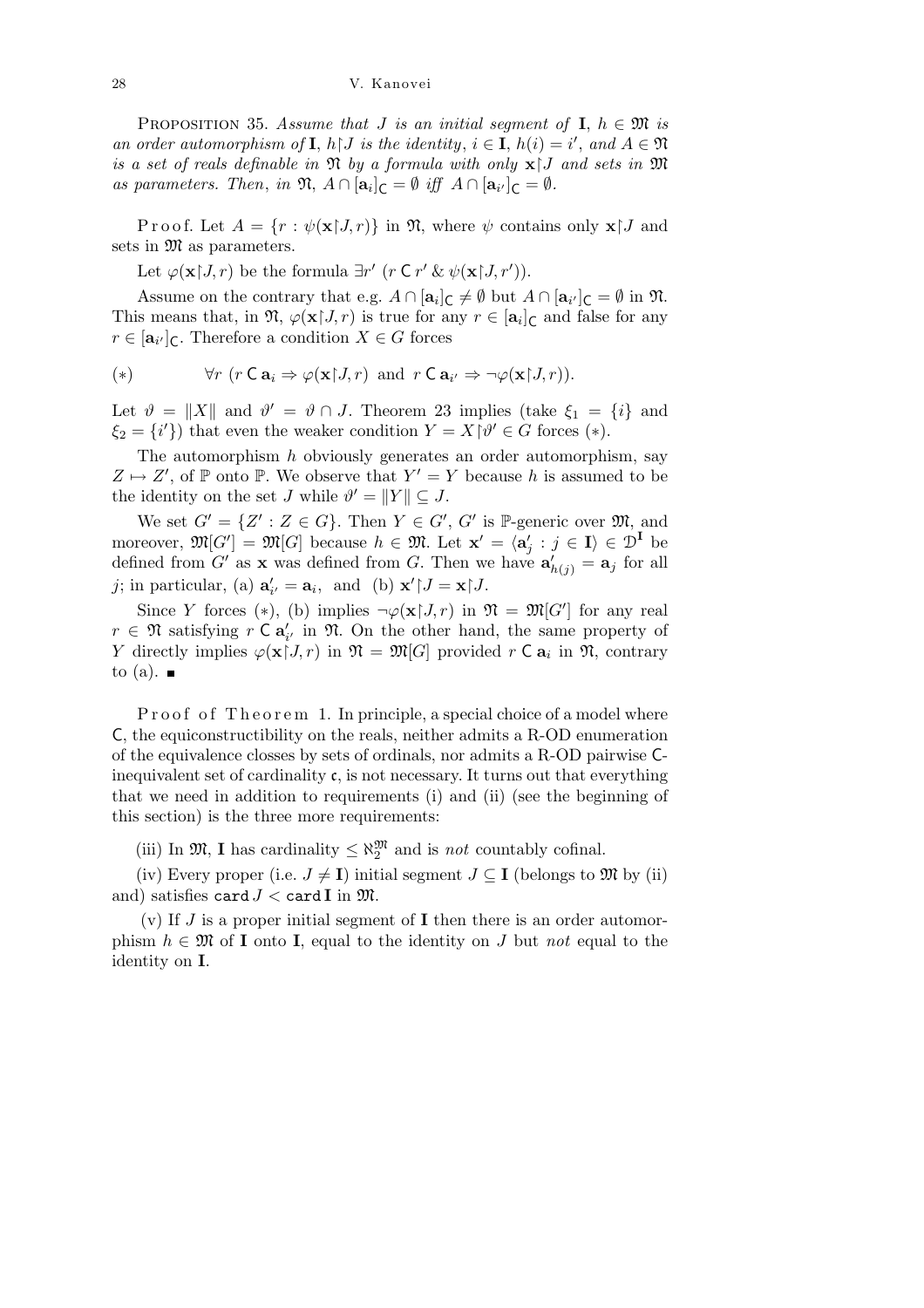PROPOSITION 35. *Assume that $J$ is an initial segment of $\mathbf{I}$, $h \in \mathfrak{M}$ is an order automorphism of $\mathbf{I}$, $h{\restriction}J$ is the identity, $i \in \mathbf{I}$, $h(i) = i'$, and $A \in \mathfrak{N}$ is a set of reals definable in $\mathfrak{N}$ by a formula with only $\mathbf{x}{\restriction}J$ and sets in $\mathfrak{M}$ as parameters. Then, in $\mathfrak{N}$, $A \cap [\mathbf{a}_i]_{\mathsf{C}} = \emptyset$ iff $A \cap [\mathbf{a}_{i'}]_{\mathsf{C}} = \emptyset$.*

Proof. Let $A = \{r : \psi(\mathbf{x}{\restriction}J, r)\}$ in $\mathfrak{N}$, where $\psi$ contains only $\mathbf{x}{\restriction}J$ and sets in $\mathfrak{M}$ as parameters.

Let $\varphi(\mathbf{x}{\restriction}J, r)$ be the formula $\exists r' \ (r \mathrel{\mathsf{C}} r' \mathbin{\&} \psi(\mathbf{x}{\restriction}J, r'))$.

Assume on the contrary that e.g. $A \cap [\mathbf{a}_i]_{\mathsf{C}} \neq \emptyset$ but $A \cap [\mathbf{a}_{i'}]_{\mathsf{C}} = \emptyset$ in $\mathfrak{N}$. This means that, in $\mathfrak{N}$, $\varphi(\mathbf{x}{\restriction}J, r)$ is true for any $r \in [\mathbf{a}_i]_{\mathsf{C}}$ and false for any $r \in [\mathbf{a}_{i'}]_{\mathsf{C}}$. Therefore a condition $X \in G$ forces

$$(*) \qquad \forall r \ (r \mathrel{\mathsf{C}} \mathbf{a}_i \Rightarrow \varphi(\mathbf{x}{\restriction}J, r) \ \text{ and } \ r \mathrel{\mathsf{C}} \mathbf{a}_{i'} \Rightarrow \neg\varphi(\mathbf{x}{\restriction}J, r)).$$

Let $\vartheta = \|X\|$ and $\vartheta' = \vartheta \cap J$. Theorem 23 implies (take $\xi_1 = \{i\}$ and $\xi_2 = \{i'\}$) that even the weaker condition $Y = X{\restriction}\vartheta' \in G$ forces $(*)$.

The automorphism $h$ obviously generates an order automorphism, say $Z \mapsto Z'$, of $\mathbb{P}$ onto $\mathbb{P}$. We observe that $Y' = Y$ because $h$ is assumed to be the identity on the set $J$ while $\vartheta' = \|Y\| \subseteq J$.

We set $G' = \{Z' : Z \in G\}$. Then $Y \in G'$, $G'$ is $\mathbb{P}$-generic over $\mathfrak{M}$, and moreover, $\mathfrak{M}[G'] = \mathfrak{M}[G]$ because $h \in \mathfrak{M}$. Let $\mathbf{x}' = \langle \mathbf{a}'_j : j \in \mathbf{I} \rangle \in \mathcal{D}^{\mathbf{I}}$ be defined from $G'$ as $\mathbf{x}$ was defined from $G$. Then we have $\mathbf{a}'_{h(j)} = \mathbf{a}_j$ for all $j$; in particular, (a) $\mathbf{a}'_{i'} = \mathbf{a}_i$, and (b) $\mathbf{x}'{\restriction}J = \mathbf{x}{\restriction}J$.

Since $Y$ forces $(*)$, (b) implies $\neg\varphi(\mathbf{x}{\restriction}J, r)$ in $\mathfrak{N} = \mathfrak{M}[G']$ for any real $r \in \mathfrak{N}$ satisfying $r \mathrel{\mathsf{C}} \mathbf{a}'_{i'}$ in $\mathfrak{N}$. On the other hand, the same property of $Y$ directly implies $\varphi(\mathbf{x}{\restriction}J, r)$ in $\mathfrak{N} = \mathfrak{M}[G]$ provided $r \mathrel{\mathsf{C}} \mathbf{a}_i$ in $\mathfrak{N}$, contrary to (a). ∎

Proof of Theorem 1. In principle, a special choice of a model where $\mathsf{C}$, the equiconstructibility on the reals, neither admits a R-OD enumeration of the equivalence closses by sets of ordinals, nor admits a R-OD pairwise $\mathsf{C}$-inequivalent set of cardinality $\mathfrak{c}$, is not necessary. It turns out that everything that we need in addition to requirements (i) and (ii) (see the beginning of this section) is the three more requirements:

(iii) In $\mathfrak{M}$, $\mathbf{I}$ has cardinality $\leq \aleph_2^{\mathfrak{M}}$ and is *not* countably cofinal.

(iv) Every proper (i.e. $J \neq \mathbf{I}$) initial segment $J \subseteq \mathbf{I}$ (belongs to $\mathfrak{M}$ by (ii) and) satisfies $\mathtt{card}\, J < \mathtt{card}\, \mathbf{I}$ in $\mathfrak{M}$.

(v) If $J$ is a proper initial segment of $\mathbf{I}$ then there is an order automorphism $h \in \mathfrak{M}$ of $\mathbf{I}$ onto $\mathbf{I}$, equal to the identity on $J$ but *not* equal to the identity on $\mathbf{I}$.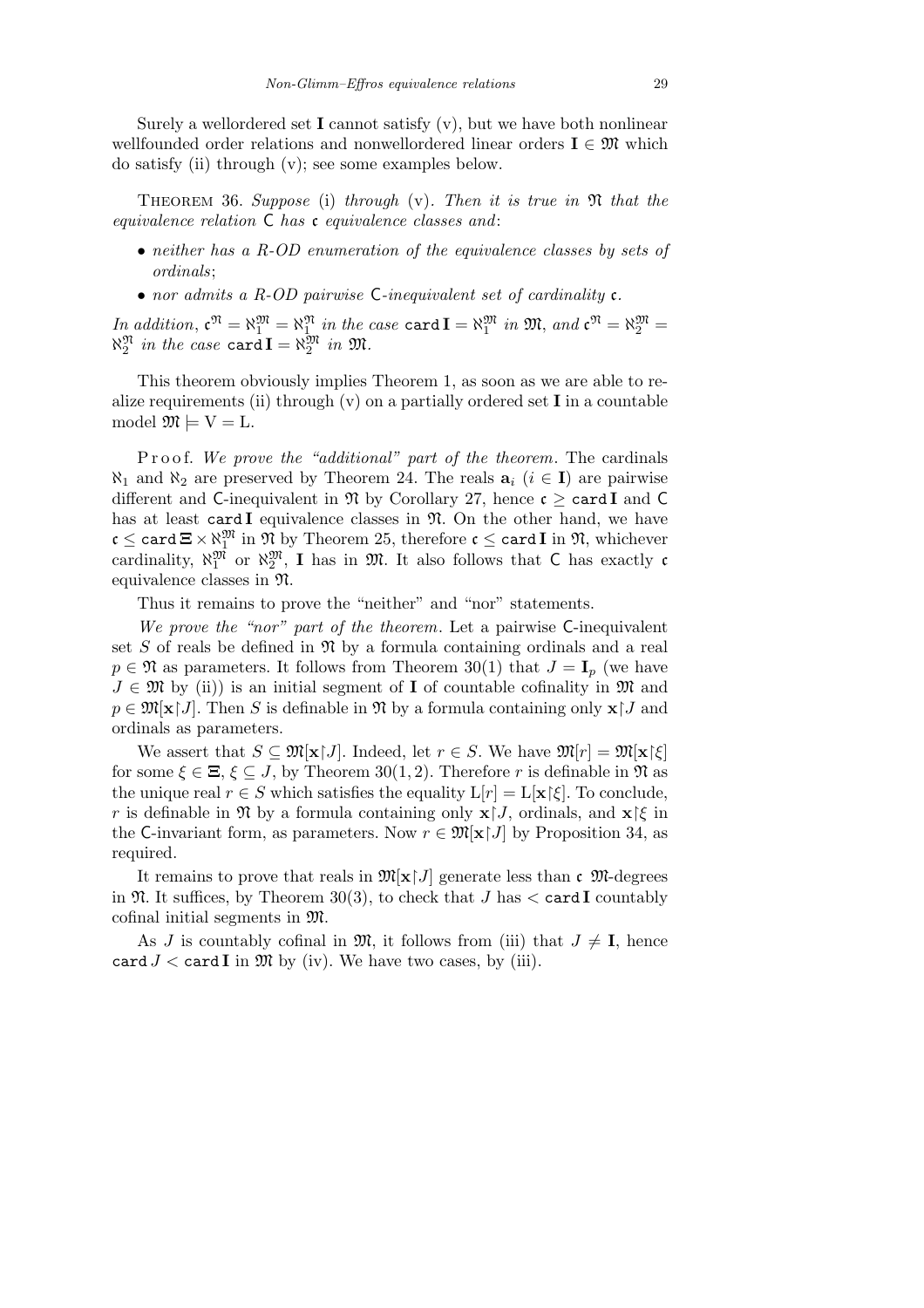Surely a wellordered set $\mathbf{I}$ cannot satisfy (v), but we have both nonlinear wellfounded order relations and nonwellordered linear orders $\mathbf{I} \in \mathfrak{M}$ which do satisfy (ii) through (v); see some examples below.

THEOREM 36. *Suppose* (i) *through* (v). *Then it is true in* $\mathfrak{N}$ *that the equivalence relation* $\mathsf{C}$ *has* $\mathfrak{c}$ *equivalence classes and*:

- *neither has a R-OD enumeration of the equivalence classes by sets of ordinals*;
- *nor admits a R-OD pairwise* $\mathsf{C}$*-inequivalent set of cardinality* $\mathfrak{c}$.

*In addition*, $\mathfrak{c}^{\mathfrak{N}} = \aleph_1^{\mathfrak{M}} = \aleph_1^{\mathfrak{N}}$ *in the case* $\mathtt{card}\,\mathbf{I} = \aleph_1^{\mathfrak{M}}$ *in* $\mathfrak{M}$, *and* $\mathfrak{c}^{\mathfrak{N}} = \aleph_2^{\mathfrak{M}} = \aleph_2^{\mathfrak{N}}$ *in the case* $\mathtt{card}\,\mathbf{I} = \aleph_2^{\mathfrak{M}}$ *in* $\mathfrak{M}$.

This theorem obviously implies Theorem 1, as soon as we are able to realize requirements (ii) through (v) on a partially ordered set $\mathbf{I}$ in a countable model $\mathfrak{M} \models \mathrm{V} = \mathrm{L}$.

Proof. *We prove the "additional" part of the theorem*. The cardinals $\aleph_1$ and $\aleph_2$ are preserved by Theorem 24. The reals $\mathbf{a}_i$ ($i \in \mathbf{I}$) are pairwise different and $\mathsf{C}$-inequivalent in $\mathfrak{N}$ by Corollary 27, hence $\mathfrak{c} \geq \mathtt{card}\,\mathbf{I}$ and $\mathsf{C}$ has at least $\mathtt{card}\,\mathbf{I}$ equivalence classes in $\mathfrak{N}$. On the other hand, we have $\mathfrak{c} \leq \mathtt{card}\,\boldsymbol{\Xi} \times \aleph_1^{\mathfrak{M}}$ in $\mathfrak{N}$ by Theorem 25, therefore $\mathfrak{c} \leq \mathtt{card}\,\mathbf{I}$ in $\mathfrak{N}$, whichever cardinality, $\aleph_1^{\mathfrak{M}}$ or $\aleph_2^{\mathfrak{M}}$, $\mathbf{I}$ has in $\mathfrak{M}$. It also follows that $\mathsf{C}$ has exactly $\mathfrak{c}$ equivalence classes in $\mathfrak{N}$.

Thus it remains to prove the "neither" and "nor" statements.

*We prove the "nor" part of the theorem*. Let a pairwise $\mathsf{C}$-inequivalent set $S$ of reals be defined in $\mathfrak{N}$ by a formula containing ordinals and a real $p \in \mathfrak{N}$ as parameters. It follows from Theorem 30(1) that $J = \mathbf{I}_p$ (we have $J \in \mathfrak{M}$ by (ii)) is an initial segment of $\mathbf{I}$ of countable cofinality in $\mathfrak{M}$ and $p \in \mathfrak{M}[\mathbf{x}{\restriction}J]$. Then $S$ is definable in $\mathfrak{N}$ by a formula containing only $\mathbf{x}{\restriction}J$ and ordinals as parameters.

We assert that $S \subseteq \mathfrak{M}[\mathbf{x}{\restriction}J]$. Indeed, let $r \in S$. We have $\mathfrak{M}[r] = \mathfrak{M}[\mathbf{x}{\restriction}\xi]$ for some $\xi \in \boldsymbol{\Xi}$, $\xi \subseteq J$, by Theorem 30(1, 2). Therefore $r$ is definable in $\mathfrak{N}$ as the unique real $r \in S$ which satisfies the equality $\mathrm{L}[r] = \mathrm{L}[\mathbf{x}{\restriction}\xi]$. To conclude, $r$ is definable in $\mathfrak{N}$ by a formula containing only $\mathbf{x}{\restriction}J$, ordinals, and $\mathbf{x}{\restriction}\xi$ in the $\mathsf{C}$-invariant form, as parameters. Now $r \in \mathfrak{M}[\mathbf{x}{\restriction}J]$ by Proposition 34, as required.

It remains to prove that reals in $\mathfrak{M}[\mathbf{x}{\restriction}J]$ generate less than $\mathfrak{c}$ $\mathfrak{M}$-degrees in $\mathfrak{N}$. It suffices, by Theorem 30(3), to check that $J$ has $< \mathtt{card}\,\mathbf{I}$ countably cofinal initial segments in $\mathfrak{M}$.

As $J$ is countably cofinal in $\mathfrak{M}$, it follows from (iii) that $J \neq \mathbf{I}$, hence $\mathtt{card}\,J < \mathtt{card}\,\mathbf{I}$ in $\mathfrak{M}$ by (iv). We have two cases, by (iii).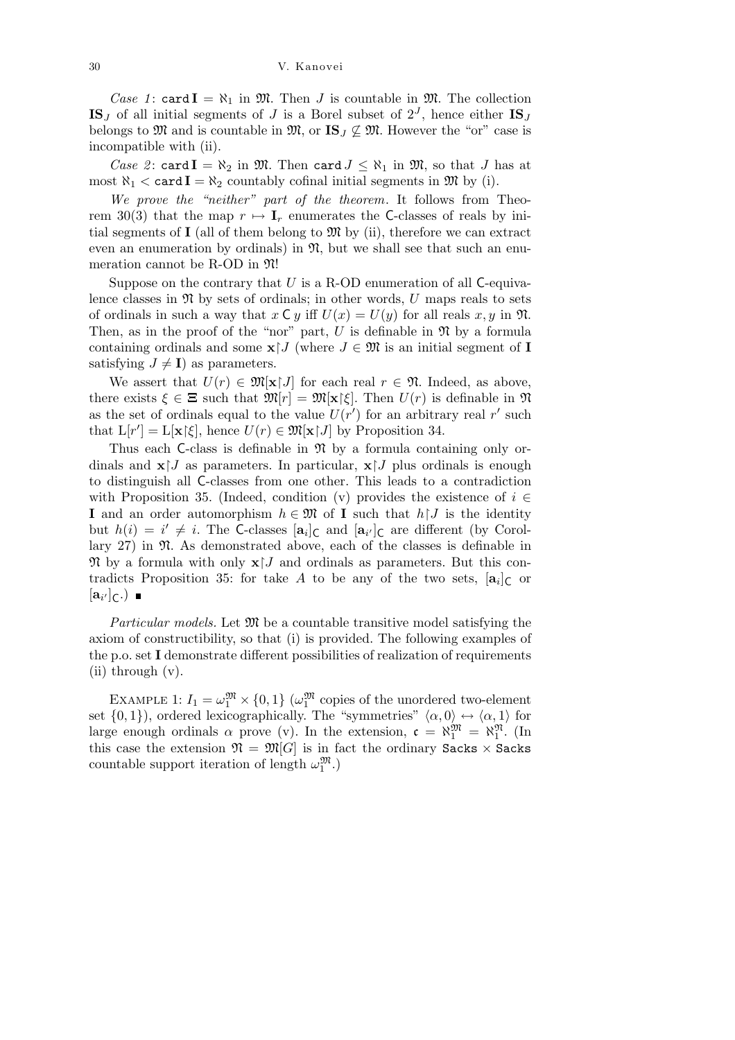*Case 1*: $\mathtt{card}\,\mathbf{I} = \aleph_1$ in $\mathfrak{M}$. Then $J$ is countable in $\mathfrak{M}$. The collection $\mathbf{IS}_J$ of all initial segments of $J$ is a Borel subset of $2^J$, hence either $\mathbf{IS}_J$ belongs to $\mathfrak{M}$ and is countable in $\mathfrak{M}$, or $\mathbf{IS}_J \not\subseteq \mathfrak{M}$. However the "or" case is incompatible with (ii).

*Case 2*: $\mathtt{card}\,\mathbf{I} = \aleph_2$ in $\mathfrak{M}$. Then $\mathtt{card}\,J \le \aleph_1$ in $\mathfrak{M}$, so that $J$ has at most $\aleph_1 < \mathtt{card}\,\mathbf{I} = \aleph_2$ countably cofinal initial segments in $\mathfrak{M}$ by (i).

*We prove the "neither" part of the theorem.* It follows from Theorem 30(3) that the map $r \mapsto \mathbf{I}_r$ enumerates the $\mathsf{C}$-classes of reals by initial segments of $\mathbf{I}$ (all of them belong to $\mathfrak{M}$ by (ii), therefore we can extract even an enumeration by ordinals) in $\mathfrak{N}$, but we shall see that such an enumeration cannot be R-OD in $\mathfrak{N}$!

Suppose on the contrary that $U$ is a R-OD enumeration of all $\mathsf{C}$-equivalence classes in $\mathfrak{N}$ by sets of ordinals; in other words, $U$ maps reals to sets of ordinals in such a way that $x \,\mathsf{C}\, y$ iff $U(x) = U(y)$ for all reals $x, y$ in $\mathfrak{N}$. Then, as in the proof of the "nor" part, $U$ is definable in $\mathfrak{N}$ by a formula containing ordinals and some $\mathbf{x}{\restriction}J$ (where $J \in \mathfrak{M}$ is an initial segment of $\mathbf{I}$ satisfying $J \ne \mathbf{I}$) as parameters.

We assert that $U(r) \in \mathfrak{M}[\mathbf{x}{\restriction}J]$ for each real $r \in \mathfrak{N}$. Indeed, as above, there exists $\xi \in \boldsymbol{\Xi}$ such that $\mathfrak{M}[r] = \mathfrak{M}[\mathbf{x}{\restriction}\xi]$. Then $U(r)$ is definable in $\mathfrak{N}$ as the set of ordinals equal to the value $U(r')$ for an arbitrary real $r'$ such that $\mathrm{L}[r'] = \mathrm{L}[\mathbf{x}{\restriction}\xi]$, hence $U(r) \in \mathfrak{M}[\mathbf{x}{\restriction}J]$ by Proposition 34.

Thus each $\mathsf{C}$-class is definable in $\mathfrak{N}$ by a formula containing only ordinals and $\mathbf{x}{\restriction}J$ as parameters. In particular, $\mathbf{x}{\restriction}J$ plus ordinals is enough to distinguish all $\mathsf{C}$-classes from one other. This leads to a contradiction with Proposition 35. (Indeed, condition (v) provides the existence of $i \in \mathbf{I}$ and an order automorphism $h \in \mathfrak{M}$ of $\mathbf{I}$ such that $h{\restriction}J$ is the identity but $h(i) = i' \ne i$. The $\mathsf{C}$-classes $[\mathbf{a}_i]_{\mathsf{C}}$ and $[\mathbf{a}_{i'}]_{\mathsf{C}}$ are different (by Corollary 27) in $\mathfrak{N}$. As demonstrated above, each of the classes is definable in $\mathfrak{N}$ by a formula with only $\mathbf{x}{\restriction}J$ and ordinals as parameters. But this contradicts Proposition 35: for take $A$ to be any of the two sets, $[\mathbf{a}_i]_{\mathsf{C}}$ or $[\mathbf{a}_{i'}]_{\mathsf{C}}$.) ∎

*Particular models.* Let $\mathfrak{M}$ be a countable transitive model satisfying the axiom of constructibility, so that (i) is provided. The following examples of the p.o. set $\mathbf{I}$ demonstrate different possibilities of realization of requirements (ii) through (v).

Example 1: $I_1 = \omega_1^{\mathfrak{M}} \times \{0, 1\}$ ($\omega_1^{\mathfrak{M}}$ copies of the unordered two-element set $\{0, 1\}$), ordered lexicographically. The "symmetries" $\langle \alpha, 0\rangle \leftrightarrow \langle \alpha, 1\rangle$ for large enough ordinals $\alpha$ prove (v). In the extension, $\mathfrak{c} = \aleph_1^{\mathfrak{M}} = \aleph_1^{\mathfrak{N}}$. (In this case the extension $\mathfrak{N} = \mathfrak{M}[G]$ is in fact the ordinary $\mathtt{Sacks} \times \mathtt{Sacks}$ countable support iteration of length $\omega_1^{\mathfrak{M}}$.)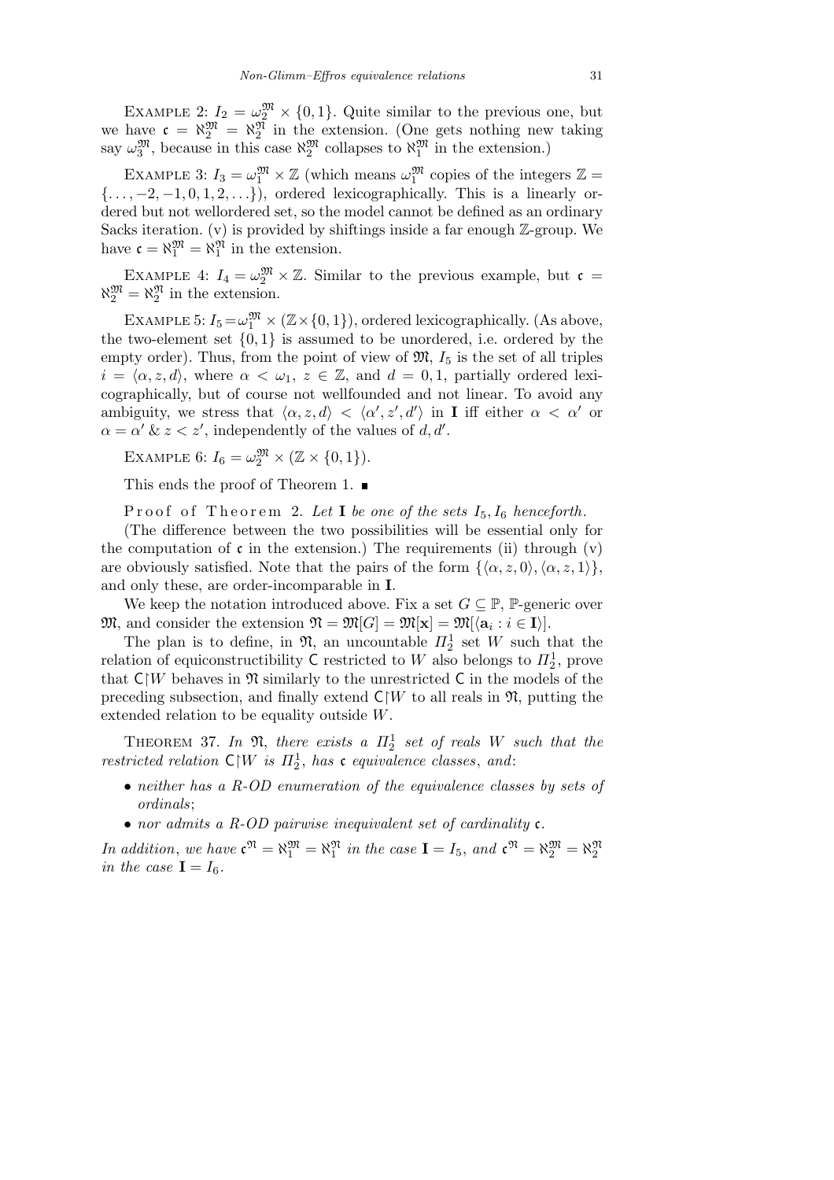Example 2: $I_2 = \omega_2^{\mathfrak{M}} \times \{0,1\}$. Quite similar to the previous one, but we have $\mathfrak{c} = \aleph_2^{\mathfrak{M}} = \aleph_2^{\mathfrak{N}}$ in the extension. (One gets nothing new taking say $\omega_3^{\mathfrak{M}}$, because in this case $\aleph_2^{\mathfrak{M}}$ collapses to $\aleph_1^{\mathfrak{M}}$ in the extension.)

Example 3: $I_3 = \omega_1^{\mathfrak{M}} \times \mathbb{Z}$ (which means $\omega_1^{\mathfrak{M}}$ copies of the integers $\mathbb{Z} = \{\ldots,-2,-1,0,1,2,\ldots\}$), ordered lexicographically. This is a linearly ordered but not wellordered set, so the model cannot be defined as an ordinary Sacks iteration. (v) is provided by shiftings inside a far enough $\mathbb{Z}$-group. We have $\mathfrak{c} = \aleph_1^{\mathfrak{M}} = \aleph_1^{\mathfrak{N}}$ in the extension.

Example 4: $I_4 = \omega_2^{\mathfrak{M}} \times \mathbb{Z}$. Similar to the previous example, but $\mathfrak{c} = \aleph_2^{\mathfrak{M}} = \aleph_2^{\mathfrak{N}}$ in the extension.

Example 5: $I_5 = \omega_1^{\mathfrak{M}} \times (\mathbb{Z} \times \{0,1\})$, ordered lexicographically. (As above, the two-element set $\{0,1\}$ is assumed to be unordered, i.e. ordered by the empty order). Thus, from the point of view of $\mathfrak{M}$, $I_5$ is the set of all triples $i = \langle \alpha, z, d\rangle$, where $\alpha < \omega_1$, $z \in \mathbb{Z}$, and $d = 0,1$, partially ordered lexicographically, but of course not wellfounded and not linear. To avoid any ambiguity, we stress that $\langle \alpha, z, d\rangle < \langle \alpha', z', d'\rangle$ in $\mathbf{I}$ iff either $\alpha < \alpha'$ or $\alpha = \alpha'$ & $z < z'$, independently of the values of $d, d'$.

Example 6: $I_6 = \omega_2^{\mathfrak{M}} \times (\mathbb{Z} \times \{0,1\})$.

This ends the proof of Theorem 1. ∎

Proof of Theorem 2. *Let* $\mathbf{I}$ *be one of the sets* $I_5, I_6$ *henceforth.*

(The difference between the two possibilities will be essential only for the computation of $\mathfrak{c}$ in the extension.) The requirements (ii) through (v) are obviously satisfied. Note that the pairs of the form $\{\langle \alpha, z, 0\rangle, \langle \alpha, z, 1\rangle\}$, and only these, are order-incomparable in $\mathbf{I}$.

We keep the notation introduced above. Fix a set $G \subseteq \mathbb{P}$, $\mathbb{P}$-generic over $\mathfrak{M}$, and consider the extension $\mathfrak{N} = \mathfrak{M}[G] = \mathfrak{M}[\mathbf{x}] = \mathfrak{M}[\langle \mathbf{a}_i : i \in \mathbf{I}\rangle]$.

The plan is to define, in $\mathfrak{N}$, an uncountable $\Pi^1_2$ set $W$ such that the relation of equiconstructibility $\mathsf{C}$ restricted to $W$ also belongs to $\Pi^1_2$, prove that $\mathsf{C}{\restriction}W$ behaves in $\mathfrak{N}$ similarly to the unrestricted $\mathsf{C}$ in the models of the preceding subsection, and finally extend $\mathsf{C}{\restriction}W$ to all reals in $\mathfrak{N}$, putting the extended relation to be equality outside $W$.

Theorem 37. *In* $\mathfrak{N}$, *there exists a* $\Pi^1_2$ *set of reals* $W$ *such that the restricted relation* $\mathsf{C}{\restriction}W$ *is* $\Pi^1_2$, *has* $\mathfrak{c}$ *equivalence classes*, *and*:

- *neither has a R-OD enumeration of the equivalence classes by sets of ordinals*;
- *nor admits a R-OD pairwise inequivalent set of cardinality* $\mathfrak{c}$.

*In addition, we have* $\mathfrak{c}^{\mathfrak{N}} = \aleph_1^{\mathfrak{M}} = \aleph_1^{\mathfrak{N}}$ *in the case* $\mathbf{I} = I_5$, *and* $\mathfrak{c}^{\mathfrak{N}} = \aleph_2^{\mathfrak{M}} = \aleph_2^{\mathfrak{N}}$ *in the case* $\mathbf{I} = I_6$.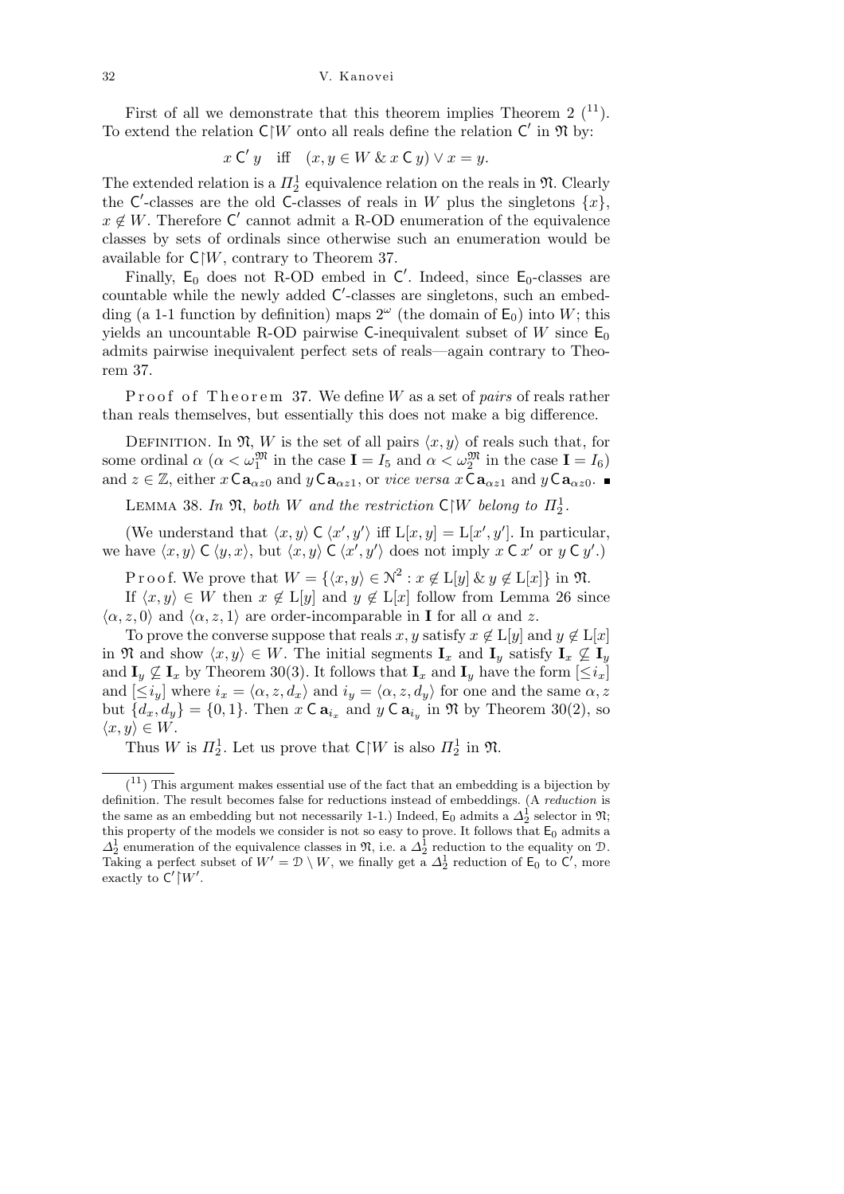First of all we demonstrate that this theorem implies Theorem 2 ([11]). To extend the relation $\mathsf{C}{\restriction}W$ onto all reals define the relation $\mathsf{C}'$ in $\mathfrak{N}$ by:

$$x \,\mathsf{C}'\, y \quad \text{iff} \quad (x, y \in W \;\&\; x \,\mathsf{C}\, y) \vee x = y.$$

The extended relation is a $\Pi^1_2$ equivalence relation on the reals in $\mathfrak{N}$. Clearly the $\mathsf{C}'$-classes are the old $\mathsf{C}$-classes of reals in $W$ plus the singletons $\{x\}$, $x \notin W$. Therefore $\mathsf{C}'$ cannot admit a R-OD enumeration of the equivalence classes by sets of ordinals since otherwise such an enumeration would be available for $\mathsf{C}{\restriction}W$, contrary to Theorem 37.

Finally, $\mathsf{E}_0$ does not R-OD embed in $\mathsf{C}'$. Indeed, since $\mathsf{E}_0$-classes are countable while the newly added $\mathsf{C}'$-classes are singletons, such an embedding (a 1-1 function by definition) maps $2^\omega$ (the domain of $\mathsf{E}_0$) into $W$; this yields an uncountable R-OD pairwise $\mathsf{C}$-inequivalent subset of $W$ since $\mathsf{E}_0$ admits pairwise inequivalent perfect sets of reals—again contrary to Theorem 37.

Proof of Theorem 37. We define $W$ as a set of *pairs* of reals rather than reals themselves, but essentially this does not make a big difference.

Definition. In $\mathfrak{N}$, $W$ is the set of all pairs $\langle x, y\rangle$ of reals such that, for some ordinal $\alpha$ ($\alpha < \omega_1^{\mathfrak{M}}$ in the case $\mathbf{I} = I_5$ and $\alpha < \omega_2^{\mathfrak{M}}$ in the case $\mathbf{I} = I_6$) and $z \in \mathbb{Z}$, either $x \,\mathsf{C}\, \mathbf{a}_{\alpha z 0}$ and $y \,\mathsf{C}\, \mathbf{a}_{\alpha z 1}$, or *vice versa* $x \,\mathsf{C}\, \mathbf{a}_{\alpha z 1}$ and $y \,\mathsf{C}\, \mathbf{a}_{\alpha z 0}$. ∎

Lemma 38. *In $\mathfrak{N}$, both $W$ and the restriction $\mathsf{C}{\restriction}W$ belong to $\Pi^1_2$.*

(We understand that $\langle x, y\rangle \,\mathsf{C}\, \langle x', y'\rangle$ iff $\mathrm{L}[x, y] = \mathrm{L}[x', y']$. In particular, we have $\langle x, y\rangle \,\mathsf{C}\, \langle y, x\rangle$, but $\langle x, y\rangle \,\mathsf{C}\, \langle x', y'\rangle$ does not imply $x \,\mathsf{C}\, x'$ or $y \,\mathsf{C}\, y'$.)

Proof. We prove that $W = \{\langle x, y\rangle \in \mathcal{N}^2 : x \notin \mathrm{L}[y] \;\&\; y \notin \mathrm{L}[x]\}$ in $\mathfrak{N}$.

If $\langle x, y\rangle \in W$ then $x \notin \mathrm{L}[y]$ and $y \notin \mathrm{L}[x]$ follow from Lemma 26 since $\langle \alpha, z, 0\rangle$ and $\langle \alpha, z, 1\rangle$ are order-incomparable in $\mathbf{I}$ for all $\alpha$ and $z$.

To prove the converse suppose that reals $x, y$ satisfy $x \notin \mathrm{L}[y]$ and $y \notin \mathrm{L}[x]$ in $\mathfrak{N}$ and show $\langle x, y\rangle \in W$. The initial segments $\mathbf{I}_x$ and $\mathbf{I}_y$ satisfy $\mathbf{I}_x \not\subseteq \mathbf{I}_y$ and $\mathbf{I}_y \not\subseteq \mathbf{I}_x$ by Theorem 30(3). It follows that $\mathbf{I}_x$ and $\mathbf{I}_y$ have the form $[\le i_x]$ and $[\le i_y]$ where $i_x = \langle \alpha, z, d_x\rangle$ and $i_y = \langle \alpha, z, d_y\rangle$ for one and the same $\alpha, z$ but $\{d_x, d_y\} = \{0, 1\}$. Then $x \,\mathsf{C}\, \mathbf{a}_{i_x}$ and $y \,\mathsf{C}\, \mathbf{a}_{i_y}$ in $\mathfrak{N}$ by Theorem 30(2), so $\langle x, y\rangle \in W$.

Thus $W$ is $\Pi^1_2$. Let us prove that $\mathsf{C}{\restriction}W$ is also $\Pi^1_2$ in $\mathfrak{N}$.

---

([11]) This argument makes essential use of the fact that an embedding is a bijection by definition. The result becomes false for reductions instead of embeddings. (A *reduction* is the same as an embedding but not necessarily 1-1.) Indeed, $\mathsf{E}_0$ admits a $\Delta^1_2$ selector in $\mathfrak{N}$; this property of the models we consider is not so easy to prove. It follows that $\mathsf{E}_0$ admits a $\Delta^1_2$ enumeration of the equivalence classes in $\mathfrak{N}$, i.e. a $\Delta^1_2$ reduction to the equality on $\mathcal{D}$. Taking a perfect subset of $W' = \mathcal{D} \setminus W$, we finally get a $\Delta^1_2$ reduction of $\mathsf{E}_0$ to $\mathsf{C}'$, more exactly to $\mathsf{C}'{\restriction}W'$.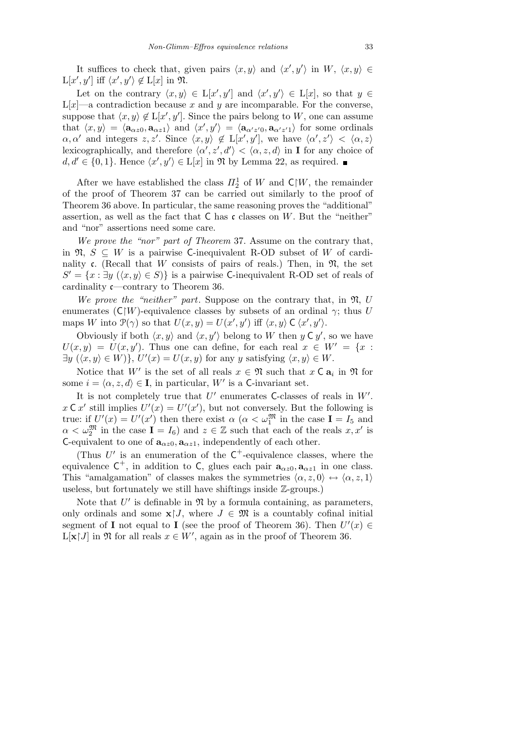It suffices to check that, given pairs $\langle x,y\rangle$ and $\langle x',y'\rangle$ in $W$, $\langle x,y\rangle \in \mathrm{L}[x',y']$ iff $\langle x',y'\rangle \notin \mathrm{L}[x]$ in $\mathfrak{N}$.

Let on the contrary $\langle x,y\rangle \in \mathrm{L}[x',y']$ and $\langle x',y'\rangle \in \mathrm{L}[x]$, so that $y \in \mathrm{L}[x]$—a contradiction because $x$ and $y$ are incomparable. For the converse, suppose that $\langle x,y\rangle \notin \mathrm{L}[x',y']$. Since the pairs belong to $W$, one can assume that $\langle x,y\rangle = \langle \mathbf{a}_{\alpha z0}, \mathbf{a}_{\alpha z1}\rangle$ and $\langle x',y'\rangle = \langle \mathbf{a}_{\alpha' z'0}, \mathbf{a}_{\alpha' z'1}\rangle$ for some ordinals $\alpha, \alpha'$ and integers $z, z'$. Since $\langle x,y\rangle \notin \mathrm{L}[x',y']$, we have $\langle \alpha', z'\rangle < \langle \alpha, z\rangle$ lexicographically, and therefore $\langle \alpha', z', d'\rangle < \langle \alpha, z, d\rangle$ in $\mathbf{I}$ for any choice of $d, d' \in \{0,1\}$. Hence $\langle x',y'\rangle \in \mathrm{L}[x]$ in $\mathfrak{N}$ by Lemma 22, as required. ∎

After we have established the class $\Pi^1_2$ of $W$ and $\mathsf{C}{\restriction}W$, the remainder of the proof of Theorem 37 can be carried out similarly to the proof of Theorem 36 above. In particular, the same reasoning proves the "additional" assertion, as well as the fact that $\mathsf{C}$ has $\mathfrak{c}$ classes on $W$. But the "neither" and "nor" assertions need some care.

*We prove the "nor" part of Theorem* 37. Assume on the contrary that, in $\mathfrak{N}$, $S \subseteq W$ is a pairwise $\mathsf{C}$-inequivalent R-OD subset of $W$ of cardinality $\mathfrak{c}$. (Recall that $W$ consists of pairs of reals.) Then, in $\mathfrak{N}$, the set $S' = \{x : \exists y\ (\langle x,y\rangle \in S)\}$ is a pairwise $\mathsf{C}$-inequivalent R-OD set of reals of cardinality $\mathfrak{c}$—contrary to Theorem 36.

*We prove the "neither" part*. Suppose on the contrary that, in $\mathfrak{N}$, $U$ enumerates $(\mathsf{C}{\restriction}W)$-equivalence classes by subsets of an ordinal $\gamma$; thus $U$ maps $W$ into $\mathcal{P}(\gamma)$ so that $U(x,y) = U(x',y')$ iff $\langle x,y\rangle\ \mathsf{C}\ \langle x',y'\rangle$.

Obviously if both $\langle x,y\rangle$ and $\langle x,y'\rangle$ belong to $W$ then $y\ \mathsf{C}\ y'$, so we have $U(x,y) = U(x,y')$. Thus one can define, for each real $x \in W' = \{x : \exists y\ (\langle x,y\rangle \in W)\}$, $U'(x) = U(x,y)$ for any $y$ satisfying $\langle x,y\rangle \in W$.

Notice that $W'$ is the set of all reals $x \in \mathfrak{N}$ such that $x\ \mathsf{C}\ \mathbf{a}_i$ in $\mathfrak{N}$ for some $i = \langle \alpha, z, d\rangle \in \mathbf{I}$, in particular, $W'$ is a $\mathsf{C}$-invariant set.

It is not completely true that $U'$ enumerates $\mathsf{C}$-classes of reals in $W'$. $x\ \mathsf{C}\ x'$ still implies $U'(x) = U'(x')$, but not conversely. But the following is true: if $U'(x) = U'(x')$ then there exist $\alpha$ ($\alpha < \omega_1^{\mathfrak{M}}$ in the case $\mathbf{I} = I_5$ and $\alpha < \omega_2^{\mathfrak{M}}$ in the case $\mathbf{I} = I_6$) and $z \in \mathbb{Z}$ such that each of the reals $x, x'$ is $\mathsf{C}$-equivalent to one of $\mathbf{a}_{\alpha z0}, \mathbf{a}_{\alpha z1}$, independently of each other.

(Thus $U'$ is an enumeration of the $\mathsf{C}^+$-equivalence classes, where the equivalence $\mathsf{C}^+$, in addition to $\mathsf{C}$, glues each pair $\mathbf{a}_{\alpha z0}, \mathbf{a}_{\alpha z1}$ in one class. This "amalgamation" of classes makes the symmetries $\langle \alpha, z, 0\rangle \leftrightarrow \langle \alpha, z, 1\rangle$ useless, but fortunately we still have shiftings inside $\mathbb{Z}$-groups.)

Note that $U'$ is definable in $\mathfrak{N}$ by a formula containing, as parameters, only ordinals and some $\mathbf{x}{\restriction}J$, where $J \in \mathfrak{M}$ is a countably cofinal initial segment of $\mathbf{I}$ not equal to $\mathbf{I}$ (see the proof of Theorem 36). Then $U'(x) \in \mathrm{L}[\mathbf{x}{\restriction}J]$ in $\mathfrak{N}$ for all reals $x \in W'$, again as in the proof of Theorem 36.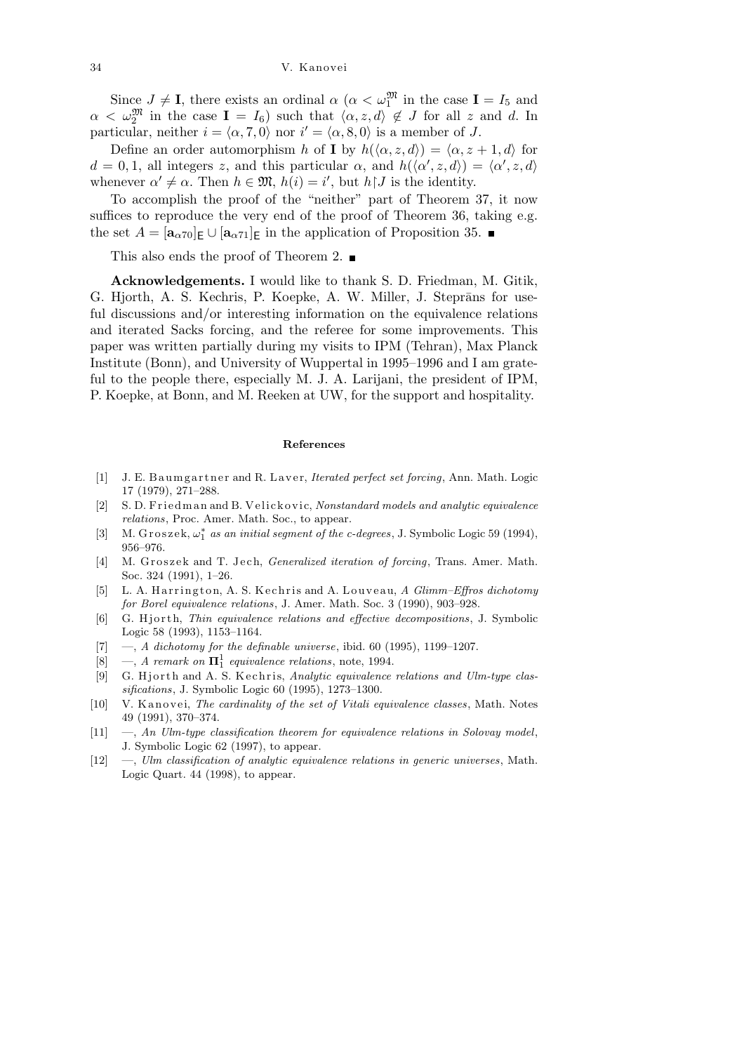Since $J \neq \mathbf{I}$, there exists an ordinal $\alpha$ ($\alpha < \omega_1^{\mathfrak{M}}$ in the case $\mathbf{I} = I_5$ and $\alpha < \omega_2^{\mathfrak{M}}$ in the case $\mathbf{I} = I_6$) such that $\langle \alpha, z, d\rangle \notin J$ for all $z$ and $d$. In particular, neither $i = \langle \alpha, 7, 0\rangle$ nor $i' = \langle \alpha, 8, 0\rangle$ is a member of $J$.

Define an order automorphism $h$ of $\mathbf{I}$ by $h(\langle \alpha, z, d\rangle) = \langle \alpha, z+1, d\rangle$ for $d = 0, 1$, all integers $z$, and this particular $\alpha$, and $h(\langle \alpha', z, d\rangle) = \langle \alpha', z, d\rangle$ whenever $\alpha' \neq \alpha$. Then $h \in \mathfrak{M}$, $h(i) = i'$, but $h \restriction J$ is the identity.

To accomplish the proof of the "neither" part of Theorem 37, it now suffices to reproduce the very end of the proof of Theorem 36, taking e.g. the set $A = [\mathbf{a}_{\alpha 70}]_{\mathsf{E}} \cup [\mathbf{a}_{\alpha 71}]_{\mathsf{E}}$ in the application of Proposition 35. ■

This also ends the proof of Theorem 2. ■

**Acknowledgements.** I would like to thank S. D. Friedman, M. Gitik, G. Hjorth, A. S. Kechris, P. Koepke, A. W. Miller, J. Steprāns for useful discussions and/or interesting information on the equivalence relations and iterated Sacks forcing, and the referee for some improvements. This paper was written partially during my visits to IPM (Tehran), Max Planck Institute (Bonn), and University of Wuppertal in 1995–1996 and I am grateful to the people there, especially M. J. A. Larijani, the president of IPM, P. Koepke, at Bonn, and M. Reeken at UW, for the support and hospitality.

## References

[1] J. E. Baumgartner and R. Laver, *Iterated perfect set forcing*, Ann. Math. Logic 17 (1979), 271–288.

[2] S. D. Friedman and B. Velickovic, *Nonstandard models and analytic equivalence relations*, Proc. Amer. Math. Soc., to appear.

[3] M. Groszek, $\omega_1^*$ *as an initial segment of the c-degrees*, J. Symbolic Logic 59 (1994), 956–976.

[4] M. Groszek and T. Jech, *Generalized iteration of forcing*, Trans. Amer. Math. Soc. 324 (1991), 1–26.

[5] L. A. Harrington, A. S. Kechris and A. Louveau, *A Glimm–Effros dichotomy for Borel equivalence relations*, J. Amer. Math. Soc. 3 (1990), 903–928.

[6] G. Hjorth, *Thin equivalence relations and effective decompositions*, J. Symbolic Logic 58 (1993), 1153–1164.

[7] —, *A dichotomy for the definable universe*, ibid. 60 (1995), 1199–1207.

[8] —, *A remark on* $\mathbf{\Pi}^1_1$ *equivalence relations*, note, 1994.

[9] G. Hjorth and A. S. Kechris, *Analytic equivalence relations and Ulm-type classifications*, J. Symbolic Logic 60 (1995), 1273–1300.

[10] V. Kanovei, *The cardinality of the set of Vitali equivalence classes*, Math. Notes 49 (1991), 370–374.

[11] —, *An Ulm-type classification theorem for equivalence relations in Solovay model*, J. Symbolic Logic 62 (1997), to appear.

[12] —, *Ulm classification of analytic equivalence relations in generic universes*, Math. Logic Quart. 44 (1998), to appear.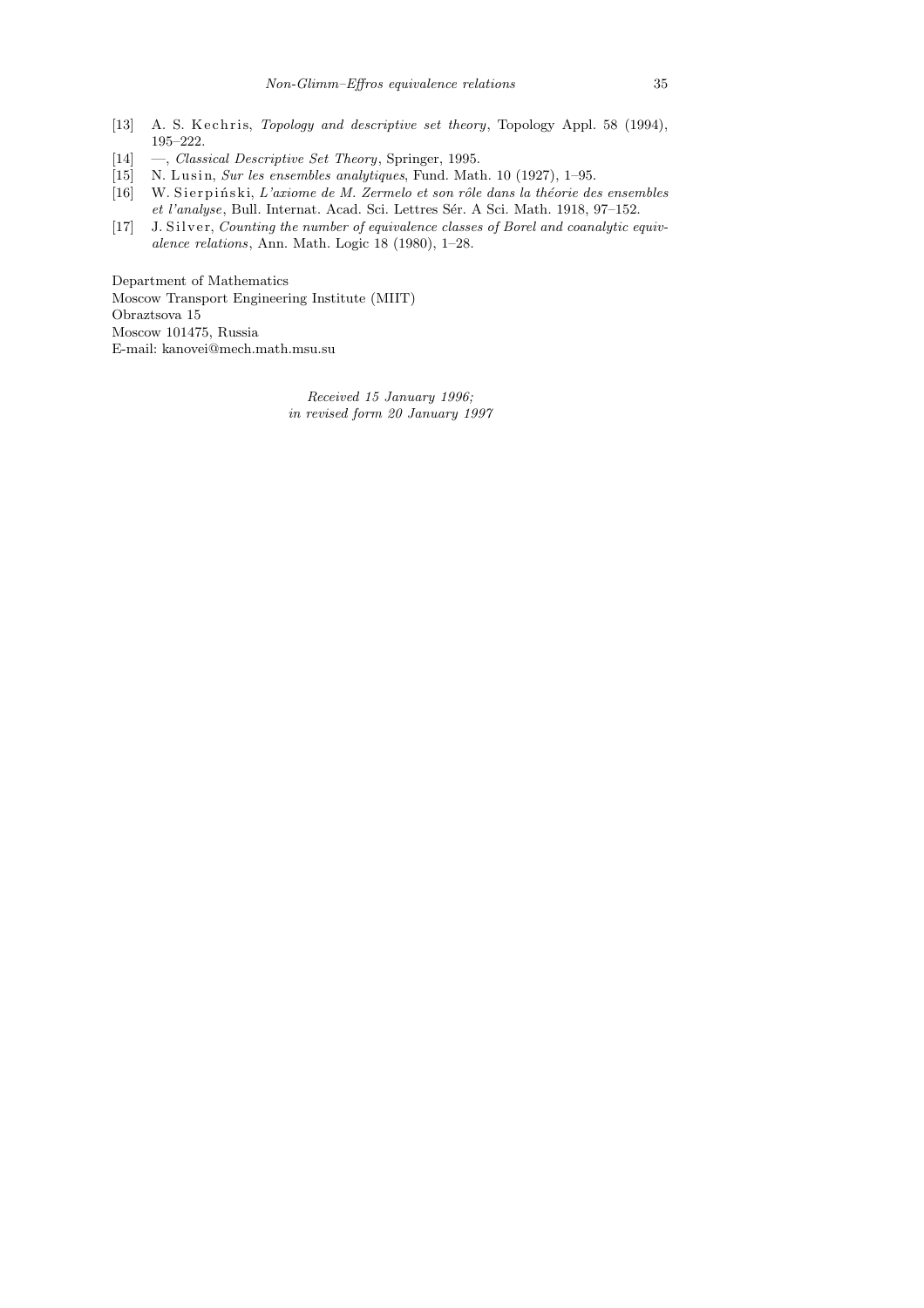[13] A. S. Kechris, *Topology and descriptive set theory*, Topology Appl. 58 (1994), 195–222.

[14] —, *Classical Descriptive Set Theory*, Springer, 1995.

[15] N. Lusin, *Sur les ensembles analytiques*, Fund. Math. 10 (1927), 1–95.

[16] W. Sierpiński, *L'axiome de M. Zermelo et son rôle dans la théorie des ensembles et l'analyse*, Bull. Internat. Acad. Sci. Lettres Sér. A Sci. Math. 1918, 97–152.

[17] J. Silver, *Counting the number of equivalence classes of Borel and coanalytic equivalence relations*, Ann. Math. Logic 18 (1980), 1–28.

Department of Mathematics
Moscow Transport Engineering Institute (MIIT)
Obraztsova 15
Moscow 101475, Russia
E-mail: kanovei@mech.math.msu.su

*Received 15 January 1996;*
*in revised form 20 January 1997*